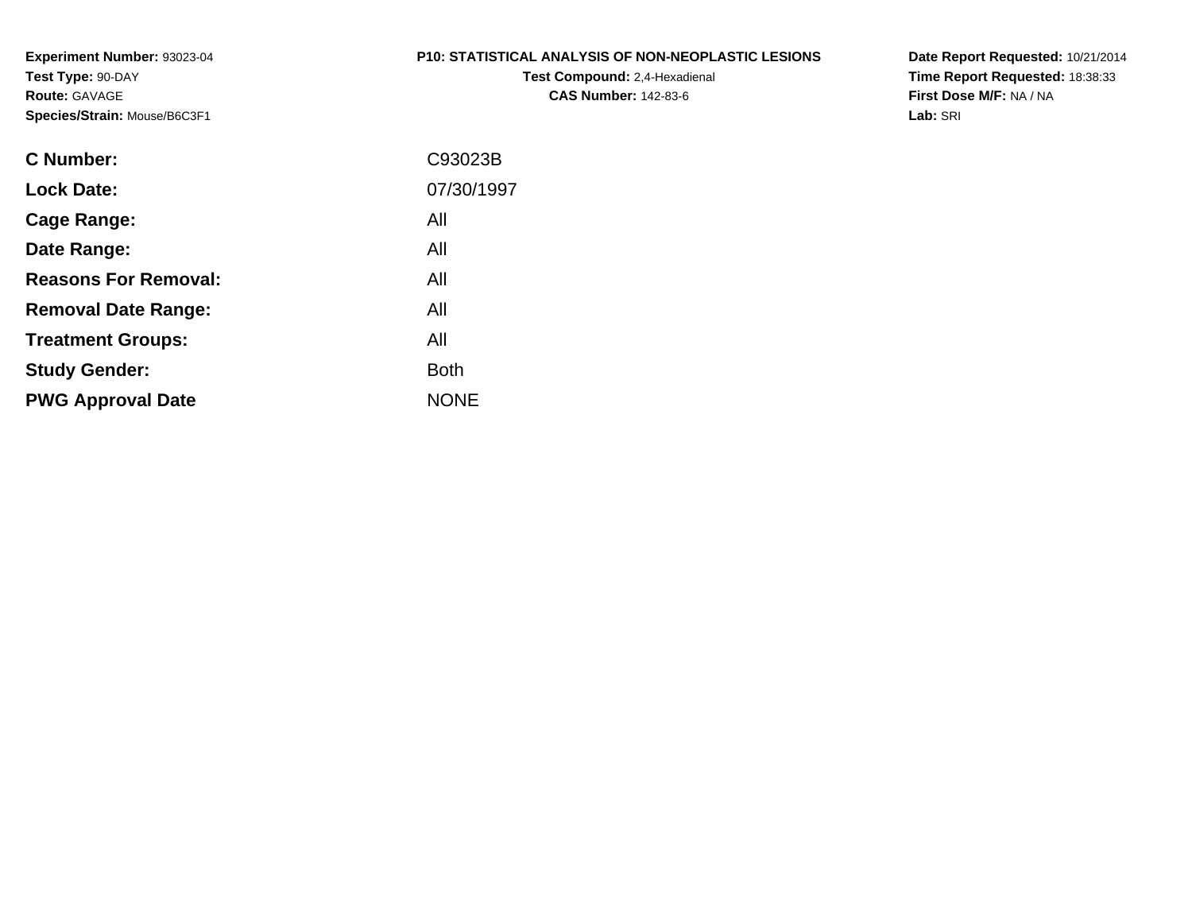**Experiment Number:** 93023-04
**Test Type:** 90-DAY
**Route:** GAVAGE
**Species/Strain:** Mouse/B6C3F1

**P10: STATISTICAL ANALYSIS OF NON-NEOPLASTIC LESIONS**
**Test Compound:** 2,4-Hexadienal
**CAS Number:** 142-83-6

**Date Report Requested:** 10/21/2014
**Time Report Requested:** 18:38:33
**First Dose M/F:** NA / NA
**Lab:** SRI

| | |
|---|---|
| **C Number:** | C93023B |
| **Lock Date:** | 07/30/1997 |
| **Cage Range:** | All |
| **Date Range:** | All |
| **Reasons For Removal:** | All |
| **Removal Date Range:** | All |
| **Treatment Groups:** | All |
| **Study Gender:** | Both |
| **PWG Approval Date** | NONE |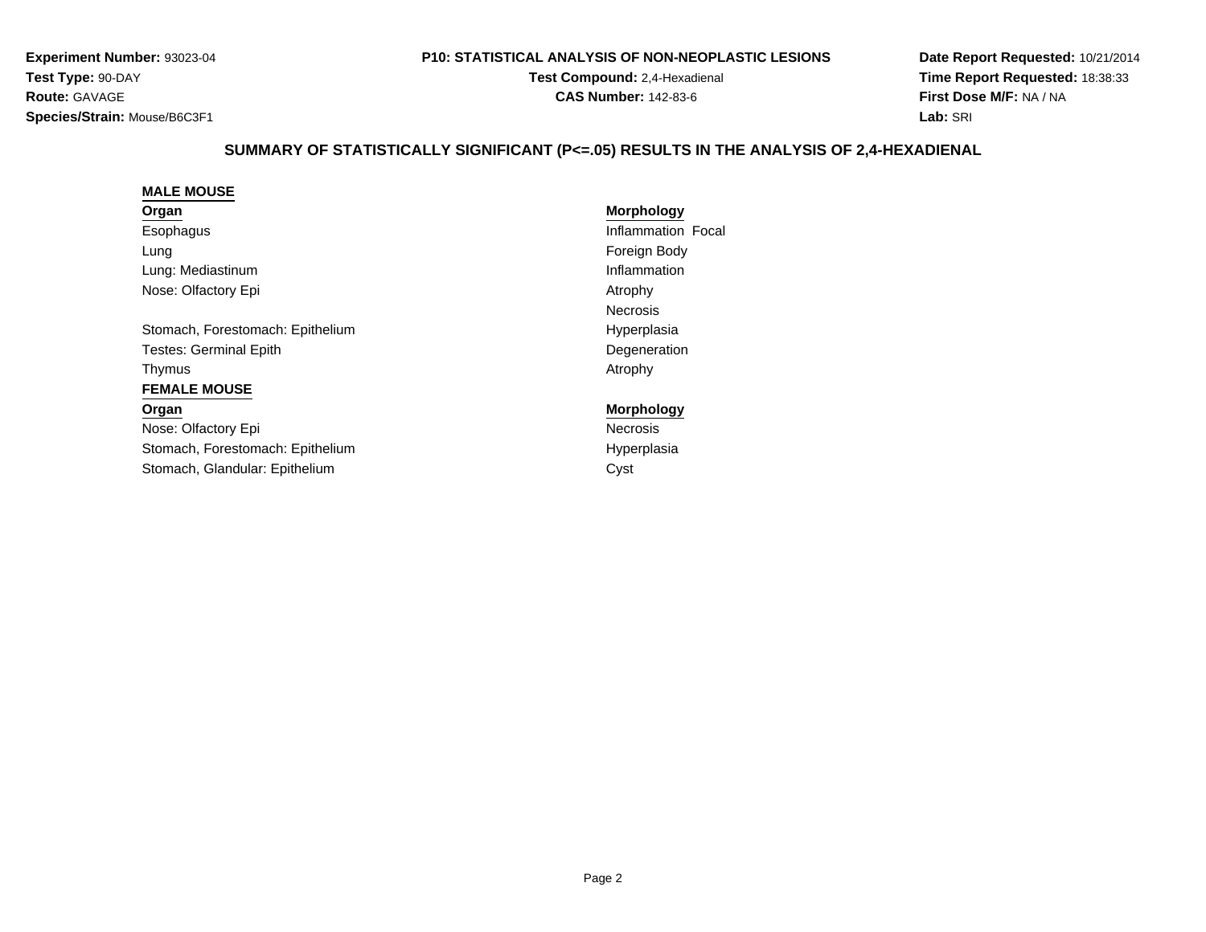**Experiment Number:** 93023-04
**Test Type:** 90-DAY
**Route:** GAVAGE
**Species/Strain:** Mouse/B6C3F1

**P10: STATISTICAL ANALYSIS OF NON-NEOPLASTIC LESIONS**
**Test Compound:** 2,4-Hexadienal
**CAS Number:** 142-83-6

**Date Report Requested:** 10/21/2014
**Time Report Requested:** 18:38:33
**First Dose M/F:** NA / NA
**Lab:** SRI

## SUMMARY OF STATISTICALLY SIGNIFICANT (P<=.05) RESULTS IN THE ANALYSIS OF 2,4-HEXADIENAL

**MALE MOUSE**

| Organ | Morphology |
|---|---|
| Esophagus | Inflammation Focal |
| Lung | Foreign Body |
| Lung: Mediastinum | Inflammation |
| Nose: Olfactory Epi | Atrophy |
| | Necrosis |
| Stomach, Forestomach: Epithelium | Hyperplasia |
| Testes: Germinal Epith | Degeneration |
| Thymus | Atrophy |

**FEMALE MOUSE**

| Organ | Morphology |
|---|---|
| Nose: Olfactory Epi | Necrosis |
| Stomach, Forestomach: Epithelium | Hyperplasia |
| Stomach, Glandular: Epithelium | Cyst |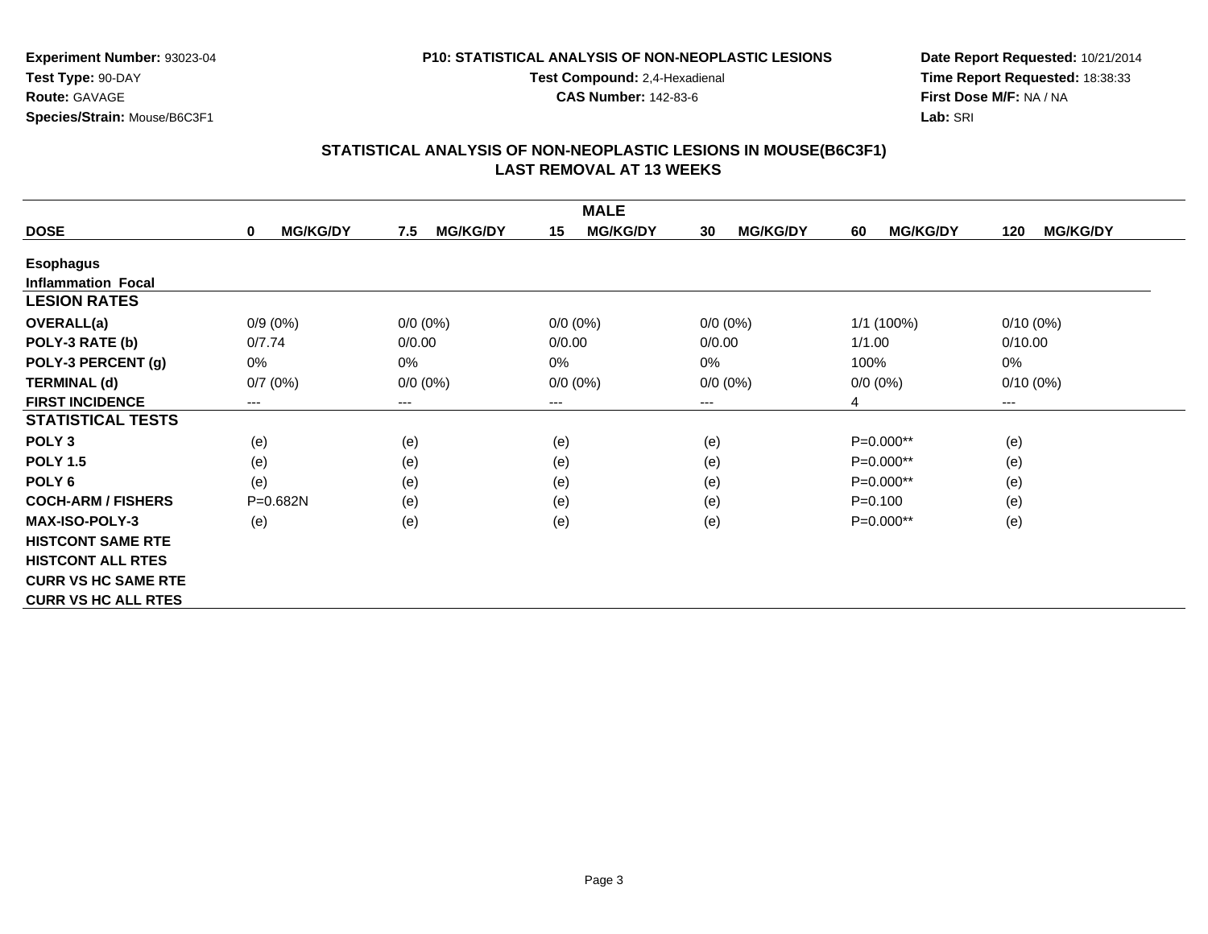**Experiment Number:** 93023-04
**Test Type:** 90-DAY
**Route:** GAVAGE
**Species/Strain:** Mouse/B6C3F1

**P10: STATISTICAL ANALYSIS OF NON-NEOPLASTIC LESIONS**
**Test Compound:** 2,4-Hexadienal
**CAS Number:** 142-83-6

**Date Report Requested:** 10/21/2014
**Time Report Requested:** 18:38:33
**First Dose M/F:** NA / NA
**Lab:** SRI

## STATISTICAL ANALYSIS OF NON-NEOPLASTIC LESIONS IN MOUSE(B6C3F1)
## LAST REMOVAL AT 13 WEEKS

| | MALE | | | | | |
|---|---|---|---|---|---|---|
| **DOSE** | **0 MG/KG/DY** | **7.5 MG/KG/DY** | **15 MG/KG/DY** | **30 MG/KG/DY** | **60 MG/KG/DY** | **120 MG/KG/DY** |
| **Esophagus** | | | | | | |
| **Inflammation Focal** | | | | | | |
| **LESION RATES** | | | | | | |
| **OVERALL(a)** | 0/9 (0%) | 0/0 (0%) | 0/0 (0%) | 0/0 (0%) | 1/1 (100%) | 0/10 (0%) |
| **POLY-3 RATE (b)** | 0/7.74 | 0/0.00 | 0/0.00 | 0/0.00 | 1/1.00 | 0/10.00 |
| **POLY-3 PERCENT (g)** | 0% | 0% | 0% | 0% | 100% | 0% |
| **TERMINAL (d)** | 0/7 (0%) | 0/0 (0%) | 0/0 (0%) | 0/0 (0%) | 0/0 (0%) | 0/10 (0%) |
| **FIRST INCIDENCE** | --- | --- | --- | --- | 4 | --- |
| **STATISTICAL TESTS** | | | | | | |
| **POLY 3** | (e) | (e) | (e) | (e) | P=0.000** | (e) |
| **POLY 1.5** | (e) | (e) | (e) | (e) | P=0.000** | (e) |
| **POLY 6** | (e) | (e) | (e) | (e) | P=0.000** | (e) |
| **COCH-ARM / FISHERS** | P=0.682N | (e) | (e) | (e) | P=0.100 | (e) |
| **MAX-ISO-POLY-3** | (e) | (e) | (e) | (e) | P=0.000** | (e) |
| **HISTCONT SAME RTE** | | | | | | |
| **HISTCONT ALL RTES** | | | | | | |
| **CURR VS HC SAME RTE** | | | | | | |
| **CURR VS HC ALL RTES** | | | | | | |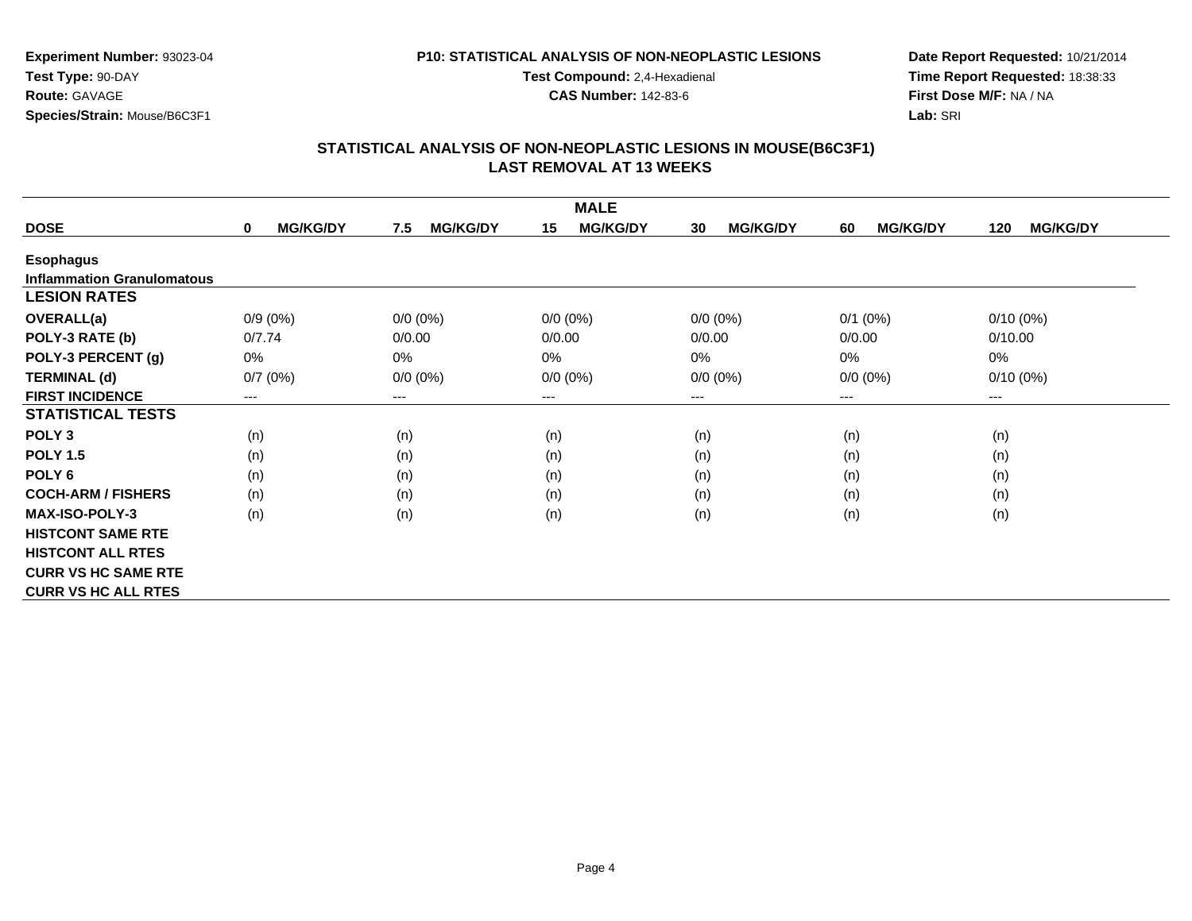**Experiment Number:** 93023-04
**Test Type:** 90-DAY
**Route:** GAVAGE
**Species/Strain:** Mouse/B6C3F1

**P10: STATISTICAL ANALYSIS OF NON-NEOPLASTIC LESIONS**
**Test Compound:** 2,4-Hexadienal
**CAS Number:** 142-83-6

**Date Report Requested:** 10/21/2014
**Time Report Requested:** 18:38:33
**First Dose M/F:** NA / NA
**Lab:** SRI

## STATISTICAL ANALYSIS OF NON-NEOPLASTIC LESIONS IN MOUSE(B6C3F1)
## LAST REMOVAL AT 13 WEEKS

| MALE | | | | | | |
|---|---|---|---|---|---|---|
| **DOSE** | **0 MG/KG/DY** | **7.5 MG/KG/DY** | **15 MG/KG/DY** | **30 MG/KG/DY** | **60 MG/KG/DY** | **120 MG/KG/DY** |
| **Esophagus** | | | | | | |
| **Inflammation Granulomatous** | | | | | | |
| **LESION RATES** | | | | | | |
| **OVERALL(a)** | 0/9 (0%) | 0/0 (0%) | 0/0 (0%) | 0/0 (0%) | 0/1 (0%) | 0/10 (0%) |
| **POLY-3 RATE (b)** | 0/7.74 | 0/0.00 | 0/0.00 | 0/0.00 | 0/0.00 | 0/10.00 |
| **POLY-3 PERCENT (g)** | 0% | 0% | 0% | 0% | 0% | 0% |
| **TERMINAL (d)** | 0/7 (0%) | 0/0 (0%) | 0/0 (0%) | 0/0 (0%) | 0/0 (0%) | 0/10 (0%) |
| **FIRST INCIDENCE** | --- | --- | --- | --- | --- | --- |
| **STATISTICAL TESTS** | | | | | | |
| **POLY 3** | (n) | (n) | (n) | (n) | (n) | (n) |
| **POLY 1.5** | (n) | (n) | (n) | (n) | (n) | (n) |
| **POLY 6** | (n) | (n) | (n) | (n) | (n) | (n) |
| **COCH-ARM / FISHERS** | (n) | (n) | (n) | (n) | (n) | (n) |
| **MAX-ISO-POLY-3** | (n) | (n) | (n) | (n) | (n) | (n) |
| **HISTCONT SAME RTE** | | | | | | |
| **HISTCONT ALL RTES** | | | | | | |
| **CURR VS HC SAME RTE** | | | | | | |
| **CURR VS HC ALL RTES** | | | | | | |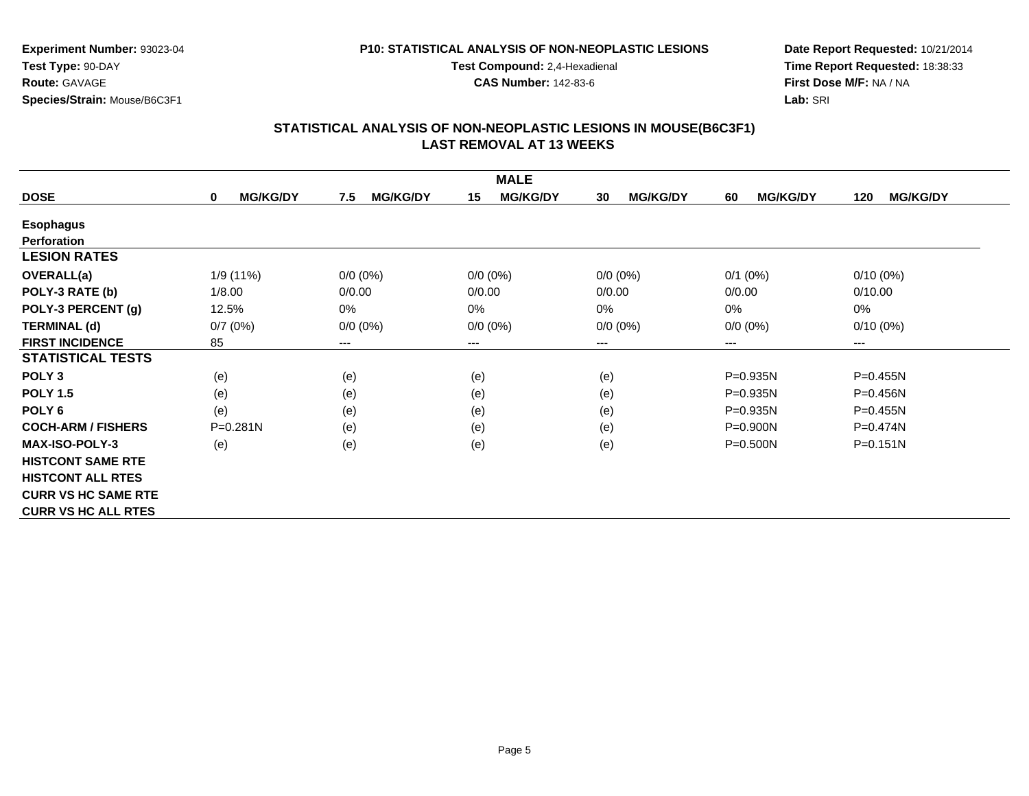**Experiment Number:** 93023-04
**Test Type:** 90-DAY
**Route:** GAVAGE
**Species/Strain:** Mouse/B6C3F1

**P10: STATISTICAL ANALYSIS OF NON-NEOPLASTIC LESIONS**
**Test Compound:** 2,4-Hexadienal
**CAS Number:** 142-83-6

**Date Report Requested:** 10/21/2014
**Time Report Requested:** 18:38:33
**First Dose M/F:** NA / NA
**Lab:** SRI

## STATISTICAL ANALYSIS OF NON-NEOPLASTIC LESIONS IN MOUSE(B6C3F1) LAST REMOVAL AT 13 WEEKS

| MALE | | | | | | |
|---|---|---|---|---|---|---|
| **DOSE** | **0 MG/KG/DY** | **7.5 MG/KG/DY** | **15 MG/KG/DY** | **30 MG/KG/DY** | **60 MG/KG/DY** | **120 MG/KG/DY** |
| **Esophagus** | | | | | | |
| **Perforation** | | | | | | |
| **LESION RATES** | | | | | | |
| **OVERALL(a)** | 1/9 (11%) | 0/0 (0%) | 0/0 (0%) | 0/0 (0%) | 0/1 (0%) | 0/10 (0%) |
| **POLY-3 RATE (b)** | 1/8.00 | 0/0.00 | 0/0.00 | 0/0.00 | 0/0.00 | 0/10.00 |
| **POLY-3 PERCENT (g)** | 12.5% | 0% | 0% | 0% | 0% | 0% |
| **TERMINAL (d)** | 0/7 (0%) | 0/0 (0%) | 0/0 (0%) | 0/0 (0%) | 0/0 (0%) | 0/10 (0%) |
| **FIRST INCIDENCE** | 85 | --- | --- | --- | --- | --- |
| **STATISTICAL TESTS** | | | | | | |
| **POLY 3** | (e) | (e) | (e) | (e) | P=0.935N | P=0.455N |
| **POLY 1.5** | (e) | (e) | (e) | (e) | P=0.935N | P=0.456N |
| **POLY 6** | (e) | (e) | (e) | (e) | P=0.935N | P=0.455N |
| **COCH-ARM / FISHERS** | P=0.281N | (e) | (e) | (e) | P=0.900N | P=0.474N |
| **MAX-ISO-POLY-3** | (e) | (e) | (e) | (e) | P=0.500N | P=0.151N |
| **HISTCONT SAME RTE** | | | | | | |
| **HISTCONT ALL RTES** | | | | | | |
| **CURR VS HC SAME RTE** | | | | | | |
| **CURR VS HC ALL RTES** | | | | | | |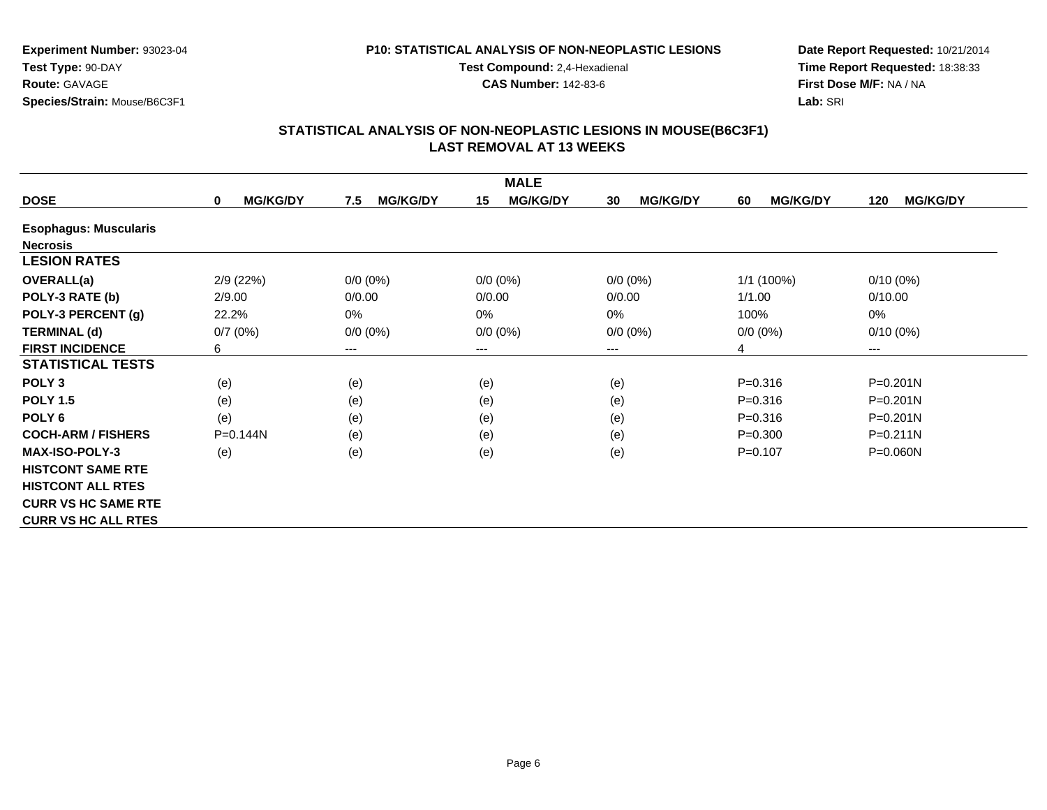**Experiment Number:** 93023-04
**Test Type:** 90-DAY
**Route:** GAVAGE
**Species/Strain:** Mouse/B6C3F1

**P10: STATISTICAL ANALYSIS OF NON-NEOPLASTIC LESIONS**
**Test Compound:** 2,4-Hexadienal
**CAS Number:** 142-83-6

**Date Report Requested:** 10/21/2014
**Time Report Requested:** 18:38:33
**First Dose M/F:** NA / NA
**Lab:** SRI

## STATISTICAL ANALYSIS OF NON-NEOPLASTIC LESIONS IN MOUSE(B6C3F1)
## LAST REMOVAL AT 13 WEEKS

| | MALE | | | | | |
|---|---|---|---|---|---|---|
| **DOSE** | **0 MG/KG/DY** | **7.5 MG/KG/DY** | **15 MG/KG/DY** | **30 MG/KG/DY** | **60 MG/KG/DY** | **120 MG/KG/DY** |
| **Esophagus: Muscularis** | | | | | | |
| **Necrosis** | | | | | | |
| **LESION RATES** | | | | | | |
| **OVERALL(a)** | 2/9 (22%) | 0/0 (0%) | 0/0 (0%) | 0/0 (0%) | 1/1 (100%) | 0/10 (0%) |
| **POLY-3 RATE (b)** | 2/9.00 | 0/0.00 | 0/0.00 | 0/0.00 | 1/1.00 | 0/10.00 |
| **POLY-3 PERCENT (g)** | 22.2% | 0% | 0% | 0% | 100% | 0% |
| **TERMINAL (d)** | 0/7 (0%) | 0/0 (0%) | 0/0 (0%) | 0/0 (0%) | 0/0 (0%) | 0/10 (0%) |
| **FIRST INCIDENCE** | 6 | --- | --- | --- | 4 | --- |
| **STATISTICAL TESTS** | | | | | | |
| **POLY 3** | (e) | (e) | (e) | (e) | P=0.316 | P=0.201N |
| **POLY 1.5** | (e) | (e) | (e) | (e) | P=0.316 | P=0.201N |
| **POLY 6** | (e) | (e) | (e) | (e) | P=0.316 | P=0.201N |
| **COCH-ARM / FISHERS** | P=0.144N | (e) | (e) | (e) | P=0.300 | P=0.211N |
| **MAX-ISO-POLY-3** | (e) | (e) | (e) | (e) | P=0.107 | P=0.060N |
| **HISTCONT SAME RTE** | | | | | | |
| **HISTCONT ALL RTES** | | | | | | |
| **CURR VS HC SAME RTE** | | | | | | |
| **CURR VS HC ALL RTES** | | | | | | |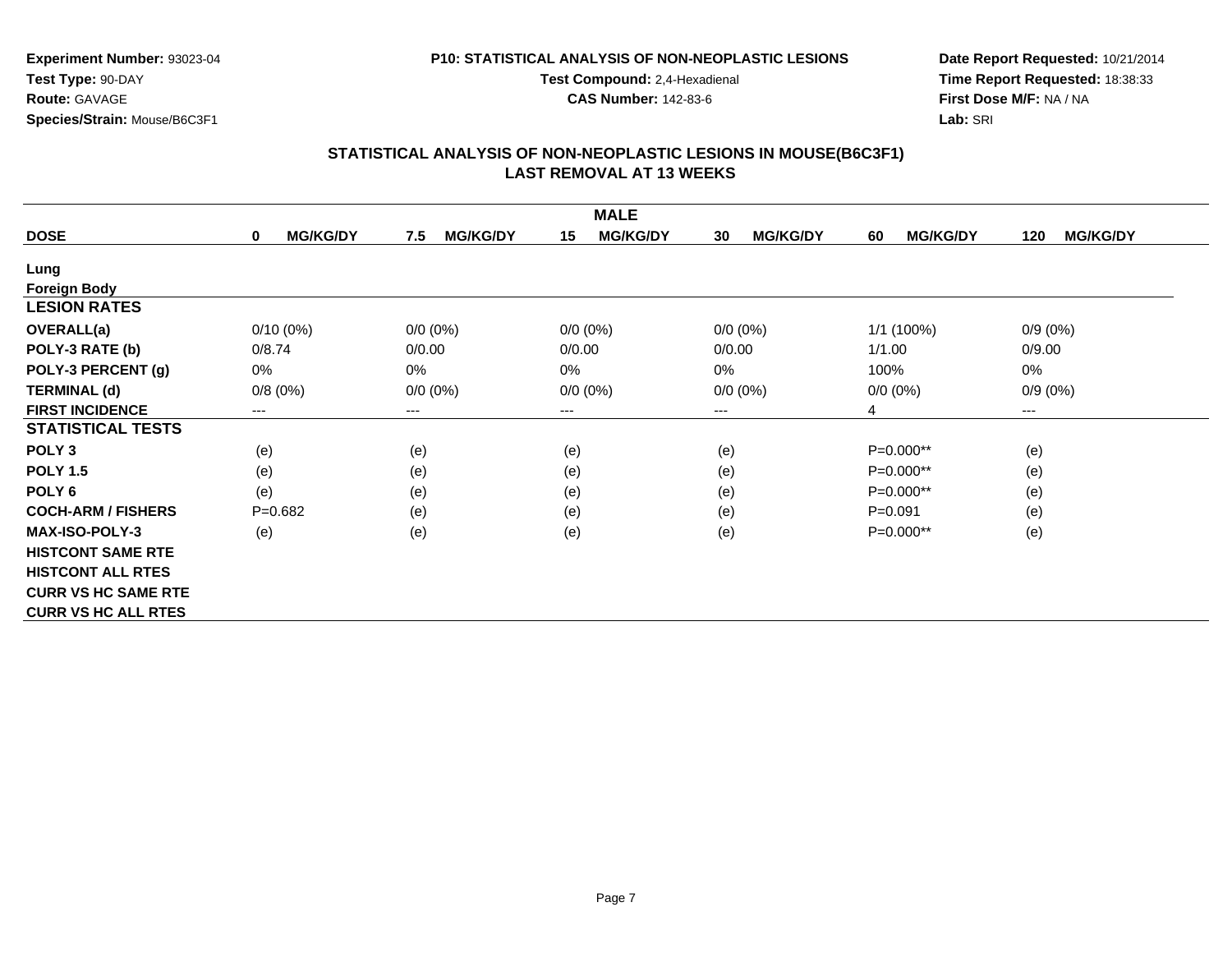**Experiment Number:** 93023-04
**Test Type:** 90-DAY
**Route:** GAVAGE
**Species/Strain:** Mouse/B6C3F1

**P10: STATISTICAL ANALYSIS OF NON-NEOPLASTIC LESIONS**
**Test Compound:** 2,4-Hexadienal
**CAS Number:** 142-83-6

**Date Report Requested:** 10/21/2014
**Time Report Requested:** 18:38:33
**First Dose M/F:** NA / NA
**Lab:** SRI

## STATISTICAL ANALYSIS OF NON-NEOPLASTIC LESIONS IN MOUSE(B6C3F1)
## LAST REMOVAL AT 13 WEEKS

| | MALE | | | | | |
|---|---|---|---|---|---|---|
| **DOSE** | **0 MG/KG/DY** | **7.5 MG/KG/DY** | **15 MG/KG/DY** | **30 MG/KG/DY** | **60 MG/KG/DY** | **120 MG/KG/DY** |
| **Lung** | | | | | | |
| **Foreign Body** | | | | | | |
| **LESION RATES** | | | | | | |
| **OVERALL(a)** | 0/10 (0%) | 0/0 (0%) | 0/0 (0%) | 0/0 (0%) | 1/1 (100%) | 0/9 (0%) |
| **POLY-3 RATE (b)** | 0/8.74 | 0/0.00 | 0/0.00 | 0/0.00 | 1/1.00 | 0/9.00 |
| **POLY-3 PERCENT (g)** | 0% | 0% | 0% | 0% | 100% | 0% |
| **TERMINAL (d)** | 0/8 (0%) | 0/0 (0%) | 0/0 (0%) | 0/0 (0%) | 0/0 (0%) | 0/9 (0%) |
| **FIRST INCIDENCE** | --- | --- | --- | --- | 4 | --- |
| **STATISTICAL TESTS** | | | | | | |
| **POLY 3** | (e) | (e) | (e) | (e) | P=0.000** | (e) |
| **POLY 1.5** | (e) | (e) | (e) | (e) | P=0.000** | (e) |
| **POLY 6** | (e) | (e) | (e) | (e) | P=0.000** | (e) |
| **COCH-ARM / FISHERS** | P=0.682 | (e) | (e) | (e) | P=0.091 | (e) |
| **MAX-ISO-POLY-3** | (e) | (e) | (e) | (e) | P=0.000** | (e) |
| **HISTCONT SAME RTE** | | | | | | |
| **HISTCONT ALL RTES** | | | | | | |
| **CURR VS HC SAME RTE** | | | | | | |
| **CURR VS HC ALL RTES** | | | | | | |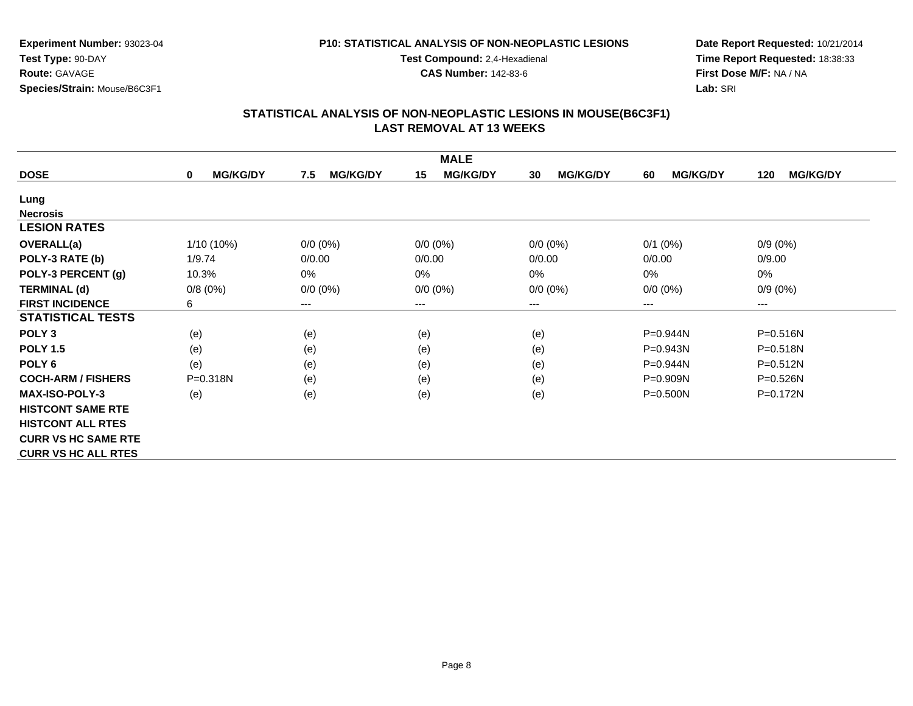**Experiment Number:** 93023-04
**Test Type:** 90-DAY
**Route:** GAVAGE
**Species/Strain:** Mouse/B6C3F1

**P10: STATISTICAL ANALYSIS OF NON-NEOPLASTIC LESIONS**
**Test Compound:** 2,4-Hexadienal
**CAS Number:** 142-83-6

**Date Report Requested:** 10/21/2014
**Time Report Requested:** 18:38:33
**First Dose M/F:** NA / NA
**Lab:** SRI

## STATISTICAL ANALYSIS OF NON-NEOPLASTIC LESIONS IN MOUSE(B6C3F1)
## LAST REMOVAL AT 13 WEEKS

| | MALE | | | | | |
|---|---|---|---|---|---|---|
| **DOSE** | **0 MG/KG/DY** | **7.5 MG/KG/DY** | **15 MG/KG/DY** | **30 MG/KG/DY** | **60 MG/KG/DY** | **120 MG/KG/DY** |
| **Lung** | | | | | | |
| **Necrosis** | | | | | | |
| **LESION RATES** | | | | | | |
| **OVERALL(a)** | 1/10 (10%) | 0/0 (0%) | 0/0 (0%) | 0/0 (0%) | 0/1 (0%) | 0/9 (0%) |
| **POLY-3 RATE (b)** | 1/9.74 | 0/0.00 | 0/0.00 | 0/0.00 | 0/0.00 | 0/9.00 |
| **POLY-3 PERCENT (g)** | 10.3% | 0% | 0% | 0% | 0% | 0% |
| **TERMINAL (d)** | 0/8 (0%) | 0/0 (0%) | 0/0 (0%) | 0/0 (0%) | 0/0 (0%) | 0/9 (0%) |
| **FIRST INCIDENCE** | 6 | --- | --- | --- | --- | --- |
| **STATISTICAL TESTS** | | | | | | |
| **POLY 3** | (e) | (e) | (e) | (e) | P=0.944N | P=0.516N |
| **POLY 1.5** | (e) | (e) | (e) | (e) | P=0.943N | P=0.518N |
| **POLY 6** | (e) | (e) | (e) | (e) | P=0.944N | P=0.512N |
| **COCH-ARM / FISHERS** | P=0.318N | (e) | (e) | (e) | P=0.909N | P=0.526N |
| **MAX-ISO-POLY-3** | (e) | (e) | (e) | (e) | P=0.500N | P=0.172N |
| **HISTCONT SAME RTE** | | | | | | |
| **HISTCONT ALL RTES** | | | | | | |
| **CURR VS HC SAME RTE** | | | | | | |
| **CURR VS HC ALL RTES** | | | | | | |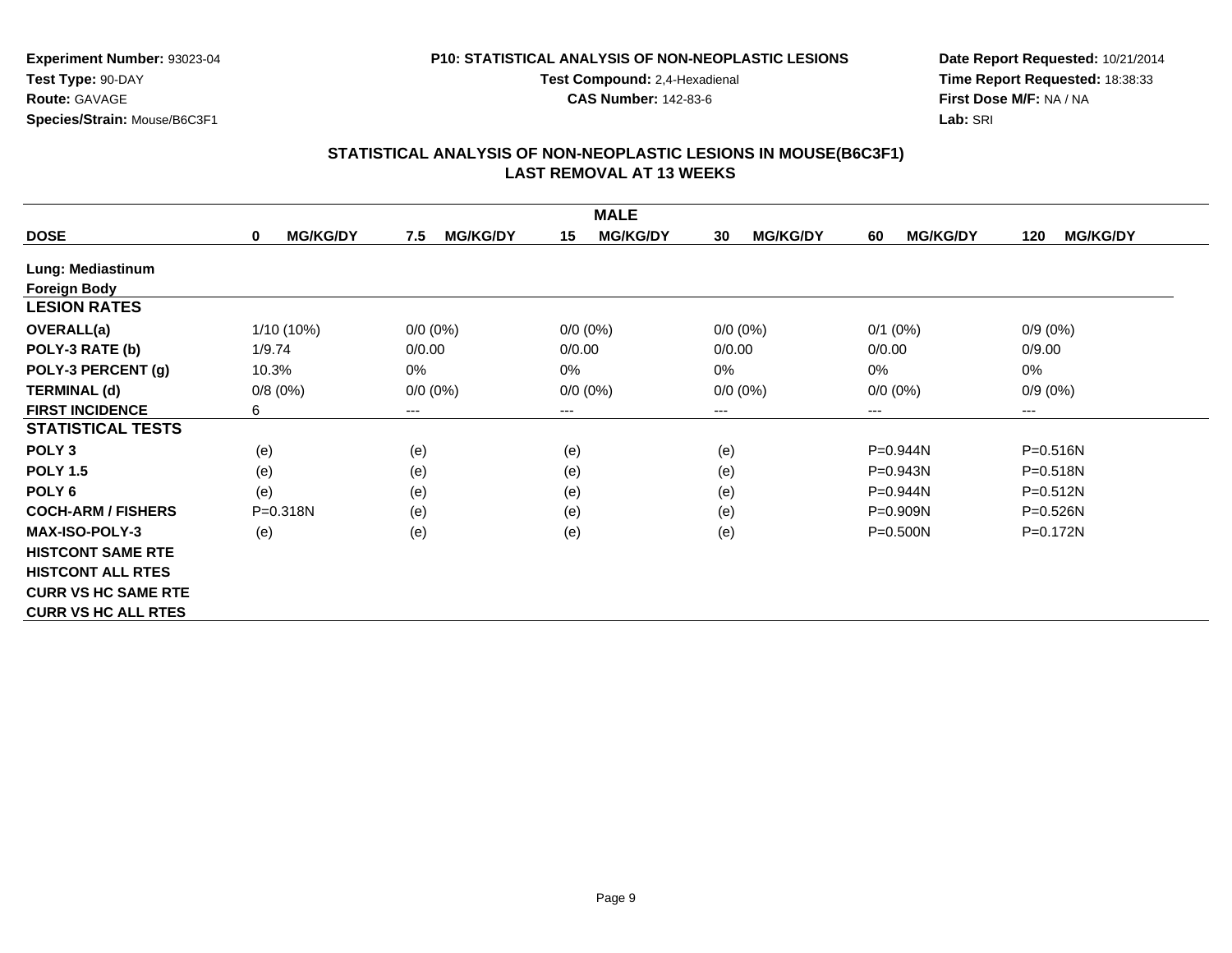**Experiment Number:** 93023-04
**Test Type:** 90-DAY
**Route:** GAVAGE
**Species/Strain:** Mouse/B6C3F1

**P10: STATISTICAL ANALYSIS OF NON-NEOPLASTIC LESIONS**
**Test Compound:** 2,4-Hexadienal
**CAS Number:** 142-83-6

**Date Report Requested:** 10/21/2014
**Time Report Requested:** 18:38:33
**First Dose M/F:** NA / NA
**Lab:** SRI

## STATISTICAL ANALYSIS OF NON-NEOPLASTIC LESIONS IN MOUSE(B6C3F1)
## LAST REMOVAL AT 13 WEEKS

| | MALE | | | | | |
|---|---|---|---|---|---|---|
| **DOSE** | **0 MG/KG/DY** | **7.5 MG/KG/DY** | **15 MG/KG/DY** | **30 MG/KG/DY** | **60 MG/KG/DY** | **120 MG/KG/DY** |
| **Lung: Mediastinum** | | | | | | |
| **Foreign Body** | | | | | | |
| **LESION RATES** | | | | | | |
| **OVERALL(a)** | 1/10 (10%) | 0/0 (0%) | 0/0 (0%) | 0/0 (0%) | 0/1 (0%) | 0/9 (0%) |
| **POLY-3 RATE (b)** | 1/9.74 | 0/0.00 | 0/0.00 | 0/0.00 | 0/0.00 | 0/9.00 |
| **POLY-3 PERCENT (g)** | 10.3% | 0% | 0% | 0% | 0% | 0% |
| **TERMINAL (d)** | 0/8 (0%) | 0/0 (0%) | 0/0 (0%) | 0/0 (0%) | 0/0 (0%) | 0/9 (0%) |
| **FIRST INCIDENCE** | 6 | --- | --- | --- | --- | --- |
| **STATISTICAL TESTS** | | | | | | |
| **POLY 3** | (e) | (e) | (e) | (e) | P=0.944N | P=0.516N |
| **POLY 1.5** | (e) | (e) | (e) | (e) | P=0.943N | P=0.518N |
| **POLY 6** | (e) | (e) | (e) | (e) | P=0.944N | P=0.512N |
| **COCH-ARM / FISHERS** | P=0.318N | (e) | (e) | (e) | P=0.909N | P=0.526N |
| **MAX-ISO-POLY-3** | (e) | (e) | (e) | (e) | P=0.500N | P=0.172N |
| **HISTCONT SAME RTE** | | | | | | |
| **HISTCONT ALL RTES** | | | | | | |
| **CURR VS HC SAME RTE** | | | | | | |
| **CURR VS HC ALL RTES** | | | | | | |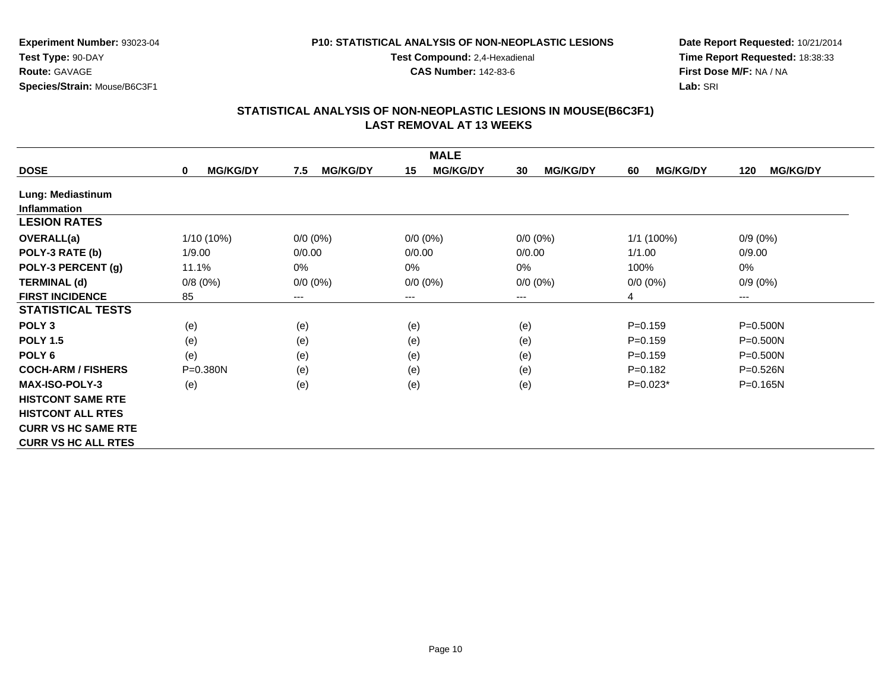**Experiment Number:** 93023-04
**Test Type:** 90-DAY
**Route:** GAVAGE
**Species/Strain:** Mouse/B6C3F1

**P10: STATISTICAL ANALYSIS OF NON-NEOPLASTIC LESIONS**
**Test Compound:** 2,4-Hexadienal
**CAS Number:** 142-83-6

**Date Report Requested:** 10/21/2014
**Time Report Requested:** 18:38:33
**First Dose M/F:** NA / NA
**Lab:** SRI

## STATISTICAL ANALYSIS OF NON-NEOPLASTIC LESIONS IN MOUSE(B6C3F1)
## LAST REMOVAL AT 13 WEEKS

| | MALE | | | | | |
|---|---|---|---|---|---|---|
| **DOSE** | **0 MG/KG/DY** | **7.5 MG/KG/DY** | **15 MG/KG/DY** | **30 MG/KG/DY** | **60 MG/KG/DY** | **120 MG/KG/DY** |
| **Lung: Mediastinum** | | | | | | |
| **Inflammation** | | | | | | |
| **LESION RATES** | | | | | | |
| **OVERALL(a)** | 1/10 (10%) | 0/0 (0%) | 0/0 (0%) | 0/0 (0%) | 1/1 (100%) | 0/9 (0%) |
| **POLY-3 RATE (b)** | 1/9.00 | 0/0.00 | 0/0.00 | 0/0.00 | 1/1.00 | 0/9.00 |
| **POLY-3 PERCENT (g)** | 11.1% | 0% | 0% | 0% | 100% | 0% |
| **TERMINAL (d)** | 0/8 (0%) | 0/0 (0%) | 0/0 (0%) | 0/0 (0%) | 0/0 (0%) | 0/9 (0%) |
| **FIRST INCIDENCE** | 85 | --- | --- | --- | 4 | --- |
| **STATISTICAL TESTS** | | | | | | |
| **POLY 3** | (e) | (e) | (e) | (e) | P=0.159 | P=0.500N |
| **POLY 1.5** | (e) | (e) | (e) | (e) | P=0.159 | P=0.500N |
| **POLY 6** | (e) | (e) | (e) | (e) | P=0.159 | P=0.500N |
| **COCH-ARM / FISHERS** | P=0.380N | (e) | (e) | (e) | P=0.182 | P=0.526N |
| **MAX-ISO-POLY-3** | (e) | (e) | (e) | (e) | P=0.023* | P=0.165N |
| **HISTCONT SAME RTE** | | | | | | |
| **HISTCONT ALL RTES** | | | | | | |
| **CURR VS HC SAME RTE** | | | | | | |
| **CURR VS HC ALL RTES** | | | | | | |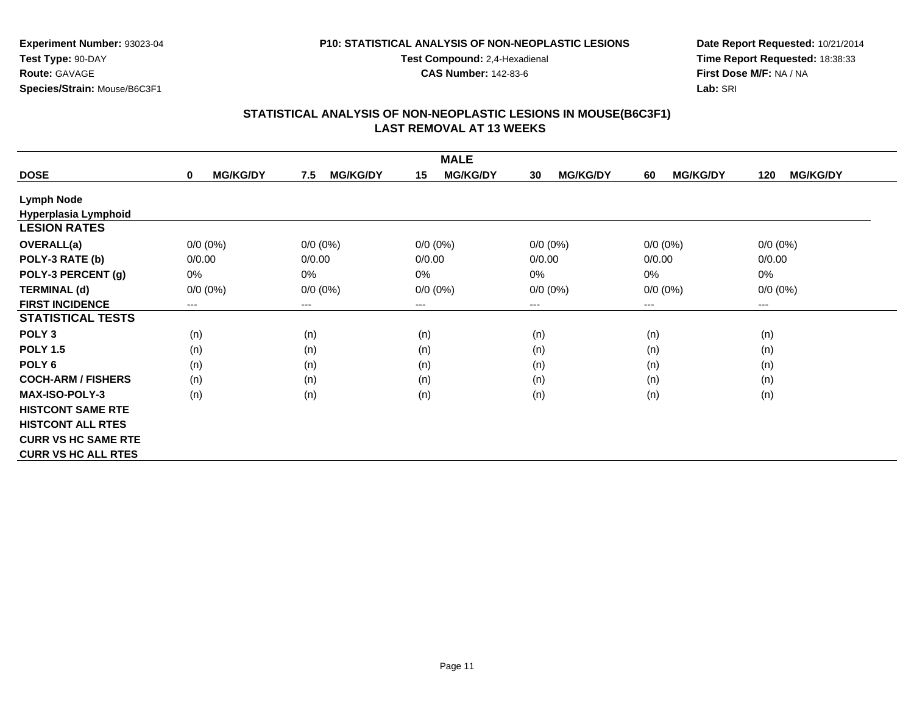**Experiment Number:** 93023-04
**Test Type:** 90-DAY
**Route:** GAVAGE
**Species/Strain:** Mouse/B6C3F1

**P10: STATISTICAL ANALYSIS OF NON-NEOPLASTIC LESIONS**
**Test Compound:** 2,4-Hexadienal
**CAS Number:** 142-83-6

**Date Report Requested:** 10/21/2014
**Time Report Requested:** 18:38:33
**First Dose M/F:** NA / NA
**Lab:** SRI

## STATISTICAL ANALYSIS OF NON-NEOPLASTIC LESIONS IN MOUSE(B6C3F1)
## LAST REMOVAL AT 13 WEEKS

| | MALE | | | | | |
|---|---|---|---|---|---|---|
| **DOSE** | **0 MG/KG/DY** | **7.5 MG/KG/DY** | **15 MG/KG/DY** | **30 MG/KG/DY** | **60 MG/KG/DY** | **120 MG/KG/DY** |
| **Lymph Node** | | | | | | |
| **Hyperplasia Lymphoid** | | | | | | |
| **LESION RATES** | | | | | | |
| **OVERALL(a)** | 0/0 (0%) | 0/0 (0%) | 0/0 (0%) | 0/0 (0%) | 0/0 (0%) | 0/0 (0%) |
| **POLY-3 RATE (b)** | 0/0.00 | 0/0.00 | 0/0.00 | 0/0.00 | 0/0.00 | 0/0.00 |
| **POLY-3 PERCENT (g)** | 0% | 0% | 0% | 0% | 0% | 0% |
| **TERMINAL (d)** | 0/0 (0%) | 0/0 (0%) | 0/0 (0%) | 0/0 (0%) | 0/0 (0%) | 0/0 (0%) |
| **FIRST INCIDENCE** | --- | --- | --- | --- | --- | --- |
| **STATISTICAL TESTS** | | | | | | |
| **POLY 3** | (n) | (n) | (n) | (n) | (n) | (n) |
| **POLY 1.5** | (n) | (n) | (n) | (n) | (n) | (n) |
| **POLY 6** | (n) | (n) | (n) | (n) | (n) | (n) |
| **COCH-ARM / FISHERS** | (n) | (n) | (n) | (n) | (n) | (n) |
| **MAX-ISO-POLY-3** | (n) | (n) | (n) | (n) | (n) | (n) |
| **HISTCONT SAME RTE** | | | | | | |
| **HISTCONT ALL RTES** | | | | | | |
| **CURR VS HC SAME RTE** | | | | | | |
| **CURR VS HC ALL RTES** | | | | | | |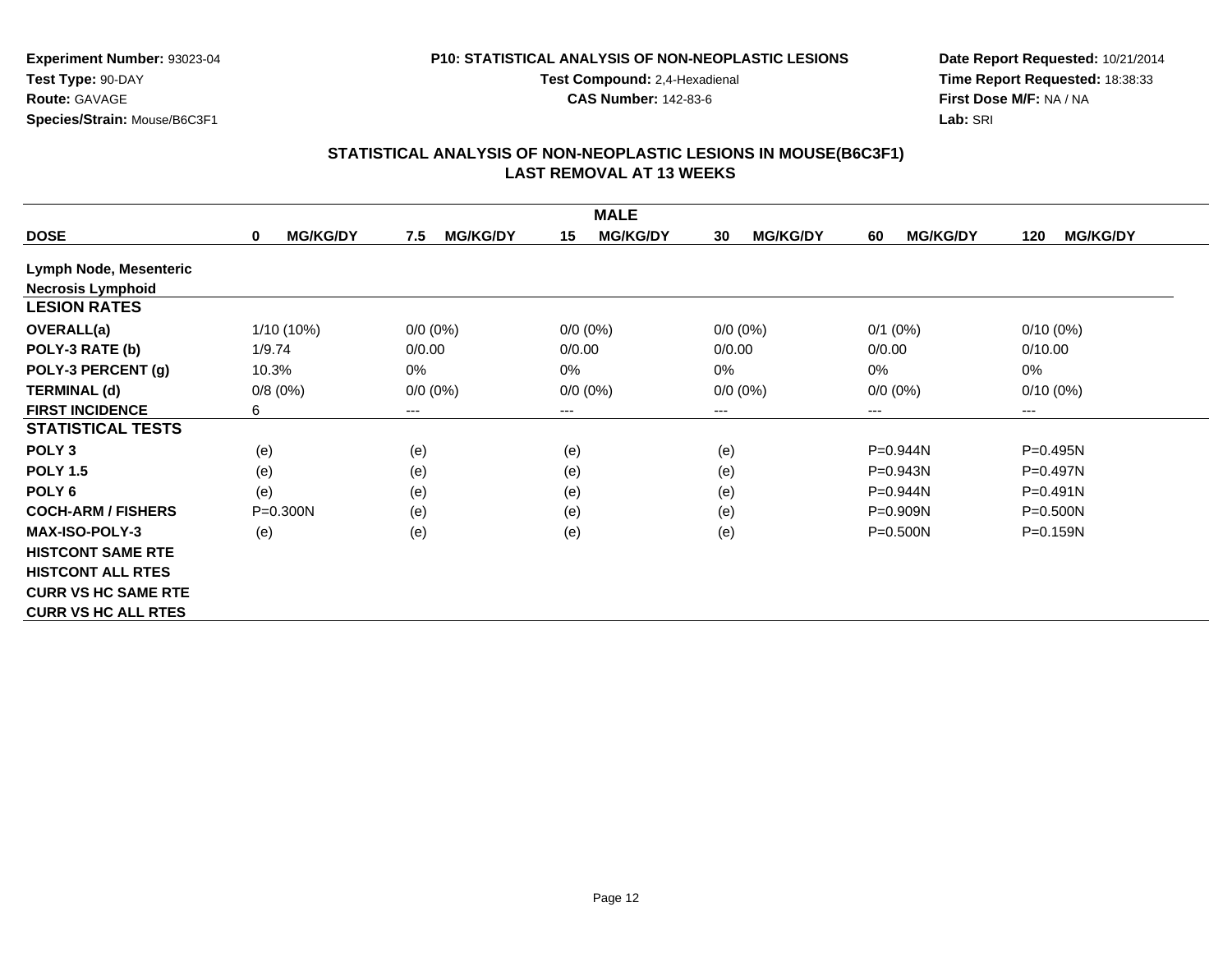**Experiment Number:** 93023-04
**Test Type:** 90-DAY
**Route:** GAVAGE
**Species/Strain:** Mouse/B6C3F1

**P10: STATISTICAL ANALYSIS OF NON-NEOPLASTIC LESIONS**
**Test Compound:** 2,4-Hexadienal
**CAS Number:** 142-83-6

**Date Report Requested:** 10/21/2014
**Time Report Requested:** 18:38:33
**First Dose M/F:** NA / NA
**Lab:** SRI

## STATISTICAL ANALYSIS OF NON-NEOPLASTIC LESIONS IN MOUSE(B6C3F1)
## LAST REMOVAL AT 13 WEEKS

| | MALE | | | | | |
|---|---|---|---|---|---|---|
| **DOSE** | **0 MG/KG/DY** | **7.5 MG/KG/DY** | **15 MG/KG/DY** | **30 MG/KG/DY** | **60 MG/KG/DY** | **120 MG/KG/DY** |
| **Lymph Node, Mesenteric** | | | | | | |
| **Necrosis Lymphoid** | | | | | | |
| **LESION RATES** | | | | | | |
| **OVERALL(a)** | 1/10 (10%) | 0/0 (0%) | 0/0 (0%) | 0/0 (0%) | 0/1 (0%) | 0/10 (0%) |
| **POLY-3 RATE (b)** | 1/9.74 | 0/0.00 | 0/0.00 | 0/0.00 | 0/0.00 | 0/10.00 |
| **POLY-3 PERCENT (g)** | 10.3% | 0% | 0% | 0% | 0% | 0% |
| **TERMINAL (d)** | 0/8 (0%) | 0/0 (0%) | 0/0 (0%) | 0/0 (0%) | 0/0 (0%) | 0/10 (0%) |
| **FIRST INCIDENCE** | 6 | --- | --- | --- | --- | --- |
| **STATISTICAL TESTS** | | | | | | |
| **POLY 3** | (e) | (e) | (e) | (e) | P=0.944N | P=0.495N |
| **POLY 1.5** | (e) | (e) | (e) | (e) | P=0.943N | P=0.497N |
| **POLY 6** | (e) | (e) | (e) | (e) | P=0.944N | P=0.491N |
| **COCH-ARM / FISHERS** | P=0.300N | (e) | (e) | (e) | P=0.909N | P=0.500N |
| **MAX-ISO-POLY-3** | (e) | (e) | (e) | (e) | P=0.500N | P=0.159N |
| **HISTCONT SAME RTE** | | | | | | |
| **HISTCONT ALL RTES** | | | | | | |
| **CURR VS HC SAME RTE** | | | | | | |
| **CURR VS HC ALL RTES** | | | | | | |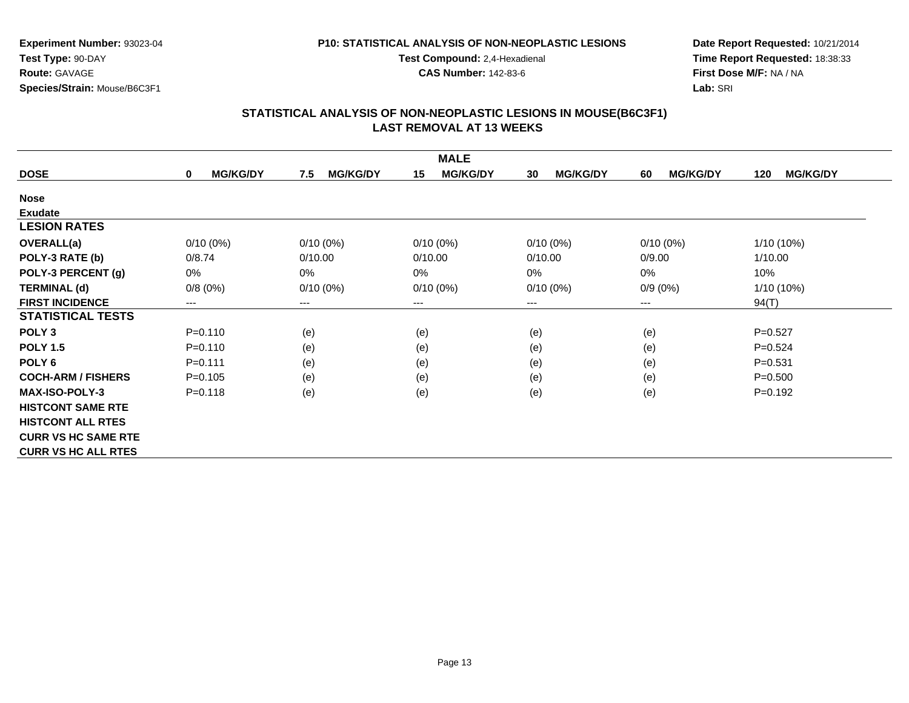**Experiment Number:** 93023-04
**Test Type:** 90-DAY
**Route:** GAVAGE
**Species/Strain:** Mouse/B6C3F1

**P10: STATISTICAL ANALYSIS OF NON-NEOPLASTIC LESIONS**
**Test Compound:** 2,4-Hexadienal
**CAS Number:** 142-83-6

**Date Report Requested:** 10/21/2014
**Time Report Requested:** 18:38:33
**First Dose M/F:** NA / NA
**Lab:** SRI

## STATISTICAL ANALYSIS OF NON-NEOPLASTIC LESIONS IN MOUSE(B6C3F1)
## LAST REMOVAL AT 13 WEEKS

| MALE | | | | | | |
|---|---|---|---|---|---|---|
| **DOSE** | **0 MG/KG/DY** | **7.5 MG/KG/DY** | **15 MG/KG/DY** | **30 MG/KG/DY** | **60 MG/KG/DY** | **120 MG/KG/DY** |
| **Nose** | | | | | | |
| **Exudate** | | | | | | |
| **LESION RATES** | | | | | | |
| **OVERALL(a)** | 0/10 (0%) | 0/10 (0%) | 0/10 (0%) | 0/10 (0%) | 0/10 (0%) | 1/10 (10%) |
| **POLY-3 RATE (b)** | 0/8.74 | 0/10.00 | 0/10.00 | 0/10.00 | 0/9.00 | 1/10.00 |
| **POLY-3 PERCENT (g)** | 0% | 0% | 0% | 0% | 0% | 10% |
| **TERMINAL (d)** | 0/8 (0%) | 0/10 (0%) | 0/10 (0%) | 0/10 (0%) | 0/9 (0%) | 1/10 (10%) |
| **FIRST INCIDENCE** | --- | --- | --- | --- | --- | 94(T) |
| **STATISTICAL TESTS** | | | | | | |
| **POLY 3** | P=0.110 | (e) | (e) | (e) | (e) | P=0.527 |
| **POLY 1.5** | P=0.110 | (e) | (e) | (e) | (e) | P=0.524 |
| **POLY 6** | P=0.111 | (e) | (e) | (e) | (e) | P=0.531 |
| **COCH-ARM / FISHERS** | P=0.105 | (e) | (e) | (e) | (e) | P=0.500 |
| **MAX-ISO-POLY-3** | P=0.118 | (e) | (e) | (e) | (e) | P=0.192 |
| **HISTCONT SAME RTE** | | | | | | |
| **HISTCONT ALL RTES** | | | | | | |
| **CURR VS HC SAME RTE** | | | | | | |
| **CURR VS HC ALL RTES** | | | | | | |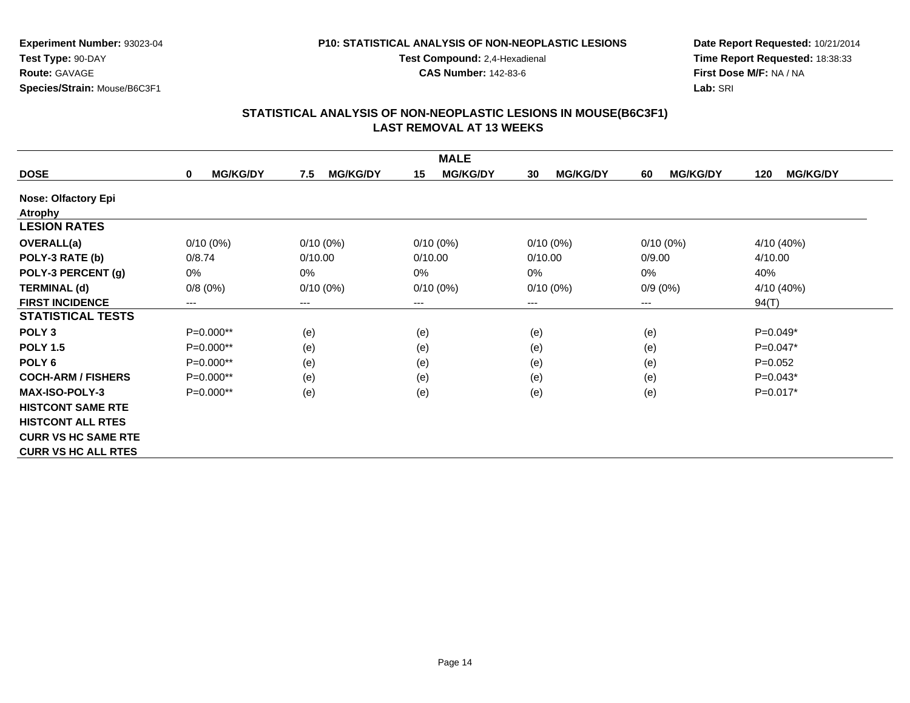**Experiment Number:** 93023-04
**Test Type:** 90-DAY
**Route:** GAVAGE
**Species/Strain:** Mouse/B6C3F1

**P10: STATISTICAL ANALYSIS OF NON-NEOPLASTIC LESIONS**
**Test Compound:** 2,4-Hexadienal
**CAS Number:** 142-83-6

**Date Report Requested:** 10/21/2014
**Time Report Requested:** 18:38:33
**First Dose M/F:** NA / NA
**Lab:** SRI

## STATISTICAL ANALYSIS OF NON-NEOPLASTIC LESIONS IN MOUSE(B6C3F1)
## LAST REMOVAL AT 13 WEEKS

| | MALE | | | | | |
|---|---|---|---|---|---|---|
| **DOSE** | **0 MG/KG/DY** | **7.5 MG/KG/DY** | **15 MG/KG/DY** | **30 MG/KG/DY** | **60 MG/KG/DY** | **120 MG/KG/DY** |
| **Nose: Olfactory Epi** | | | | | | |
| **Atrophy** | | | | | | |
| **LESION RATES** | | | | | | |
| **OVERALL(a)** | 0/10 (0%) | 0/10 (0%) | 0/10 (0%) | 0/10 (0%) | 0/10 (0%) | 4/10 (40%) |
| **POLY-3 RATE (b)** | 0/8.74 | 0/10.00 | 0/10.00 | 0/10.00 | 0/9.00 | 4/10.00 |
| **POLY-3 PERCENT (g)** | 0% | 0% | 0% | 0% | 0% | 40% |
| **TERMINAL (d)** | 0/8 (0%) | 0/10 (0%) | 0/10 (0%) | 0/10 (0%) | 0/9 (0%) | 4/10 (40%) |
| **FIRST INCIDENCE** | --- | --- | --- | --- | --- | 94(T) |
| **STATISTICAL TESTS** | | | | | | |
| **POLY 3** | P=0.000** | (e) | (e) | (e) | (e) | P=0.049* |
| **POLY 1.5** | P=0.000** | (e) | (e) | (e) | (e) | P=0.047* |
| **POLY 6** | P=0.000** | (e) | (e) | (e) | (e) | P=0.052 |
| **COCH-ARM / FISHERS** | P=0.000** | (e) | (e) | (e) | (e) | P=0.043* |
| **MAX-ISO-POLY-3** | P=0.000** | (e) | (e) | (e) | (e) | P=0.017* |
| **HISTCONT SAME RTE** | | | | | | |
| **HISTCONT ALL RTES** | | | | | | |
| **CURR VS HC SAME RTE** | | | | | | |
| **CURR VS HC ALL RTES** | | | | | | |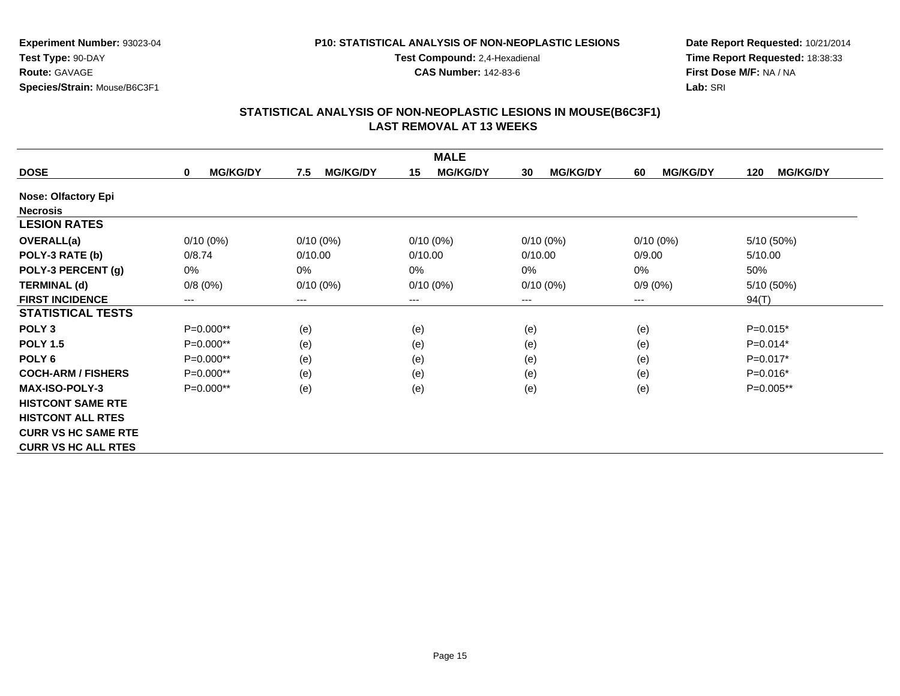**Experiment Number:** 93023-04
**Test Type:** 90-DAY
**Route:** GAVAGE
**Species/Strain:** Mouse/B6C3F1

**P10: STATISTICAL ANALYSIS OF NON-NEOPLASTIC LESIONS**
**Test Compound:** 2,4-Hexadienal
**CAS Number:** 142-83-6

**Date Report Requested:** 10/21/2014
**Time Report Requested:** 18:38:33
**First Dose M/F:** NA / NA
**Lab:** SRI

## STATISTICAL ANALYSIS OF NON-NEOPLASTIC LESIONS IN MOUSE(B6C3F1) LAST REMOVAL AT 13 WEEKS

| MALE | | | | | | |
|---|---|---|---|---|---|---|
| **DOSE** | **0 MG/KG/DY** | **7.5 MG/KG/DY** | **15 MG/KG/DY** | **30 MG/KG/DY** | **60 MG/KG/DY** | **120 MG/KG/DY** |
| **Nose: Olfactory Epi** | | | | | | |
| **Necrosis** | | | | | | |
| **LESION RATES** | | | | | | |
| **OVERALL(a)** | 0/10 (0%) | 0/10 (0%) | 0/10 (0%) | 0/10 (0%) | 0/10 (0%) | 5/10 (50%) |
| **POLY-3 RATE (b)** | 0/8.74 | 0/10.00 | 0/10.00 | 0/10.00 | 0/9.00 | 5/10.00 |
| **POLY-3 PERCENT (g)** | 0% | 0% | 0% | 0% | 0% | 50% |
| **TERMINAL (d)** | 0/8 (0%) | 0/10 (0%) | 0/10 (0%) | 0/10 (0%) | 0/9 (0%) | 5/10 (50%) |
| **FIRST INCIDENCE** | --- | --- | --- | --- | --- | 94(T) |
| **STATISTICAL TESTS** | | | | | | |
| **POLY 3** | P=0.000** | (e) | (e) | (e) | (e) | P=0.015* |
| **POLY 1.5** | P=0.000** | (e) | (e) | (e) | (e) | P=0.014* |
| **POLY 6** | P=0.000** | (e) | (e) | (e) | (e) | P=0.017* |
| **COCH-ARM / FISHERS** | P=0.000** | (e) | (e) | (e) | (e) | P=0.016* |
| **MAX-ISO-POLY-3** | P=0.000** | (e) | (e) | (e) | (e) | P=0.005** |
| **HISTCONT SAME RTE** | | | | | | |
| **HISTCONT ALL RTES** | | | | | | |
| **CURR VS HC SAME RTE** | | | | | | |
| **CURR VS HC ALL RTES** | | | | | | |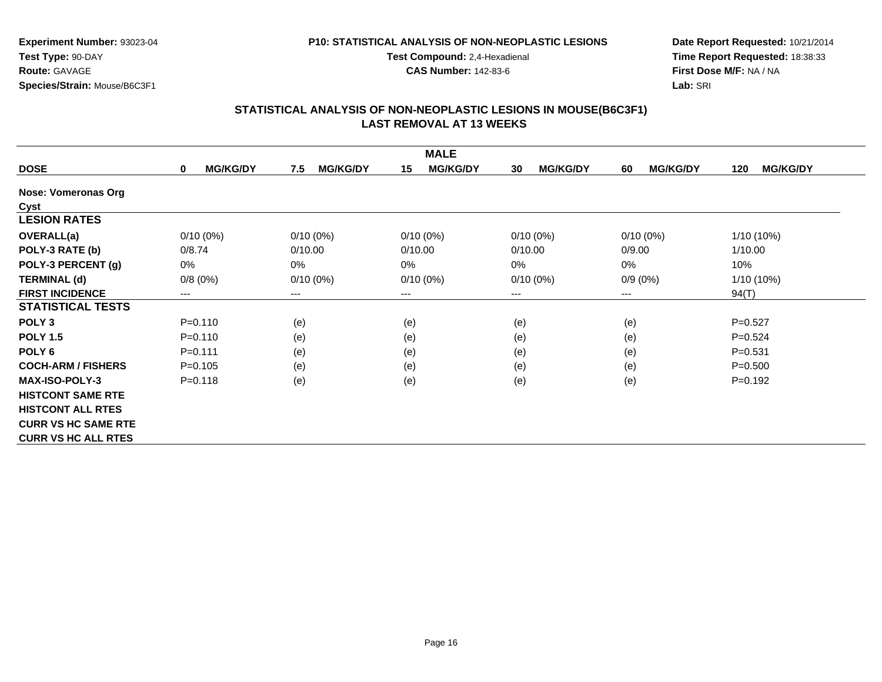**Experiment Number:** 93023-04
**Test Type:** 90-DAY
**Route:** GAVAGE
**Species/Strain:** Mouse/B6C3F1

**P10: STATISTICAL ANALYSIS OF NON-NEOPLASTIC LESIONS**
**Test Compound:** 2,4-Hexadienal
**CAS Number:** 142-83-6

**Date Report Requested:** 10/21/2014
**Time Report Requested:** 18:38:33
**First Dose M/F:** NA / NA
**Lab:** SRI

## STATISTICAL ANALYSIS OF NON-NEOPLASTIC LESIONS IN MOUSE(B6C3F1)
## LAST REMOVAL AT 13 WEEKS

| MALE | | | | | | |
|---|---|---|---|---|---|---|
| **DOSE** | **0 MG/KG/DY** | **7.5 MG/KG/DY** | **15 MG/KG/DY** | **30 MG/KG/DY** | **60 MG/KG/DY** | **120 MG/KG/DY** |
| **Nose: Vomeronas Org** | | | | | | |
| **Cyst** | | | | | | |
| **LESION RATES** | | | | | | |
| **OVERALL(a)** | 0/10 (0%) | 0/10 (0%) | 0/10 (0%) | 0/10 (0%) | 0/10 (0%) | 1/10 (10%) |
| **POLY-3 RATE (b)** | 0/8.74 | 0/10.00 | 0/10.00 | 0/10.00 | 0/9.00 | 1/10.00 |
| **POLY-3 PERCENT (g)** | 0% | 0% | 0% | 0% | 0% | 10% |
| **TERMINAL (d)** | 0/8 (0%) | 0/10 (0%) | 0/10 (0%) | 0/10 (0%) | 0/9 (0%) | 1/10 (10%) |
| **FIRST INCIDENCE** | --- | --- | --- | --- | --- | 94(T) |
| **STATISTICAL TESTS** | | | | | | |
| **POLY 3** | P=0.110 | (e) | (e) | (e) | (e) | P=0.527 |
| **POLY 1.5** | P=0.110 | (e) | (e) | (e) | (e) | P=0.524 |
| **POLY 6** | P=0.111 | (e) | (e) | (e) | (e) | P=0.531 |
| **COCH-ARM / FISHERS** | P=0.105 | (e) | (e) | (e) | (e) | P=0.500 |
| **MAX-ISO-POLY-3** | P=0.118 | (e) | (e) | (e) | (e) | P=0.192 |
| **HISTCONT SAME RTE** | | | | | | |
| **HISTCONT ALL RTES** | | | | | | |
| **CURR VS HC SAME RTE** | | | | | | |
| **CURR VS HC ALL RTES** | | | | | | |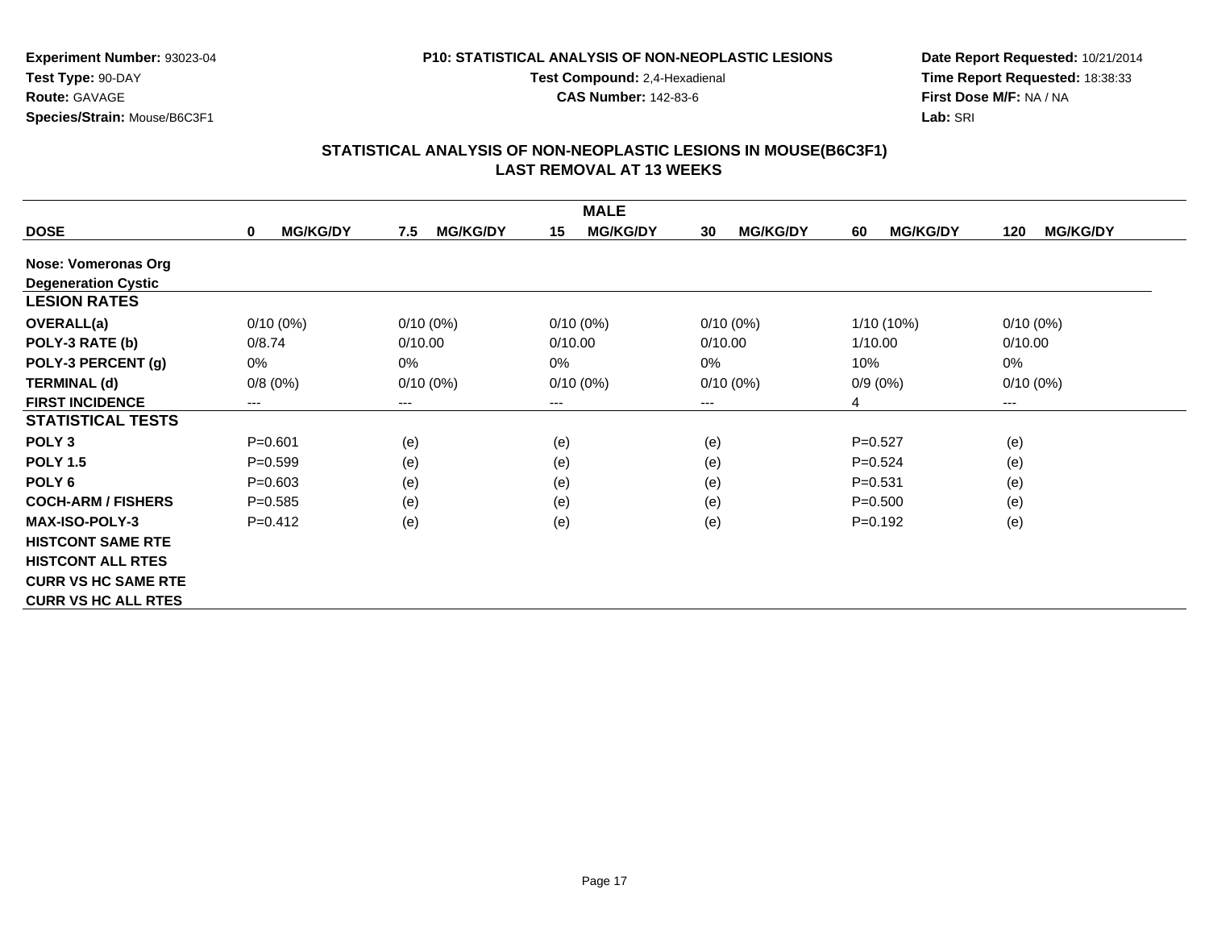**Experiment Number:** 93023-04
**Test Type:** 90-DAY
**Route:** GAVAGE
**Species/Strain:** Mouse/B6C3F1

**P10: STATISTICAL ANALYSIS OF NON-NEOPLASTIC LESIONS**
**Test Compound:** 2,4-Hexadienal
**CAS Number:** 142-83-6

**Date Report Requested:** 10/21/2014
**Time Report Requested:** 18:38:33
**First Dose M/F:** NA / NA
**Lab:** SRI

## STATISTICAL ANALYSIS OF NON-NEOPLASTIC LESIONS IN MOUSE(B6C3F1)
## LAST REMOVAL AT 13 WEEKS

| | MALE | | | | | |
|---|---|---|---|---|---|---|
| **DOSE** | **0 MG/KG/DY** | **7.5 MG/KG/DY** | **15 MG/KG/DY** | **30 MG/KG/DY** | **60 MG/KG/DY** | **120 MG/KG/DY** |
| **Nose: Vomeronas Org** | | | | | | |
| **Degeneration Cystic** | | | | | | |
| **LESION RATES** | | | | | | |
| **OVERALL(a)** | 0/10 (0%) | 0/10 (0%) | 0/10 (0%) | 0/10 (0%) | 1/10 (10%) | 0/10 (0%) |
| **POLY-3 RATE (b)** | 0/8.74 | 0/10.00 | 0/10.00 | 0/10.00 | 1/10.00 | 0/10.00 |
| **POLY-3 PERCENT (g)** | 0% | 0% | 0% | 0% | 10% | 0% |
| **TERMINAL (d)** | 0/8 (0%) | 0/10 (0%) | 0/10 (0%) | 0/10 (0%) | 0/9 (0%) | 0/10 (0%) |
| **FIRST INCIDENCE** | --- | --- | --- | --- | 4 | --- |
| **STATISTICAL TESTS** | | | | | | |
| **POLY 3** | P=0.601 | (e) | (e) | (e) | P=0.527 | (e) |
| **POLY 1.5** | P=0.599 | (e) | (e) | (e) | P=0.524 | (e) |
| **POLY 6** | P=0.603 | (e) | (e) | (e) | P=0.531 | (e) |
| **COCH-ARM / FISHERS** | P=0.585 | (e) | (e) | (e) | P=0.500 | (e) |
| **MAX-ISO-POLY-3** | P=0.412 | (e) | (e) | (e) | P=0.192 | (e) |
| **HISTCONT SAME RTE** | | | | | | |
| **HISTCONT ALL RTES** | | | | | | |
| **CURR VS HC SAME RTE** | | | | | | |
| **CURR VS HC ALL RTES** | | | | | | |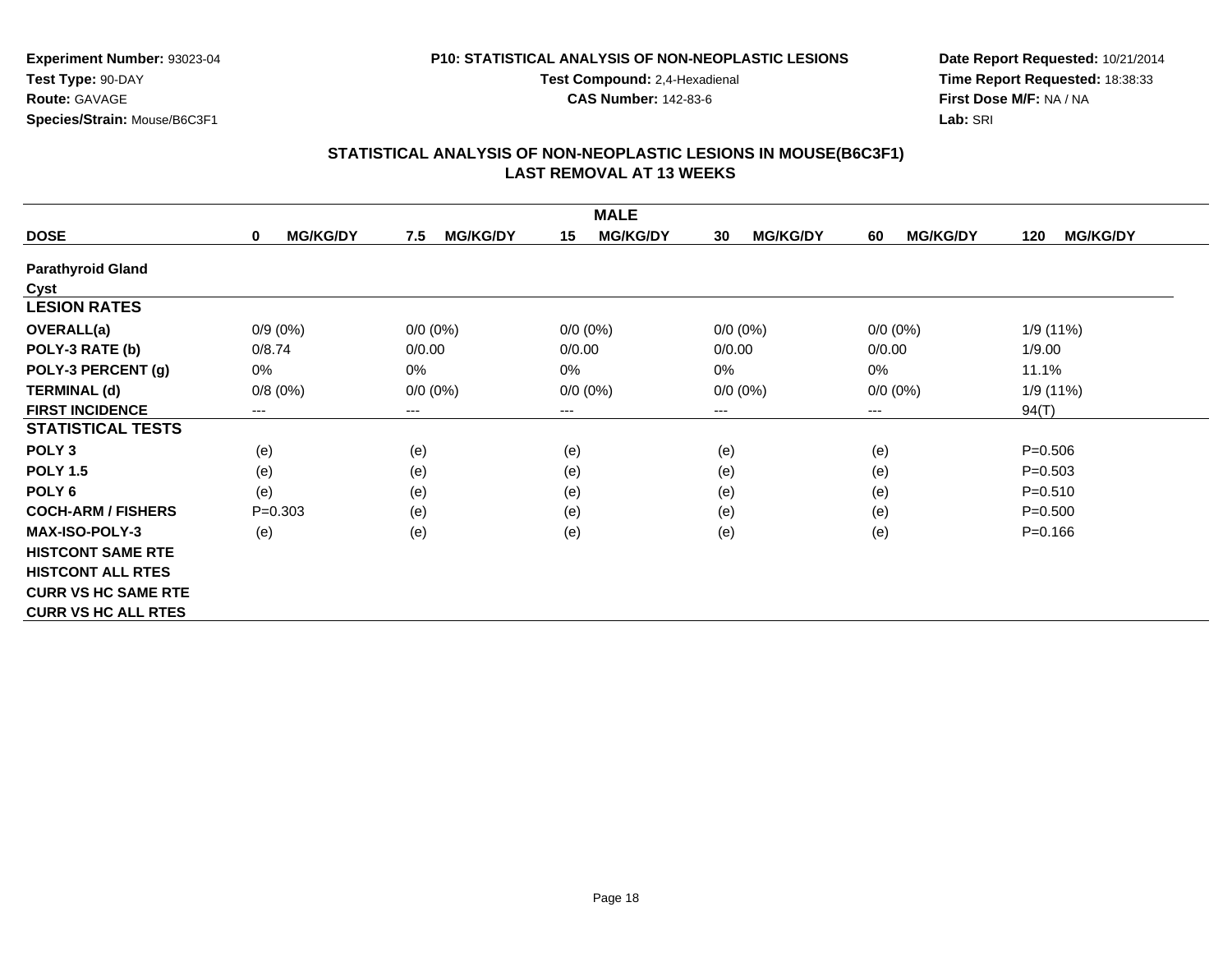**Experiment Number:** 93023-04
**Test Type:** 90-DAY
**Route:** GAVAGE
**Species/Strain:** Mouse/B6C3F1

**P10: STATISTICAL ANALYSIS OF NON-NEOPLASTIC LESIONS**
**Test Compound:** 2,4-Hexadienal
**CAS Number:** 142-83-6

**Date Report Requested:** 10/21/2014
**Time Report Requested:** 18:38:33
**First Dose M/F:** NA / NA
**Lab:** SRI

## STATISTICAL ANALYSIS OF NON-NEOPLASTIC LESIONS IN MOUSE(B6C3F1) LAST REMOVAL AT 13 WEEKS

| | MALE | | | | | |
|---|---|---|---|---|---|---|
| **DOSE** | **0 MG/KG/DY** | **7.5 MG/KG/DY** | **15 MG/KG/DY** | **30 MG/KG/DY** | **60 MG/KG/DY** | **120 MG/KG/DY** |
| **Parathyroid Gland** | | | | | | |
| **Cyst** | | | | | | |
| **LESION RATES** | | | | | | |
| **OVERALL(a)** | 0/9 (0%) | 0/0 (0%) | 0/0 (0%) | 0/0 (0%) | 0/0 (0%) | 1/9 (11%) |
| **POLY-3 RATE (b)** | 0/8.74 | 0/0.00 | 0/0.00 | 0/0.00 | 0/0.00 | 1/9.00 |
| **POLY-3 PERCENT (g)** | 0% | 0% | 0% | 0% | 0% | 11.1% |
| **TERMINAL (d)** | 0/8 (0%) | 0/0 (0%) | 0/0 (0%) | 0/0 (0%) | 0/0 (0%) | 1/9 (11%) |
| **FIRST INCIDENCE** | --- | --- | --- | --- | --- | 94(T) |
| **STATISTICAL TESTS** | | | | | | |
| **POLY 3** | (e) | (e) | (e) | (e) | (e) | P=0.506 |
| **POLY 1.5** | (e) | (e) | (e) | (e) | (e) | P=0.503 |
| **POLY 6** | (e) | (e) | (e) | (e) | (e) | P=0.510 |
| **COCH-ARM / FISHERS** | P=0.303 | (e) | (e) | (e) | (e) | P=0.500 |
| **MAX-ISO-POLY-3** | (e) | (e) | (e) | (e) | (e) | P=0.166 |
| **HISTCONT SAME RTE** | | | | | | |
| **HISTCONT ALL RTES** | | | | | | |
| **CURR VS HC SAME RTE** | | | | | | |
| **CURR VS HC ALL RTES** | | | | | | |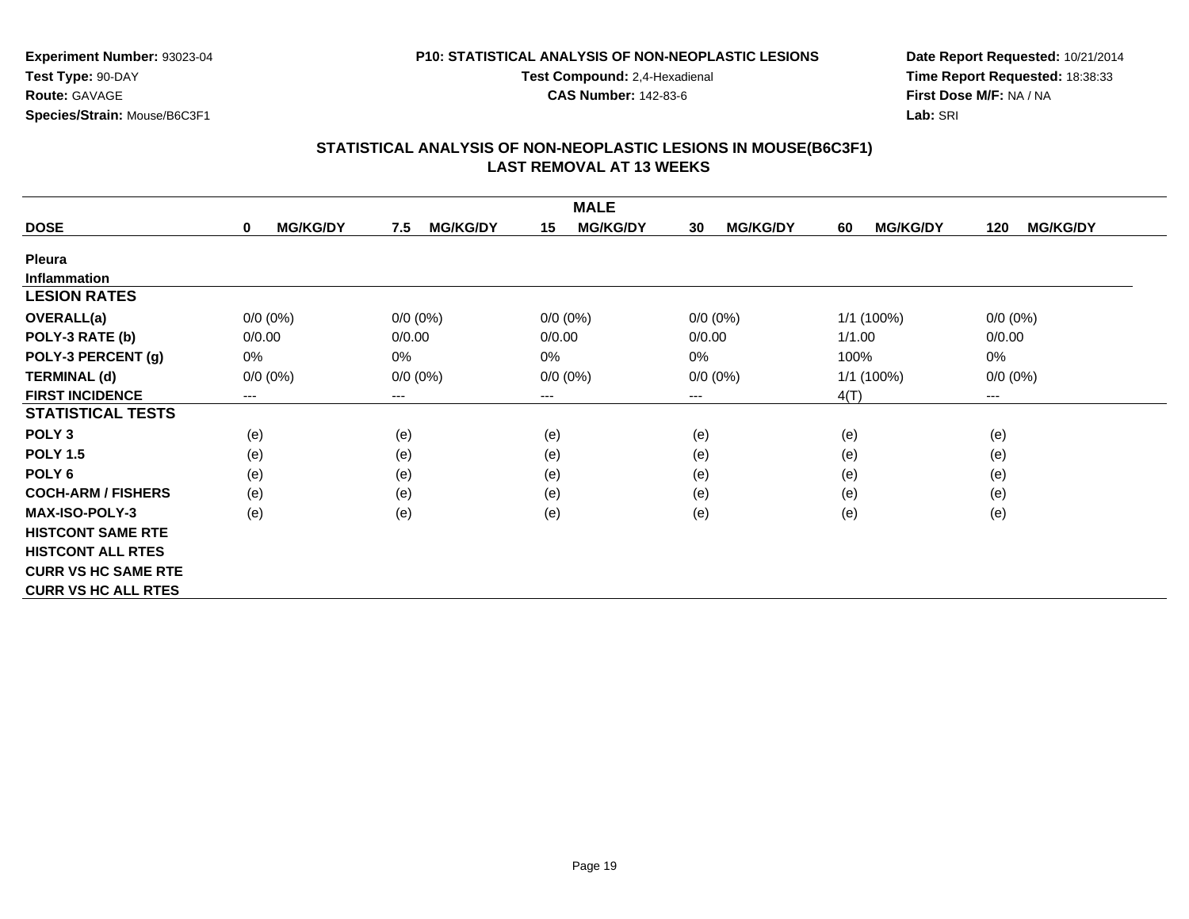**Experiment Number:** 93023-04
**Test Type:** 90-DAY
**Route:** GAVAGE
**Species/Strain:** Mouse/B6C3F1

**P10: STATISTICAL ANALYSIS OF NON-NEOPLASTIC LESIONS**
**Test Compound:** 2,4-Hexadienal
**CAS Number:** 142-83-6

**Date Report Requested:** 10/21/2014
**Time Report Requested:** 18:38:33
**First Dose M/F:** NA / NA
**Lab:** SRI

## STATISTICAL ANALYSIS OF NON-NEOPLASTIC LESIONS IN MOUSE(B6C3F1)
## LAST REMOVAL AT 13 WEEKS

| MALE | | | | | | |
|---|---|---|---|---|---|---|
| **DOSE** | **0 MG/KG/DY** | **7.5 MG/KG/DY** | **15 MG/KG/DY** | **30 MG/KG/DY** | **60 MG/KG/DY** | **120 MG/KG/DY** |
| **Pleura** | | | | | | |
| **Inflammation** | | | | | | |
| **LESION RATES** | | | | | | |
| **OVERALL(a)** | 0/0 (0%) | 0/0 (0%) | 0/0 (0%) | 0/0 (0%) | 1/1 (100%) | 0/0 (0%) |
| **POLY-3 RATE (b)** | 0/0.00 | 0/0.00 | 0/0.00 | 0/0.00 | 1/1.00 | 0/0.00 |
| **POLY-3 PERCENT (g)** | 0% | 0% | 0% | 0% | 100% | 0% |
| **TERMINAL (d)** | 0/0 (0%) | 0/0 (0%) | 0/0 (0%) | 0/0 (0%) | 1/1 (100%) | 0/0 (0%) |
| **FIRST INCIDENCE** | --- | --- | --- | --- | 4(T) | --- |
| **STATISTICAL TESTS** | | | | | | |
| **POLY 3** | (e) | (e) | (e) | (e) | (e) | (e) |
| **POLY 1.5** | (e) | (e) | (e) | (e) | (e) | (e) |
| **POLY 6** | (e) | (e) | (e) | (e) | (e) | (e) |
| **COCH-ARM / FISHERS** | (e) | (e) | (e) | (e) | (e) | (e) |
| **MAX-ISO-POLY-3** | (e) | (e) | (e) | (e) | (e) | (e) |
| **HISTCONT SAME RTE** | | | | | | |
| **HISTCONT ALL RTES** | | | | | | |
| **CURR VS HC SAME RTE** | | | | | | |
| **CURR VS HC ALL RTES** | | | | | | |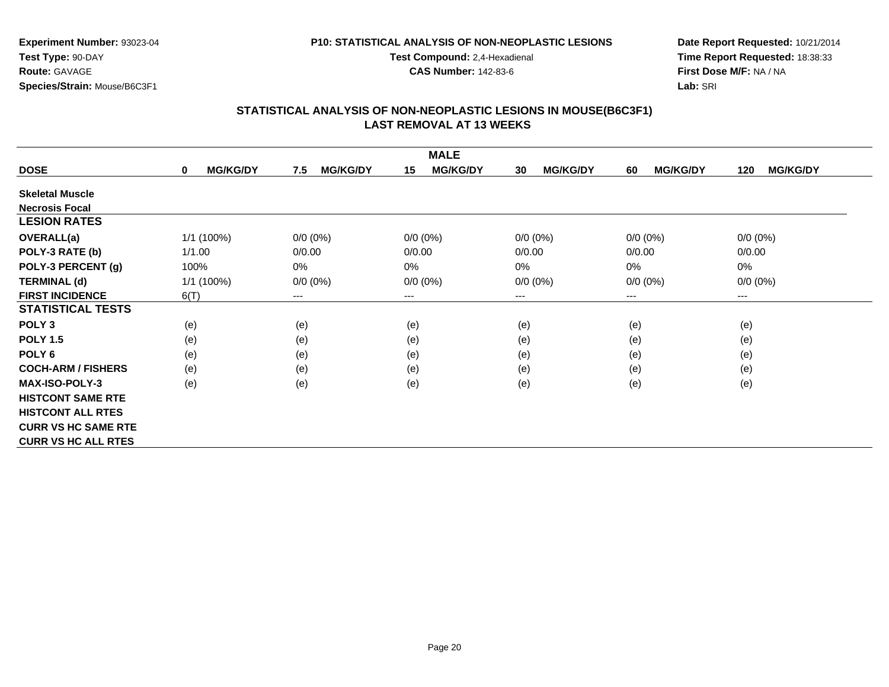**Experiment Number:** 93023-04
**Test Type:** 90-DAY
**Route:** GAVAGE
**Species/Strain:** Mouse/B6C3F1

**P10: STATISTICAL ANALYSIS OF NON-NEOPLASTIC LESIONS**
**Test Compound:** 2,4-Hexadienal
**CAS Number:** 142-83-6

**Date Report Requested:** 10/21/2014
**Time Report Requested:** 18:38:33
**First Dose M/F:** NA / NA
**Lab:** SRI

## STATISTICAL ANALYSIS OF NON-NEOPLASTIC LESIONS IN MOUSE(B6C3F1) LAST REMOVAL AT 13 WEEKS

| | MALE | | | | | |
|---|---|---|---|---|---|---|
| **DOSE** | **0 MG/KG/DY** | **7.5 MG/KG/DY** | **15 MG/KG/DY** | **30 MG/KG/DY** | **60 MG/KG/DY** | **120 MG/KG/DY** |
| **Skeletal Muscle** | | | | | | |
| **Necrosis Focal** | | | | | | |
| **LESION RATES** | | | | | | |
| **OVERALL(a)** | 1/1 (100%) | 0/0 (0%) | 0/0 (0%) | 0/0 (0%) | 0/0 (0%) | 0/0 (0%) |
| **POLY-3 RATE (b)** | 1/1.00 | 0/0.00 | 0/0.00 | 0/0.00 | 0/0.00 | 0/0.00 |
| **POLY-3 PERCENT (g)** | 100% | 0% | 0% | 0% | 0% | 0% |
| **TERMINAL (d)** | 1/1 (100%) | 0/0 (0%) | 0/0 (0%) | 0/0 (0%) | 0/0 (0%) | 0/0 (0%) |
| **FIRST INCIDENCE** | 6(T) | --- | --- | --- | --- | --- |
| **STATISTICAL TESTS** | | | | | | |
| **POLY 3** | (e) | (e) | (e) | (e) | (e) | (e) |
| **POLY 1.5** | (e) | (e) | (e) | (e) | (e) | (e) |
| **POLY 6** | (e) | (e) | (e) | (e) | (e) | (e) |
| **COCH-ARM / FISHERS** | (e) | (e) | (e) | (e) | (e) | (e) |
| **MAX-ISO-POLY-3** | (e) | (e) | (e) | (e) | (e) | (e) |
| **HISTCONT SAME RTE** | | | | | | |
| **HISTCONT ALL RTES** | | | | | | |
| **CURR VS HC SAME RTE** | | | | | | |
| **CURR VS HC ALL RTES** | | | | | | |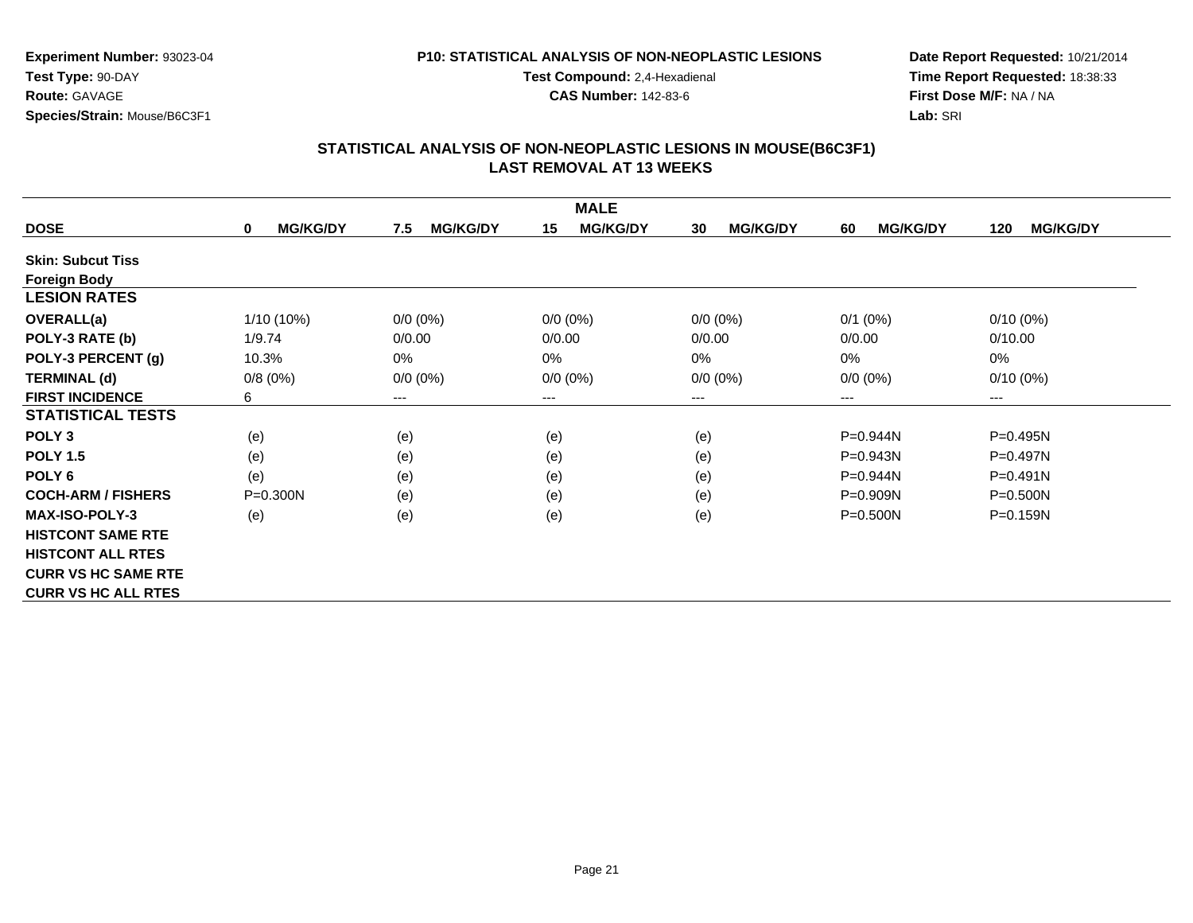**Experiment Number:** 93023-04
**Test Type:** 90-DAY
**Route:** GAVAGE
**Species/Strain:** Mouse/B6C3F1

**P10: STATISTICAL ANALYSIS OF NON-NEOPLASTIC LESIONS**
**Test Compound:** 2,4-Hexadienal
**CAS Number:** 142-83-6

**Date Report Requested:** 10/21/2014
**Time Report Requested:** 18:38:33
**First Dose M/F:** NA / NA
**Lab:** SRI

## STATISTICAL ANALYSIS OF NON-NEOPLASTIC LESIONS IN MOUSE(B6C3F1)
## LAST REMOVAL AT 13 WEEKS

| | MALE | | | | | |
|---|---|---|---|---|---|---|
| **DOSE** | **0 MG/KG/DY** | **7.5 MG/KG/DY** | **15 MG/KG/DY** | **30 MG/KG/DY** | **60 MG/KG/DY** | **120 MG/KG/DY** |
| **Skin: Subcut Tiss** | | | | | | |
| **Foreign Body** | | | | | | |
| **LESION RATES** | | | | | | |
| **OVERALL(a)** | 1/10 (10%) | 0/0 (0%) | 0/0 (0%) | 0/0 (0%) | 0/1 (0%) | 0/10 (0%) |
| **POLY-3 RATE (b)** | 1/9.74 | 0/0.00 | 0/0.00 | 0/0.00 | 0/0.00 | 0/10.00 |
| **POLY-3 PERCENT (g)** | 10.3% | 0% | 0% | 0% | 0% | 0% |
| **TERMINAL (d)** | 0/8 (0%) | 0/0 (0%) | 0/0 (0%) | 0/0 (0%) | 0/0 (0%) | 0/10 (0%) |
| **FIRST INCIDENCE** | 6 | --- | --- | --- | --- | --- |
| **STATISTICAL TESTS** | | | | | | |
| **POLY 3** | (e) | (e) | (e) | (e) | P=0.944N | P=0.495N |
| **POLY 1.5** | (e) | (e) | (e) | (e) | P=0.943N | P=0.497N |
| **POLY 6** | (e) | (e) | (e) | (e) | P=0.944N | P=0.491N |
| **COCH-ARM / FISHERS** | P=0.300N | (e) | (e) | (e) | P=0.909N | P=0.500N |
| **MAX-ISO-POLY-3** | (e) | (e) | (e) | (e) | P=0.500N | P=0.159N |
| **HISTCONT SAME RTE** | | | | | | |
| **HISTCONT ALL RTES** | | | | | | |
| **CURR VS HC SAME RTE** | | | | | | |
| **CURR VS HC ALL RTES** | | | | | | |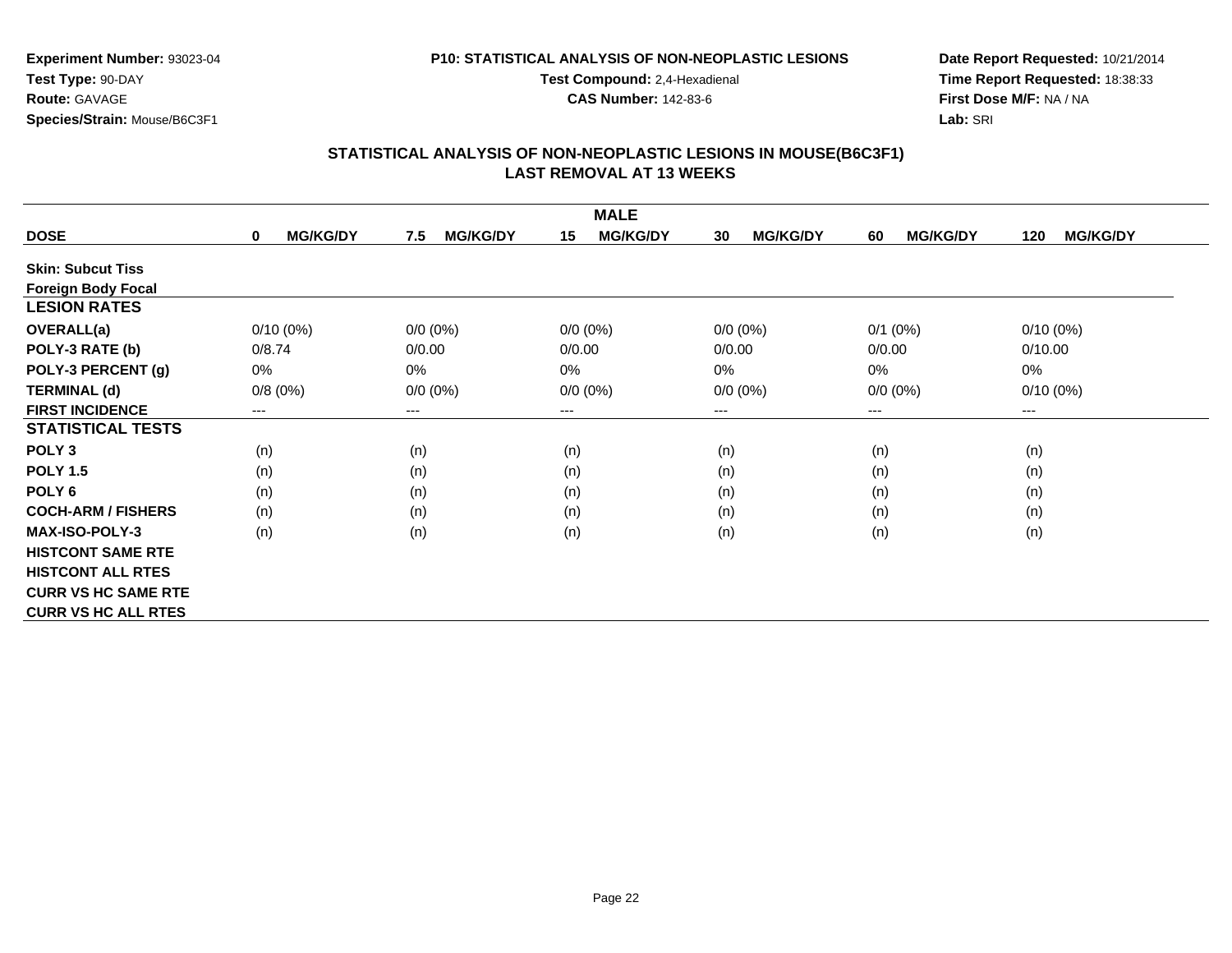**Experiment Number:** 93023-04
**Test Type:** 90-DAY
**Route:** GAVAGE
**Species/Strain:** Mouse/B6C3F1

**P10: STATISTICAL ANALYSIS OF NON-NEOPLASTIC LESIONS**
**Test Compound:** 2,4-Hexadienal
**CAS Number:** 142-83-6

**Date Report Requested:** 10/21/2014
**Time Report Requested:** 18:38:33
**First Dose M/F:** NA / NA
**Lab:** SRI

## STATISTICAL ANALYSIS OF NON-NEOPLASTIC LESIONS IN MOUSE(B6C3F1)
## LAST REMOVAL AT 13 WEEKS

| | MALE | | | | | |
|---|---|---|---|---|---|---|
| **DOSE** | **0 MG/KG/DY** | **7.5 MG/KG/DY** | **15 MG/KG/DY** | **30 MG/KG/DY** | **60 MG/KG/DY** | **120 MG/KG/DY** |
| **Skin: Subcut Tiss** | | | | | | |
| **Foreign Body Focal** | | | | | | |
| **LESION RATES** | | | | | | |
| **OVERALL(a)** | 0/10 (0%) | 0/0 (0%) | 0/0 (0%) | 0/0 (0%) | 0/1 (0%) | 0/10 (0%) |
| **POLY-3 RATE (b)** | 0/8.74 | 0/0.00 | 0/0.00 | 0/0.00 | 0/0.00 | 0/10.00 |
| **POLY-3 PERCENT (g)** | 0% | 0% | 0% | 0% | 0% | 0% |
| **TERMINAL (d)** | 0/8 (0%) | 0/0 (0%) | 0/0 (0%) | 0/0 (0%) | 0/0 (0%) | 0/10 (0%) |
| **FIRST INCIDENCE** | --- | --- | --- | --- | --- | --- |
| **STATISTICAL TESTS** | | | | | | |
| **POLY 3** | (n) | (n) | (n) | (n) | (n) | (n) |
| **POLY 1.5** | (n) | (n) | (n) | (n) | (n) | (n) |
| **POLY 6** | (n) | (n) | (n) | (n) | (n) | (n) |
| **COCH-ARM / FISHERS** | (n) | (n) | (n) | (n) | (n) | (n) |
| **MAX-ISO-POLY-3** | (n) | (n) | (n) | (n) | (n) | (n) |
| **HISTCONT SAME RTE** | | | | | | |
| **HISTCONT ALL RTES** | | | | | | |
| **CURR VS HC SAME RTE** | | | | | | |
| **CURR VS HC ALL RTES** | | | | | | |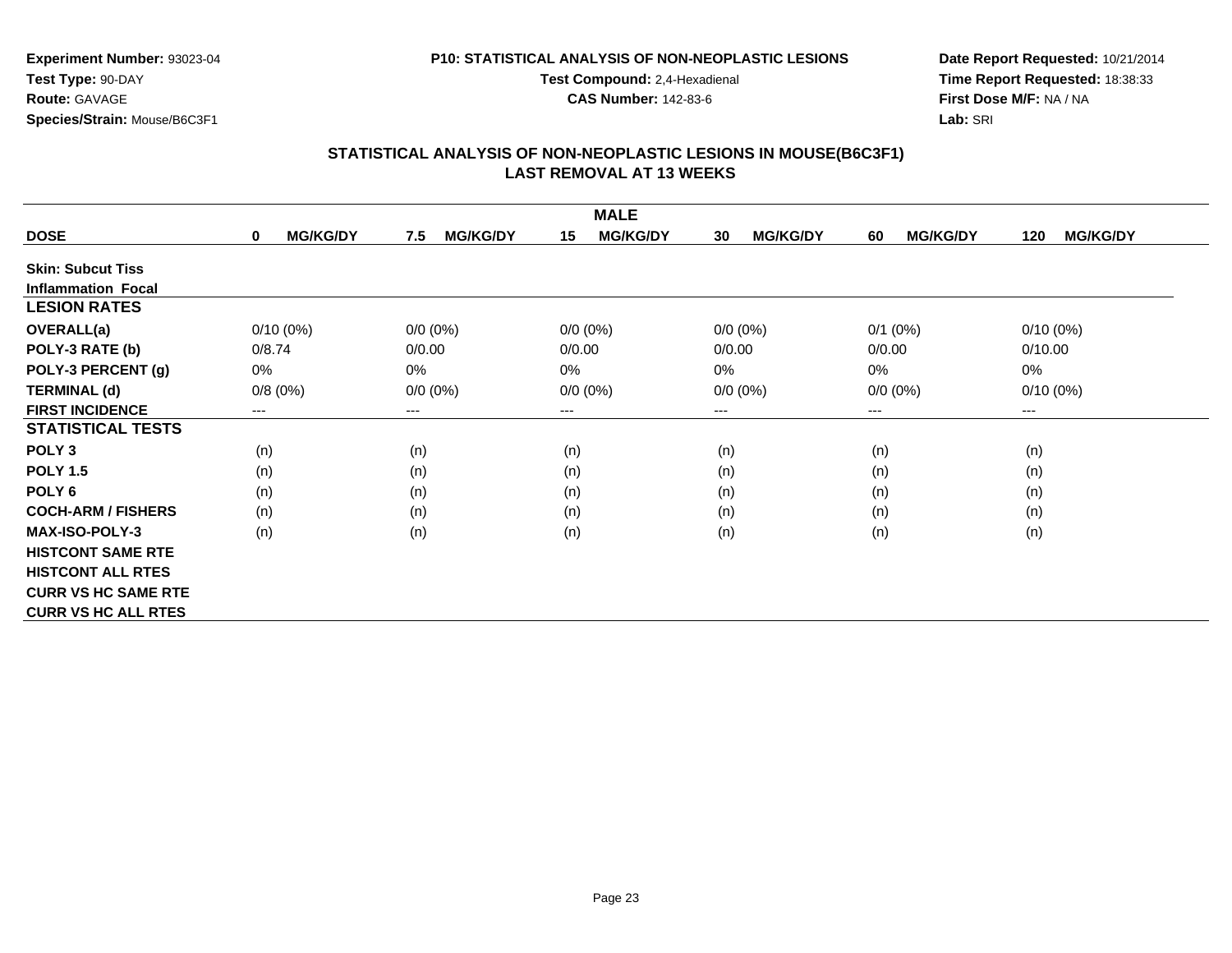**Experiment Number:** 93023-04
**Test Type:** 90-DAY
**Route:** GAVAGE
**Species/Strain:** Mouse/B6C3F1

**P10: STATISTICAL ANALYSIS OF NON-NEOPLASTIC LESIONS**
**Test Compound:** 2,4-Hexadienal
**CAS Number:** 142-83-6

**Date Report Requested:** 10/21/2014
**Time Report Requested:** 18:38:33
**First Dose M/F:** NA / NA
**Lab:** SRI

## STATISTICAL ANALYSIS OF NON-NEOPLASTIC LESIONS IN MOUSE(B6C3F1)
## LAST REMOVAL AT 13 WEEKS

| MALE | | | | | | |
|---|---|---|---|---|---|---|
| **DOSE** | **0 MG/KG/DY** | **7.5 MG/KG/DY** | **15 MG/KG/DY** | **30 MG/KG/DY** | **60 MG/KG/DY** | **120 MG/KG/DY** |
| **Skin: Subcut Tiss** | | | | | | |
| **Inflammation Focal** | | | | | | |
| **LESION RATES** | | | | | | |
| **OVERALL(a)** | 0/10 (0%) | 0/0 (0%) | 0/0 (0%) | 0/0 (0%) | 0/1 (0%) | 0/10 (0%) |
| **POLY-3 RATE (b)** | 0/8.74 | 0/0.00 | 0/0.00 | 0/0.00 | 0/0.00 | 0/10.00 |
| **POLY-3 PERCENT (g)** | 0% | 0% | 0% | 0% | 0% | 0% |
| **TERMINAL (d)** | 0/8 (0%) | 0/0 (0%) | 0/0 (0%) | 0/0 (0%) | 0/0 (0%) | 0/10 (0%) |
| **FIRST INCIDENCE** | --- | --- | --- | --- | --- | --- |
| **STATISTICAL TESTS** | | | | | | |
| **POLY 3** | (n) | (n) | (n) | (n) | (n) | (n) |
| **POLY 1.5** | (n) | (n) | (n) | (n) | (n) | (n) |
| **POLY 6** | (n) | (n) | (n) | (n) | (n) | (n) |
| **COCH-ARM / FISHERS** | (n) | (n) | (n) | (n) | (n) | (n) |
| **MAX-ISO-POLY-3** | (n) | (n) | (n) | (n) | (n) | (n) |
| **HISTCONT SAME RTE** | | | | | | |
| **HISTCONT ALL RTES** | | | | | | |
| **CURR VS HC SAME RTE** | | | | | | |
| **CURR VS HC ALL RTES** | | | | | | |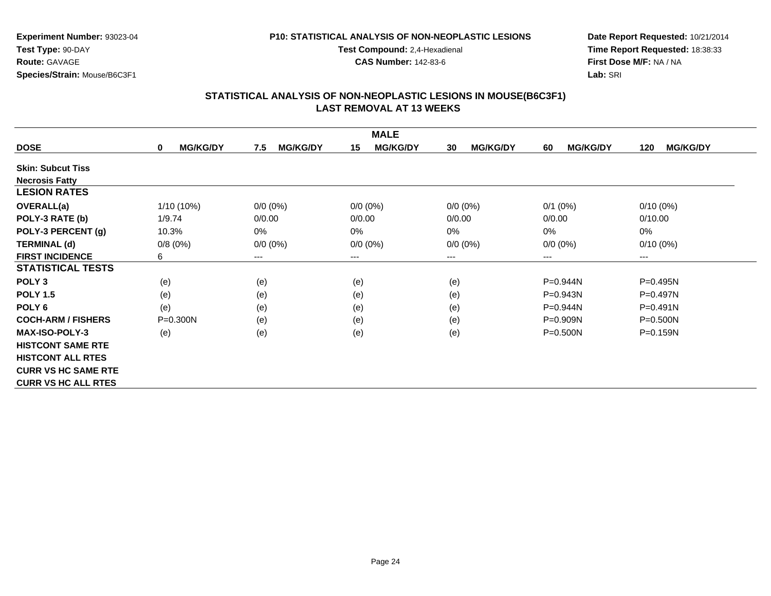Experiment Number: 93023-04
Test Type: 90-DAY
Route: GAVAGE
Species/Strain: Mouse/B6C3F1

P10: STATISTICAL ANALYSIS OF NON-NEOPLASTIC LESIONS
Test Compound: 2,4-Hexadienal
CAS Number: 142-83-6

Date Report Requested: 10/21/2014
Time Report Requested: 18:38:33
First Dose M/F: NA / NA
Lab: SRI

## STATISTICAL ANALYSIS OF NON-NEOPLASTIC LESIONS IN MOUSE(B6C3F1) LAST REMOVAL AT 13 WEEKS

| | MALE | | | | | |
|---|---|---|---|---|---|---|
| **DOSE** | **0 MG/KG/DY** | **7.5 MG/KG/DY** | **15 MG/KG/DY** | **30 MG/KG/DY** | **60 MG/KG/DY** | **120 MG/KG/DY** |
| **Skin: Subcut Tiss** | | | | | | |
| **Necrosis Fatty** | | | | | | |
| **LESION RATES** | | | | | | |
| **OVERALL(a)** | 1/10 (10%) | 0/0 (0%) | 0/0 (0%) | 0/0 (0%) | 0/1 (0%) | 0/10 (0%) |
| **POLY-3 RATE (b)** | 1/9.74 | 0/0.00 | 0/0.00 | 0/0.00 | 0/0.00 | 0/10.00 |
| **POLY-3 PERCENT (g)** | 10.3% | 0% | 0% | 0% | 0% | 0% |
| **TERMINAL (d)** | 0/8 (0%) | 0/0 (0%) | 0/0 (0%) | 0/0 (0%) | 0/0 (0%) | 0/10 (0%) |
| **FIRST INCIDENCE** | 6 | --- | --- | --- | --- | --- |
| **STATISTICAL TESTS** | | | | | | |
| **POLY 3** | (e) | (e) | (e) | (e) | P=0.944N | P=0.495N |
| **POLY 1.5** | (e) | (e) | (e) | (e) | P=0.943N | P=0.497N |
| **POLY 6** | (e) | (e) | (e) | (e) | P=0.944N | P=0.491N |
| **COCH-ARM / FISHERS** | P=0.300N | (e) | (e) | (e) | P=0.909N | P=0.500N |
| **MAX-ISO-POLY-3** | (e) | (e) | (e) | (e) | P=0.500N | P=0.159N |
| **HISTCONT SAME RTE** | | | | | | |
| **HISTCONT ALL RTES** | | | | | | |
| **CURR VS HC SAME RTE** | | | | | | |
| **CURR VS HC ALL RTES** | | | | | | |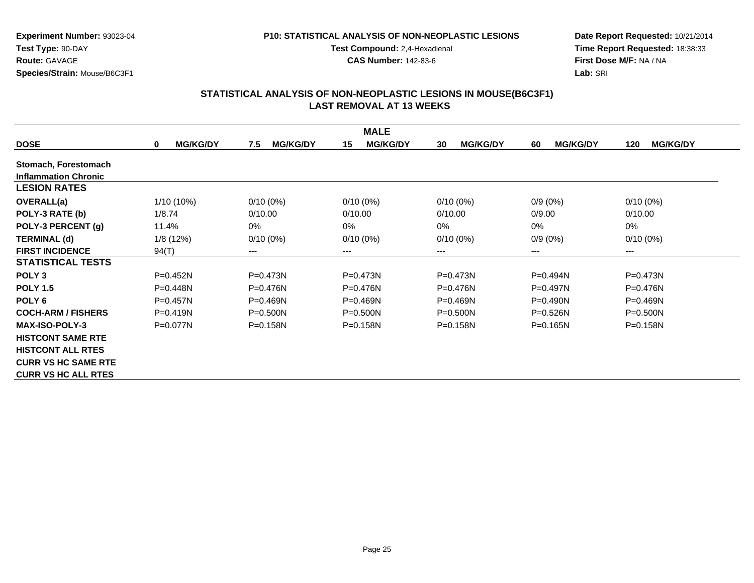**Experiment Number:** 93023-04
**Test Type:** 90-DAY
**Route:** GAVAGE
**Species/Strain:** Mouse/B6C3F1

**P10: STATISTICAL ANALYSIS OF NON-NEOPLASTIC LESIONS**
**Test Compound:** 2,4-Hexadienal
**CAS Number:** 142-83-6

**Date Report Requested:** 10/21/2014
**Time Report Requested:** 18:38:33
**First Dose M/F:** NA / NA
**Lab:** SRI

## STATISTICAL ANALYSIS OF NON-NEOPLASTIC LESIONS IN MOUSE(B6C3F1) LAST REMOVAL AT 13 WEEKS

| | MALE | | | | | |
|---|---|---|---|---|---|---|
| **DOSE** | **0 MG/KG/DY** | **7.5 MG/KG/DY** | **15 MG/KG/DY** | **30 MG/KG/DY** | **60 MG/KG/DY** | **120 MG/KG/DY** |
| **Stomach, Forestomach** | | | | | | |
| **Inflammation Chronic** | | | | | | |
| **LESION RATES** | | | | | | |
| **OVERALL(a)** | 1/10 (10%) | 0/10 (0%) | 0/10 (0%) | 0/10 (0%) | 0/9 (0%) | 0/10 (0%) |
| **POLY-3 RATE (b)** | 1/8.74 | 0/10.00 | 0/10.00 | 0/10.00 | 0/9.00 | 0/10.00 |
| **POLY-3 PERCENT (g)** | 11.4% | 0% | 0% | 0% | 0% | 0% |
| **TERMINAL (d)** | 1/8 (12%) | 0/10 (0%) | 0/10 (0%) | 0/10 (0%) | 0/9 (0%) | 0/10 (0%) |
| **FIRST INCIDENCE** | 94(T) | --- | --- | --- | --- | --- |
| **STATISTICAL TESTS** | | | | | | |
| **POLY 3** | P=0.452N | P=0.473N | P=0.473N | P=0.473N | P=0.494N | P=0.473N |
| **POLY 1.5** | P=0.448N | P=0.476N | P=0.476N | P=0.476N | P=0.497N | P=0.476N |
| **POLY 6** | P=0.457N | P=0.469N | P=0.469N | P=0.469N | P=0.490N | P=0.469N |
| **COCH-ARM / FISHERS** | P=0.419N | P=0.500N | P=0.500N | P=0.500N | P=0.526N | P=0.500N |
| **MAX-ISO-POLY-3** | P=0.077N | P=0.158N | P=0.158N | P=0.158N | P=0.165N | P=0.158N |
| **HISTCONT SAME RTE** | | | | | | |
| **HISTCONT ALL RTES** | | | | | | |
| **CURR VS HC SAME RTE** | | | | | | |
| **CURR VS HC ALL RTES** | | | | | | |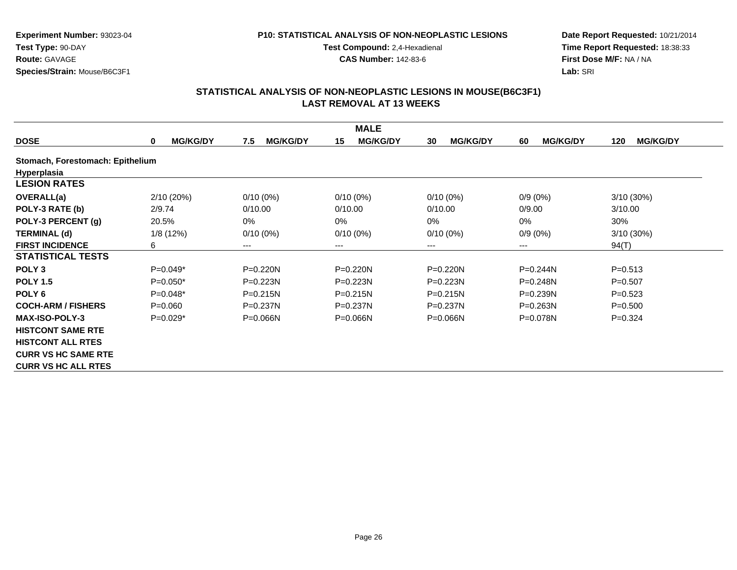**Experiment Number:** 93023-04
**Test Type:** 90-DAY
**Route:** GAVAGE
**Species/Strain:** Mouse/B6C3F1

**P10: STATISTICAL ANALYSIS OF NON-NEOPLASTIC LESIONS**
**Test Compound:** 2,4-Hexadienal
**CAS Number:** 142-83-6

**Date Report Requested:** 10/21/2014
**Time Report Requested:** 18:38:33
**First Dose M/F:** NA / NA
**Lab:** SRI

## STATISTICAL ANALYSIS OF NON-NEOPLASTIC LESIONS IN MOUSE(B6C3F1)
## LAST REMOVAL AT 13 WEEKS

| MALE | | | | | | |
|---|---|---|---|---|---|---|
| **DOSE** | **0 MG/KG/DY** | **7.5 MG/KG/DY** | **15 MG/KG/DY** | **30 MG/KG/DY** | **60 MG/KG/DY** | **120 MG/KG/DY** |
| **Stomach, Forestomach: Epithelium** | | | | | | |
| **Hyperplasia** | | | | | | |
| **LESION RATES** | | | | | | |
| **OVERALL(a)** | 2/10 (20%) | 0/10 (0%) | 0/10 (0%) | 0/10 (0%) | 0/9 (0%) | 3/10 (30%) |
| **POLY-3 RATE (b)** | 2/9.74 | 0/10.00 | 0/10.00 | 0/10.00 | 0/9.00 | 3/10.00 |
| **POLY-3 PERCENT (g)** | 20.5% | 0% | 0% | 0% | 0% | 30% |
| **TERMINAL (d)** | 1/8 (12%) | 0/10 (0%) | 0/10 (0%) | 0/10 (0%) | 0/9 (0%) | 3/10 (30%) |
| **FIRST INCIDENCE** | 6 | --- | --- | --- | --- | 94(T) |
| **STATISTICAL TESTS** | | | | | | |
| **POLY 3** | P=0.049* | P=0.220N | P=0.220N | P=0.220N | P=0.244N | P=0.513 |
| **POLY 1.5** | P=0.050* | P=0.223N | P=0.223N | P=0.223N | P=0.248N | P=0.507 |
| **POLY 6** | P=0.048* | P=0.215N | P=0.215N | P=0.215N | P=0.239N | P=0.523 |
| **COCH-ARM / FISHERS** | P=0.060 | P=0.237N | P=0.237N | P=0.237N | P=0.263N | P=0.500 |
| **MAX-ISO-POLY-3** | P=0.029* | P=0.066N | P=0.066N | P=0.066N | P=0.078N | P=0.324 |
| **HISTCONT SAME RTE** | | | | | | |
| **HISTCONT ALL RTES** | | | | | | |
| **CURR VS HC SAME RTE** | | | | | | |
| **CURR VS HC ALL RTES** | | | | | | |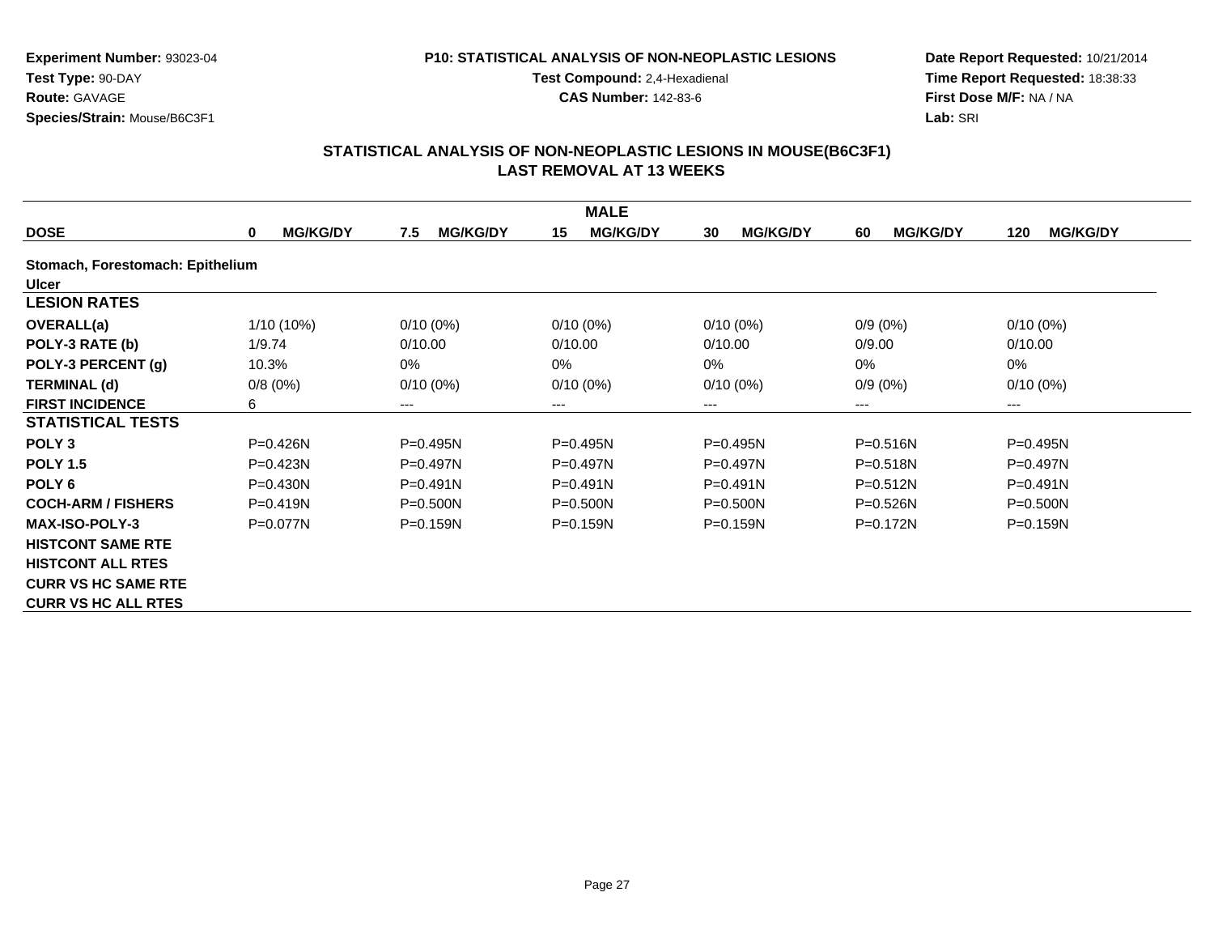Experiment Number: 93023-04
Test Type: 90-DAY
Route: GAVAGE
Species/Strain: Mouse/B6C3F1

P10: STATISTICAL ANALYSIS OF NON-NEOPLASTIC LESIONS
Test Compound: 2,4-Hexadienal
CAS Number: 142-83-6

Date Report Requested: 10/21/2014
Time Report Requested: 18:38:33
First Dose M/F: NA / NA
Lab: SRI

## STATISTICAL ANALYSIS OF NON-NEOPLASTIC LESIONS IN MOUSE(B6C3F1)
## LAST REMOVAL AT 13 WEEKS

| MALE | | | | | | |
|---|---|---|---|---|---|---|
| **DOSE** | **0 MG/KG/DY** | **7.5 MG/KG/DY** | **15 MG/KG/DY** | **30 MG/KG/DY** | **60 MG/KG/DY** | **120 MG/KG/DY** |
| **Stomach, Forestomach: Epithelium** | | | | | | |
| **Ulcer** | | | | | | |
| **LESION RATES** | | | | | | |
| **OVERALL(a)** | 1/10 (10%) | 0/10 (0%) | 0/10 (0%) | 0/10 (0%) | 0/9 (0%) | 0/10 (0%) |
| **POLY-3 RATE (b)** | 1/9.74 | 0/10.00 | 0/10.00 | 0/10.00 | 0/9.00 | 0/10.00 |
| **POLY-3 PERCENT (g)** | 10.3% | 0% | 0% | 0% | 0% | 0% |
| **TERMINAL (d)** | 0/8 (0%) | 0/10 (0%) | 0/10 (0%) | 0/10 (0%) | 0/9 (0%) | 0/10 (0%) |
| **FIRST INCIDENCE** | 6 | --- | --- | --- | --- | --- |
| **STATISTICAL TESTS** | | | | | | |
| **POLY 3** | P=0.426N | P=0.495N | P=0.495N | P=0.495N | P=0.516N | P=0.495N |
| **POLY 1.5** | P=0.423N | P=0.497N | P=0.497N | P=0.497N | P=0.518N | P=0.497N |
| **POLY 6** | P=0.430N | P=0.491N | P=0.491N | P=0.491N | P=0.512N | P=0.491N |
| **COCH-ARM / FISHERS** | P=0.419N | P=0.500N | P=0.500N | P=0.500N | P=0.526N | P=0.500N |
| **MAX-ISO-POLY-3** | P=0.077N | P=0.159N | P=0.159N | P=0.159N | P=0.172N | P=0.159N |
| **HISTCONT SAME RTE** | | | | | | |
| **HISTCONT ALL RTES** | | | | | | |
| **CURR VS HC SAME RTE** | | | | | | |
| **CURR VS HC ALL RTES** | | | | | | |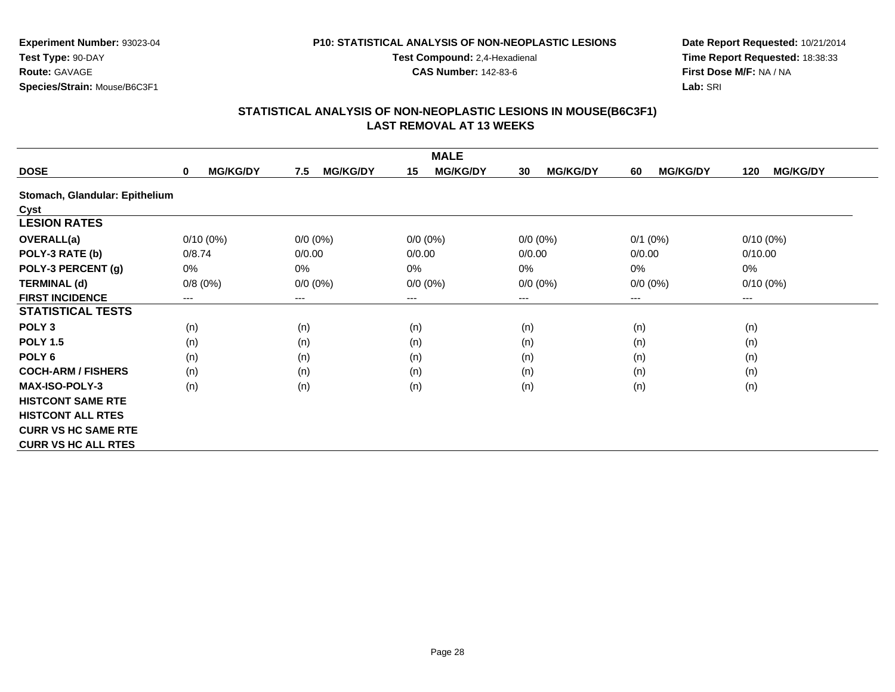**Experiment Number:** 93023-04
**Test Type:** 90-DAY
**Route:** GAVAGE
**Species/Strain:** Mouse/B6C3F1

**P10: STATISTICAL ANALYSIS OF NON-NEOPLASTIC LESIONS**
**Test Compound:** 2,4-Hexadienal
**CAS Number:** 142-83-6

**Date Report Requested:** 10/21/2014
**Time Report Requested:** 18:38:33
**First Dose M/F:** NA / NA
**Lab:** SRI

## STATISTICAL ANALYSIS OF NON-NEOPLASTIC LESIONS IN MOUSE(B6C3F1) LAST REMOVAL AT 13 WEEKS

| | MALE | | | | | |
|---|---|---|---|---|---|---|
| **DOSE** | **0 MG/KG/DY** | **7.5 MG/KG/DY** | **15 MG/KG/DY** | **30 MG/KG/DY** | **60 MG/KG/DY** | **120 MG/KG/DY** |
| **Stomach, Glandular: Epithelium** | | | | | | |
| **Cyst** | | | | | | |
| **LESION RATES** | | | | | | |
| **OVERALL(a)** | 0/10 (0%) | 0/0 (0%) | 0/0 (0%) | 0/0 (0%) | 0/1 (0%) | 0/10 (0%) |
| **POLY-3 RATE (b)** | 0/8.74 | 0/0.00 | 0/0.00 | 0/0.00 | 0/0.00 | 0/10.00 |
| **POLY-3 PERCENT (g)** | 0% | 0% | 0% | 0% | 0% | 0% |
| **TERMINAL (d)** | 0/8 (0%) | 0/0 (0%) | 0/0 (0%) | 0/0 (0%) | 0/0 (0%) | 0/10 (0%) |
| **FIRST INCIDENCE** | --- | --- | --- | --- | --- | --- |
| **STATISTICAL TESTS** | | | | | | |
| **POLY 3** | (n) | (n) | (n) | (n) | (n) | (n) |
| **POLY 1.5** | (n) | (n) | (n) | (n) | (n) | (n) |
| **POLY 6** | (n) | (n) | (n) | (n) | (n) | (n) |
| **COCH-ARM / FISHERS** | (n) | (n) | (n) | (n) | (n) | (n) |
| **MAX-ISO-POLY-3** | (n) | (n) | (n) | (n) | (n) | (n) |
| **HISTCONT SAME RTE** | | | | | | |
| **HISTCONT ALL RTES** | | | | | | |
| **CURR VS HC SAME RTE** | | | | | | |
| **CURR VS HC ALL RTES** | | | | | | |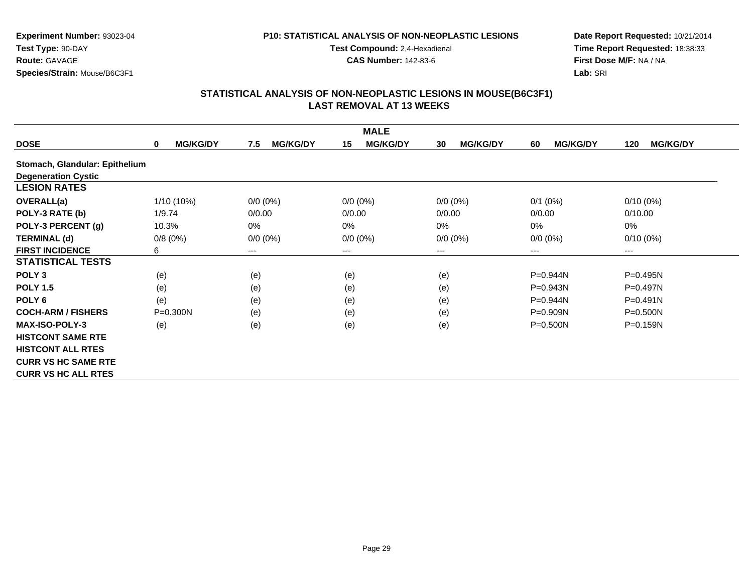**Experiment Number:** 93023-04
**Test Type:** 90-DAY
**Route:** GAVAGE
**Species/Strain:** Mouse/B6C3F1

**P10: STATISTICAL ANALYSIS OF NON-NEOPLASTIC LESIONS**
**Test Compound:** 2,4-Hexadienal
**CAS Number:** 142-83-6

**Date Report Requested:** 10/21/2014
**Time Report Requested:** 18:38:33
**First Dose M/F:** NA / NA
**Lab:** SRI

## STATISTICAL ANALYSIS OF NON-NEOPLASTIC LESIONS IN MOUSE(B6C3F1) LAST REMOVAL AT 13 WEEKS

| | MALE | | | | | |
|---|---|---|---|---|---|---|
| **DOSE** | **0 MG/KG/DY** | **7.5 MG/KG/DY** | **15 MG/KG/DY** | **30 MG/KG/DY** | **60 MG/KG/DY** | **120 MG/KG/DY** |
| **Stomach, Glandular: Epithelium Degeneration Cystic** | | | | | | |
| **LESION RATES** | | | | | | |
| **OVERALL(a)** | 1/10 (10%) | 0/0 (0%) | 0/0 (0%) | 0/0 (0%) | 0/1 (0%) | 0/10 (0%) |
| **POLY-3 RATE (b)** | 1/9.74 | 0/0.00 | 0/0.00 | 0/0.00 | 0/0.00 | 0/10.00 |
| **POLY-3 PERCENT (g)** | 10.3% | 0% | 0% | 0% | 0% | 0% |
| **TERMINAL (d)** | 0/8 (0%) | 0/0 (0%) | 0/0 (0%) | 0/0 (0%) | 0/0 (0%) | 0/10 (0%) |
| **FIRST INCIDENCE** | 6 | --- | --- | --- | --- | --- |
| **STATISTICAL TESTS** | | | | | | |
| **POLY 3** | (e) | (e) | (e) | (e) | P=0.944N | P=0.495N |
| **POLY 1.5** | (e) | (e) | (e) | (e) | P=0.943N | P=0.497N |
| **POLY 6** | (e) | (e) | (e) | (e) | P=0.944N | P=0.491N |
| **COCH-ARM / FISHERS** | P=0.300N | (e) | (e) | (e) | P=0.909N | P=0.500N |
| **MAX-ISO-POLY-3** | (e) | (e) | (e) | (e) | P=0.500N | P=0.159N |
| **HISTCONT SAME RTE** | | | | | | |
| **HISTCONT ALL RTES** | | | | | | |
| **CURR VS HC SAME RTE** | | | | | | |
| **CURR VS HC ALL RTES** | | | | | | |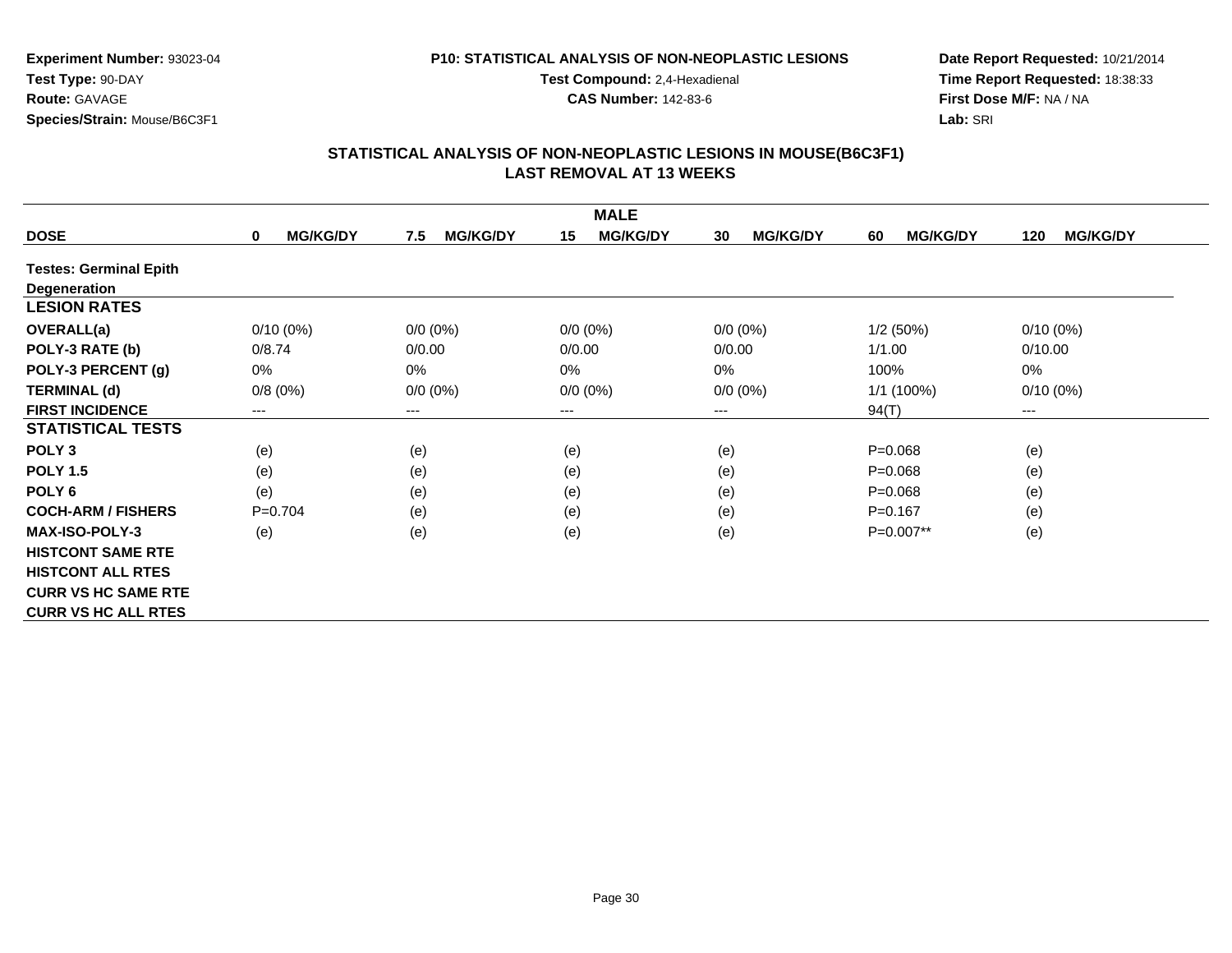**Experiment Number:** 93023-04
**Test Type:** 90-DAY
**Route:** GAVAGE
**Species/Strain:** Mouse/B6C3F1

**P10: STATISTICAL ANALYSIS OF NON-NEOPLASTIC LESIONS**
**Test Compound:** 2,4-Hexadienal
**CAS Number:** 142-83-6

**Date Report Requested:** 10/21/2014
**Time Report Requested:** 18:38:33
**First Dose M/F:** NA / NA
**Lab:** SRI

## STATISTICAL ANALYSIS OF NON-NEOPLASTIC LESIONS IN MOUSE(B6C3F1)
## LAST REMOVAL AT 13 WEEKS

| | MALE | | | | | |
|---|---|---|---|---|---|---|
| **DOSE** | **0 MG/KG/DY** | **7.5 MG/KG/DY** | **15 MG/KG/DY** | **30 MG/KG/DY** | **60 MG/KG/DY** | **120 MG/KG/DY** |
| **Testes: Germinal Epith Degeneration** | | | | | | |
| **LESION RATES** | | | | | | |
| **OVERALL(a)** | 0/10 (0%) | 0/0 (0%) | 0/0 (0%) | 0/0 (0%) | 1/2 (50%) | 0/10 (0%) |
| **POLY-3 RATE (b)** | 0/8.74 | 0/0.00 | 0/0.00 | 0/0.00 | 1/1.00 | 0/10.00 |
| **POLY-3 PERCENT (g)** | 0% | 0% | 0% | 0% | 100% | 0% |
| **TERMINAL (d)** | 0/8 (0%) | 0/0 (0%) | 0/0 (0%) | 0/0 (0%) | 1/1 (100%) | 0/10 (0%) |
| **FIRST INCIDENCE** | --- | --- | --- | --- | 94(T) | --- |
| **STATISTICAL TESTS** | | | | | | |
| **POLY 3** | (e) | (e) | (e) | (e) | P=0.068 | (e) |
| **POLY 1.5** | (e) | (e) | (e) | (e) | P=0.068 | (e) |
| **POLY 6** | (e) | (e) | (e) | (e) | P=0.068 | (e) |
| **COCH-ARM / FISHERS** | P=0.704 | (e) | (e) | (e) | P=0.167 | (e) |
| **MAX-ISO-POLY-3** | (e) | (e) | (e) | (e) | P=0.007** | (e) |
| **HISTCONT SAME RTE** | | | | | | |
| **HISTCONT ALL RTES** | | | | | | |
| **CURR VS HC SAME RTE** | | | | | | |
| **CURR VS HC ALL RTES** | | | | | | |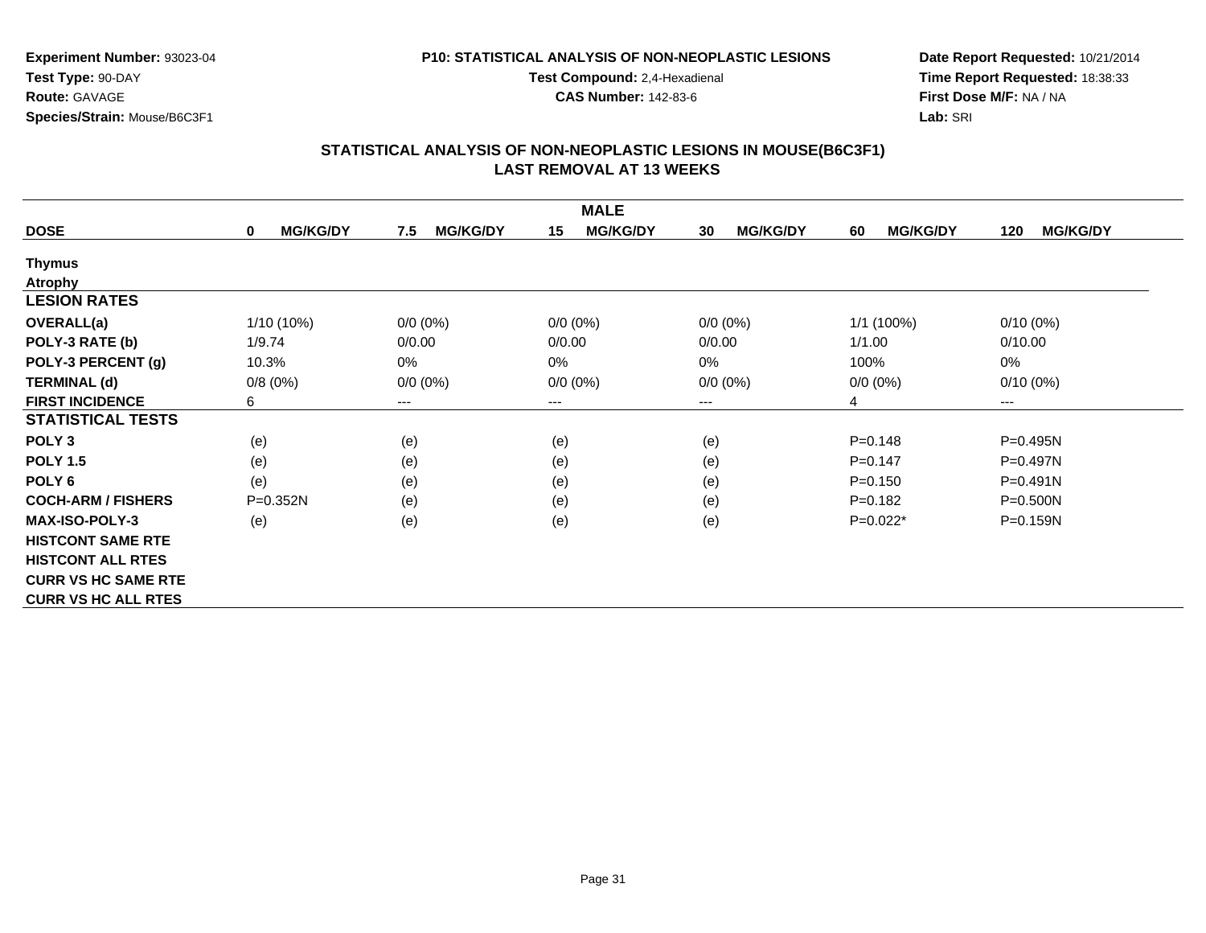**Experiment Number:** 93023-04
**Test Type:** 90-DAY
**Route:** GAVAGE
**Species/Strain:** Mouse/B6C3F1

**P10: STATISTICAL ANALYSIS OF NON-NEOPLASTIC LESIONS**
**Test Compound:** 2,4-Hexadienal
**CAS Number:** 142-83-6

**Date Report Requested:** 10/21/2014
**Time Report Requested:** 18:38:33
**First Dose M/F:** NA / NA
**Lab:** SRI

## STATISTICAL ANALYSIS OF NON-NEOPLASTIC LESIONS IN MOUSE(B6C3F1)
## LAST REMOVAL AT 13 WEEKS

| | MALE | | | | | |
|---|---|---|---|---|---|---|
| **DOSE** | **0 MG/KG/DY** | **7.5 MG/KG/DY** | **15 MG/KG/DY** | **30 MG/KG/DY** | **60 MG/KG/DY** | **120 MG/KG/DY** |
| **Thymus** | | | | | | |
| **Atrophy** | | | | | | |
| **LESION RATES** | | | | | | |
| **OVERALL(a)** | 1/10 (10%) | 0/0 (0%) | 0/0 (0%) | 0/0 (0%) | 1/1 (100%) | 0/10 (0%) |
| **POLY-3 RATE (b)** | 1/9.74 | 0/0.00 | 0/0.00 | 0/0.00 | 1/1.00 | 0/10.00 |
| **POLY-3 PERCENT (g)** | 10.3% | 0% | 0% | 0% | 100% | 0% |
| **TERMINAL (d)** | 0/8 (0%) | 0/0 (0%) | 0/0 (0%) | 0/0 (0%) | 0/0 (0%) | 0/10 (0%) |
| **FIRST INCIDENCE** | 6 | --- | --- | --- | 4 | --- |
| **STATISTICAL TESTS** | | | | | | |
| **POLY 3** | (e) | (e) | (e) | (e) | P=0.148 | P=0.495N |
| **POLY 1.5** | (e) | (e) | (e) | (e) | P=0.147 | P=0.497N |
| **POLY 6** | (e) | (e) | (e) | (e) | P=0.150 | P=0.491N |
| **COCH-ARM / FISHERS** | P=0.352N | (e) | (e) | (e) | P=0.182 | P=0.500N |
| **MAX-ISO-POLY-3** | (e) | (e) | (e) | (e) | P=0.022* | P=0.159N |
| **HISTCONT SAME RTE** | | | | | | |
| **HISTCONT ALL RTES** | | | | | | |
| **CURR VS HC SAME RTE** | | | | | | |
| **CURR VS HC ALL RTES** | | | | | | |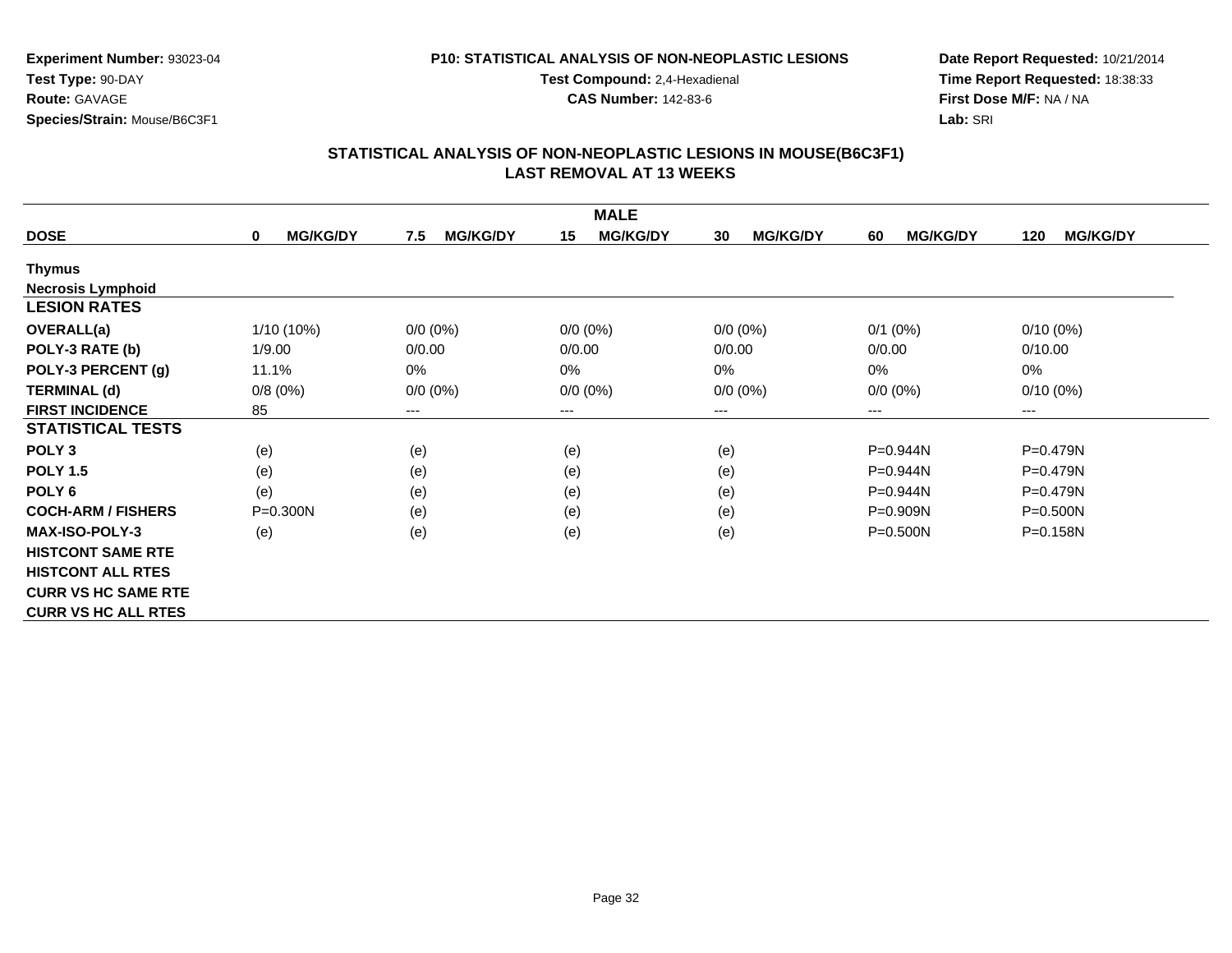**Experiment Number:** 93023-04
**Test Type:** 90-DAY
**Route:** GAVAGE
**Species/Strain:** Mouse/B6C3F1

**P10: STATISTICAL ANALYSIS OF NON-NEOPLASTIC LESIONS**
**Test Compound:** 2,4-Hexadienal
**CAS Number:** 142-83-6

**Date Report Requested:** 10/21/2014
**Time Report Requested:** 18:38:33
**First Dose M/F:** NA / NA
**Lab:** SRI

## STATISTICAL ANALYSIS OF NON-NEOPLASTIC LESIONS IN MOUSE(B6C3F1)
## LAST REMOVAL AT 13 WEEKS

| | MALE | | | | | |
|---|---|---|---|---|---|---|
| **DOSE** | **0 MG/KG/DY** | **7.5 MG/KG/DY** | **15 MG/KG/DY** | **30 MG/KG/DY** | **60 MG/KG/DY** | **120 MG/KG/DY** |
| **Thymus** | | | | | | |
| **Necrosis Lymphoid** | | | | | | |
| **LESION RATES** | | | | | | |
| **OVERALL(a)** | 1/10 (10%) | 0/0 (0%) | 0/0 (0%) | 0/0 (0%) | 0/1 (0%) | 0/10 (0%) |
| **POLY-3 RATE (b)** | 1/9.00 | 0/0.00 | 0/0.00 | 0/0.00 | 0/0.00 | 0/10.00 |
| **POLY-3 PERCENT (g)** | 11.1% | 0% | 0% | 0% | 0% | 0% |
| **TERMINAL (d)** | 0/8 (0%) | 0/0 (0%) | 0/0 (0%) | 0/0 (0%) | 0/0 (0%) | 0/10 (0%) |
| **FIRST INCIDENCE** | 85 | --- | --- | --- | --- | --- |
| **STATISTICAL TESTS** | | | | | | |
| **POLY 3** | (e) | (e) | (e) | (e) | P=0.944N | P=0.479N |
| **POLY 1.5** | (e) | (e) | (e) | (e) | P=0.944N | P=0.479N |
| **POLY 6** | (e) | (e) | (e) | (e) | P=0.944N | P=0.479N |
| **COCH-ARM / FISHERS** | P=0.300N | (e) | (e) | (e) | P=0.909N | P=0.500N |
| **MAX-ISO-POLY-3** | (e) | (e) | (e) | (e) | P=0.500N | P=0.158N |
| **HISTCONT SAME RTE** | | | | | | |
| **HISTCONT ALL RTES** | | | | | | |
| **CURR VS HC SAME RTE** | | | | | | |
| **CURR VS HC ALL RTES** | | | | | | |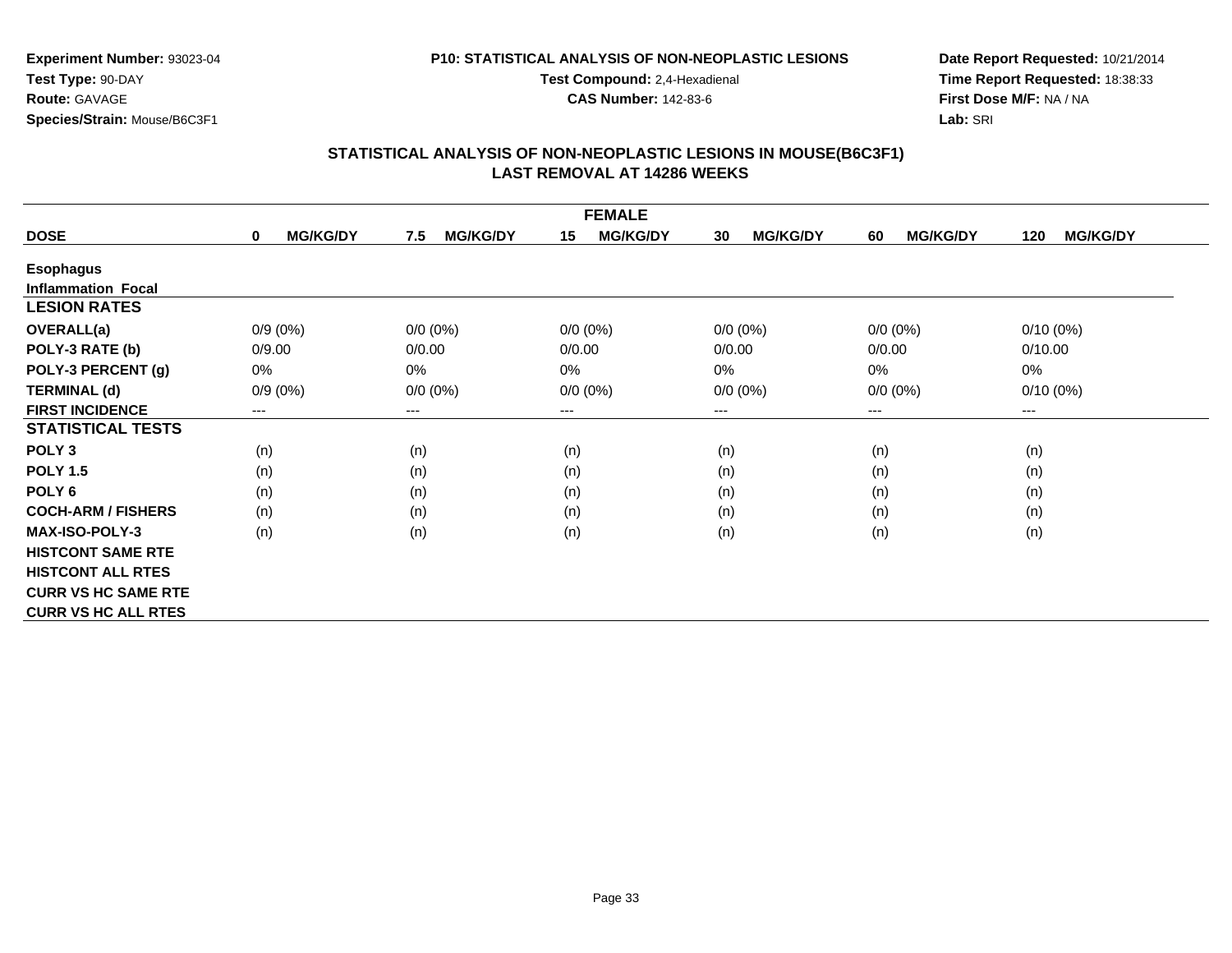**Experiment Number:** 93023-04
**Test Type:** 90-DAY
**Route:** GAVAGE
**Species/Strain:** Mouse/B6C3F1

**P10: STATISTICAL ANALYSIS OF NON-NEOPLASTIC LESIONS**
**Test Compound:** 2,4-Hexadienal
**CAS Number:** 142-83-6

**Date Report Requested:** 10/21/2014
**Time Report Requested:** 18:38:33
**First Dose M/F:** NA / NA
**Lab:** SRI

## STATISTICAL ANALYSIS OF NON-NEOPLASTIC LESIONS IN MOUSE(B6C3F1)
## LAST REMOVAL AT 14286 WEEKS

| FEMALE | | | | | | |
|---|---|---|---|---|---|---|
| **DOSE** | **0 MG/KG/DY** | **7.5 MG/KG/DY** | **15 MG/KG/DY** | **30 MG/KG/DY** | **60 MG/KG/DY** | **120 MG/KG/DY** |
| **Esophagus** | | | | | | |
| **Inflammation Focal** | | | | | | |
| **LESION RATES** | | | | | | |
| **OVERALL(a)** | 0/9 (0%) | 0/0 (0%) | 0/0 (0%) | 0/0 (0%) | 0/0 (0%) | 0/10 (0%) |
| **POLY-3 RATE (b)** | 0/9.00 | 0/0.00 | 0/0.00 | 0/0.00 | 0/0.00 | 0/10.00 |
| **POLY-3 PERCENT (g)** | 0% | 0% | 0% | 0% | 0% | 0% |
| **TERMINAL (d)** | 0/9 (0%) | 0/0 (0%) | 0/0 (0%) | 0/0 (0%) | 0/0 (0%) | 0/10 (0%) |
| **FIRST INCIDENCE** | --- | --- | --- | --- | --- | --- |
| **STATISTICAL TESTS** | | | | | | |
| **POLY 3** | (n) | (n) | (n) | (n) | (n) | (n) |
| **POLY 1.5** | (n) | (n) | (n) | (n) | (n) | (n) |
| **POLY 6** | (n) | (n) | (n) | (n) | (n) | (n) |
| **COCH-ARM / FISHERS** | (n) | (n) | (n) | (n) | (n) | (n) |
| **MAX-ISO-POLY-3** | (n) | (n) | (n) | (n) | (n) | (n) |
| **HISTCONT SAME RTE** | | | | | | |
| **HISTCONT ALL RTES** | | | | | | |
| **CURR VS HC SAME RTE** | | | | | | |
| **CURR VS HC ALL RTES** | | | | | | |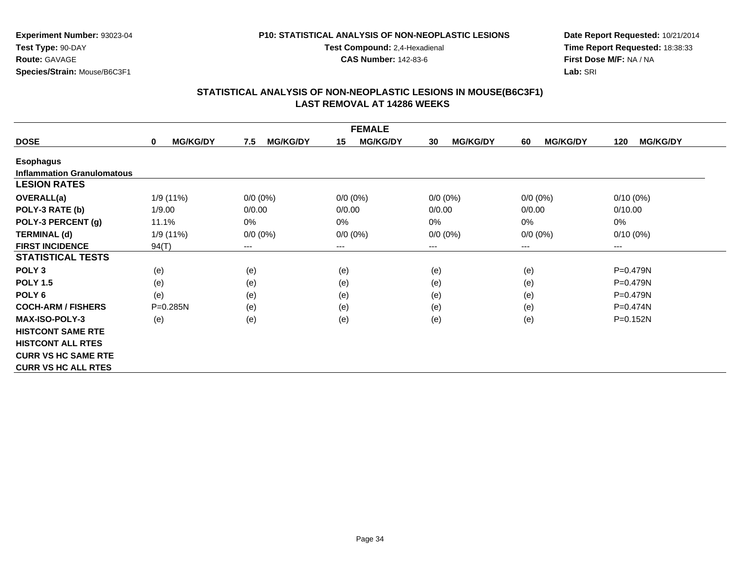**Experiment Number:** 93023-04
**Test Type:** 90-DAY
**Route:** GAVAGE
**Species/Strain:** Mouse/B6C3F1

**P10: STATISTICAL ANALYSIS OF NON-NEOPLASTIC LESIONS**
**Test Compound:** 2,4-Hexadienal
**CAS Number:** 142-83-6

**Date Report Requested:** 10/21/2014
**Time Report Requested:** 18:38:33
**First Dose M/F:** NA / NA
**Lab:** SRI

## STATISTICAL ANALYSIS OF NON-NEOPLASTIC LESIONS IN MOUSE(B6C3F1)
## LAST REMOVAL AT 14286 WEEKS

| FEMALE | | | | | | |
|---|---|---|---|---|---|---|
| **DOSE** | **0 MG/KG/DY** | **7.5 MG/KG/DY** | **15 MG/KG/DY** | **30 MG/KG/DY** | **60 MG/KG/DY** | **120 MG/KG/DY** |
| **Esophagus** | | | | | | |
| **Inflammation Granulomatous** | | | | | | |
| **LESION RATES** | | | | | | |
| **OVERALL(a)** | 1/9 (11%) | 0/0 (0%) | 0/0 (0%) | 0/0 (0%) | 0/0 (0%) | 0/10 (0%) |
| **POLY-3 RATE (b)** | 1/9.00 | 0/0.00 | 0/0.00 | 0/0.00 | 0/0.00 | 0/10.00 |
| **POLY-3 PERCENT (g)** | 11.1% | 0% | 0% | 0% | 0% | 0% |
| **TERMINAL (d)** | 1/9 (11%) | 0/0 (0%) | 0/0 (0%) | 0/0 (0%) | 0/0 (0%) | 0/10 (0%) |
| **FIRST INCIDENCE** | 94(T) | --- | --- | --- | --- | --- |
| **STATISTICAL TESTS** | | | | | | |
| **POLY 3** | (e) | (e) | (e) | (e) | (e) | P=0.479N |
| **POLY 1.5** | (e) | (e) | (e) | (e) | (e) | P=0.479N |
| **POLY 6** | (e) | (e) | (e) | (e) | (e) | P=0.479N |
| **COCH-ARM / FISHERS** | P=0.285N | (e) | (e) | (e) | (e) | P=0.474N |
| **MAX-ISO-POLY-3** | (e) | (e) | (e) | (e) | (e) | P=0.152N |
| **HISTCONT SAME RTE** | | | | | | |
| **HISTCONT ALL RTES** | | | | | | |
| **CURR VS HC SAME RTE** | | | | | | |
| **CURR VS HC ALL RTES** | | | | | | |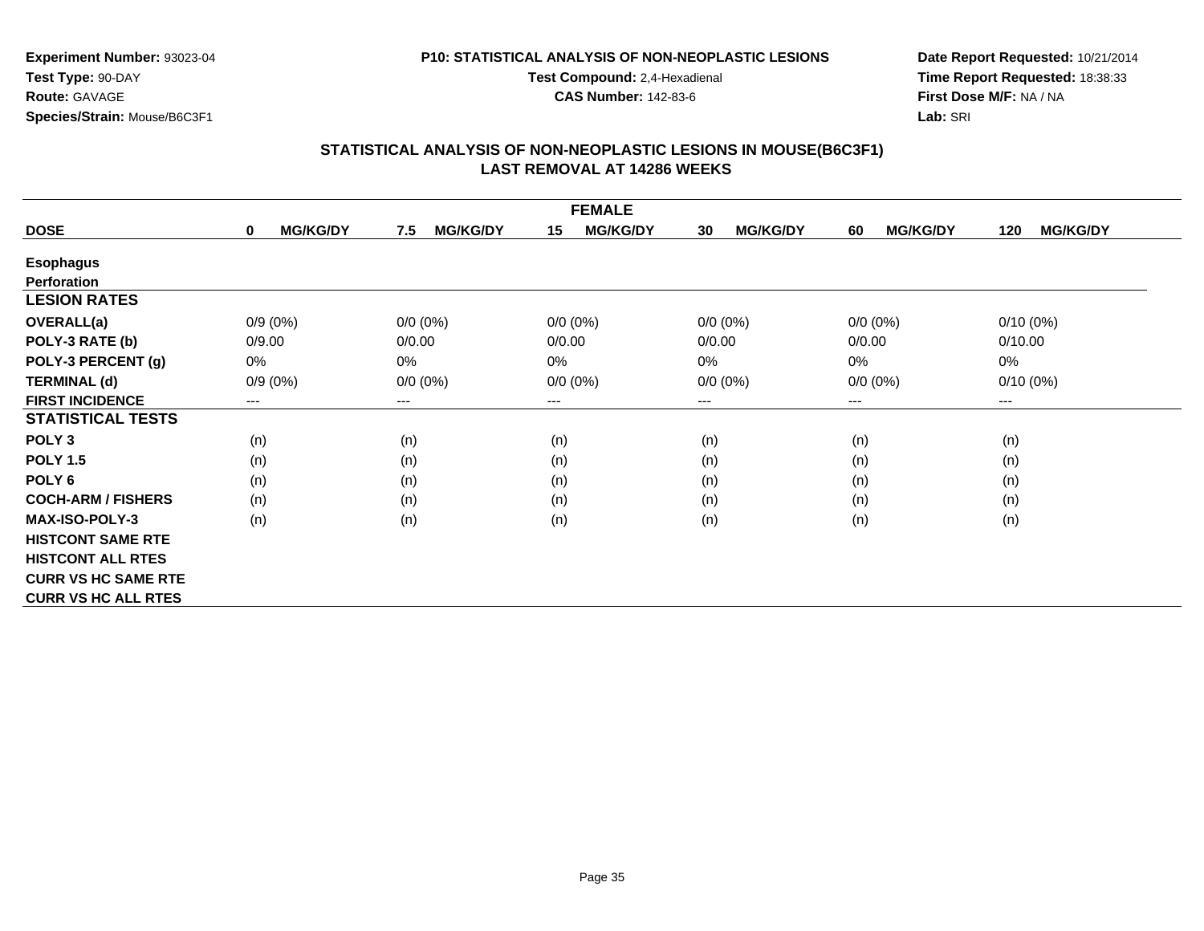**Experiment Number:** 93023-04
**Test Type:** 90-DAY
**Route:** GAVAGE
**Species/Strain:** Mouse/B6C3F1

**P10: STATISTICAL ANALYSIS OF NON-NEOPLASTIC LESIONS**
**Test Compound:** 2,4-Hexadienal
**CAS Number:** 142-83-6

**Date Report Requested:** 10/21/2014
**Time Report Requested:** 18:38:33
**First Dose M/F:** NA / NA
**Lab:** SRI

## STATISTICAL ANALYSIS OF NON-NEOPLASTIC LESIONS IN MOUSE(B6C3F1)
## LAST REMOVAL AT 14286 WEEKS

| FEMALE | | | | | | |
|---|---|---|---|---|---|---|
| **DOSE** | **0 MG/KG/DY** | **7.5 MG/KG/DY** | **15 MG/KG/DY** | **30 MG/KG/DY** | **60 MG/KG/DY** | **120 MG/KG/DY** |
| **Esophagus** | | | | | | |
| **Perforation** | | | | | | |
| **LESION RATES** | | | | | | |
| **OVERALL(a)** | 0/9 (0%) | 0/0 (0%) | 0/0 (0%) | 0/0 (0%) | 0/0 (0%) | 0/10 (0%) |
| **POLY-3 RATE (b)** | 0/9.00 | 0/0.00 | 0/0.00 | 0/0.00 | 0/0.00 | 0/10.00 |
| **POLY-3 PERCENT (g)** | 0% | 0% | 0% | 0% | 0% | 0% |
| **TERMINAL (d)** | 0/9 (0%) | 0/0 (0%) | 0/0 (0%) | 0/0 (0%) | 0/0 (0%) | 0/10 (0%) |
| **FIRST INCIDENCE** | --- | --- | --- | --- | --- | --- |
| **STATISTICAL TESTS** | | | | | | |
| **POLY 3** | (n) | (n) | (n) | (n) | (n) | (n) |
| **POLY 1.5** | (n) | (n) | (n) | (n) | (n) | (n) |
| **POLY 6** | (n) | (n) | (n) | (n) | (n) | (n) |
| **COCH-ARM / FISHERS** | (n) | (n) | (n) | (n) | (n) | (n) |
| **MAX-ISO-POLY-3** | (n) | (n) | (n) | (n) | (n) | (n) |
| **HISTCONT SAME RTE** | | | | | | |
| **HISTCONT ALL RTES** | | | | | | |
| **CURR VS HC SAME RTE** | | | | | | |
| **CURR VS HC ALL RTES** | | | | | | |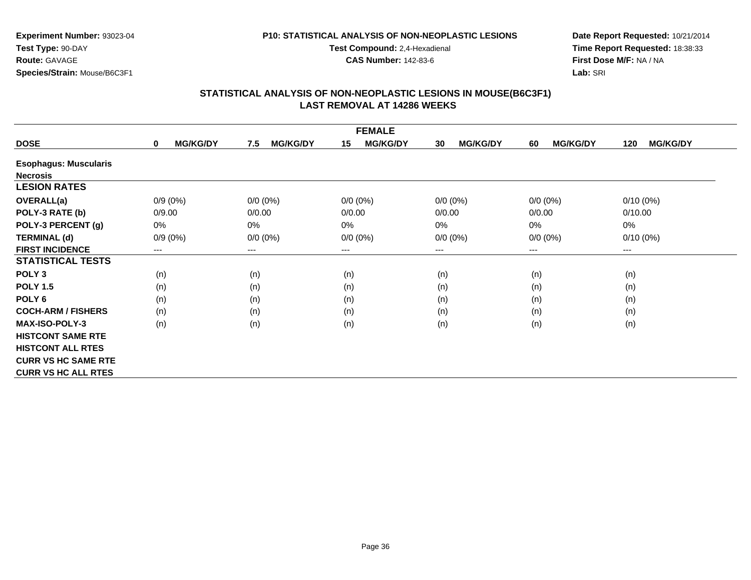**Experiment Number:** 93023-04
**Test Type:** 90-DAY
**Route:** GAVAGE
**Species/Strain:** Mouse/B6C3F1

**P10: STATISTICAL ANALYSIS OF NON-NEOPLASTIC LESIONS**
**Test Compound:** 2,4-Hexadienal
**CAS Number:** 142-83-6

**Date Report Requested:** 10/21/2014
**Time Report Requested:** 18:38:33
**First Dose M/F:** NA / NA
**Lab:** SRI

## STATISTICAL ANALYSIS OF NON-NEOPLASTIC LESIONS IN MOUSE(B6C3F1)
## LAST REMOVAL AT 14286 WEEKS

| | FEMALE | | | | | |
|---|---|---|---|---|---|---|
| **DOSE** | **0 MG/KG/DY** | **7.5 MG/KG/DY** | **15 MG/KG/DY** | **30 MG/KG/DY** | **60 MG/KG/DY** | **120 MG/KG/DY** |
| **Esophagus: Muscularis** | | | | | | |
| **Necrosis** | | | | | | |
| **LESION RATES** | | | | | | |
| **OVERALL(a)** | 0/9 (0%) | 0/0 (0%) | 0/0 (0%) | 0/0 (0%) | 0/0 (0%) | 0/10 (0%) |
| **POLY-3 RATE (b)** | 0/9.00 | 0/0.00 | 0/0.00 | 0/0.00 | 0/0.00 | 0/10.00 |
| **POLY-3 PERCENT (g)** | 0% | 0% | 0% | 0% | 0% | 0% |
| **TERMINAL (d)** | 0/9 (0%) | 0/0 (0%) | 0/0 (0%) | 0/0 (0%) | 0/0 (0%) | 0/10 (0%) |
| **FIRST INCIDENCE** | --- | --- | --- | --- | --- | --- |
| **STATISTICAL TESTS** | | | | | | |
| **POLY 3** | (n) | (n) | (n) | (n) | (n) | (n) |
| **POLY 1.5** | (n) | (n) | (n) | (n) | (n) | (n) |
| **POLY 6** | (n) | (n) | (n) | (n) | (n) | (n) |
| **COCH-ARM / FISHERS** | (n) | (n) | (n) | (n) | (n) | (n) |
| **MAX-ISO-POLY-3** | (n) | (n) | (n) | (n) | (n) | (n) |
| **HISTCONT SAME RTE** | | | | | | |
| **HISTCONT ALL RTES** | | | | | | |
| **CURR VS HC SAME RTE** | | | | | | |
| **CURR VS HC ALL RTES** | | | | | | |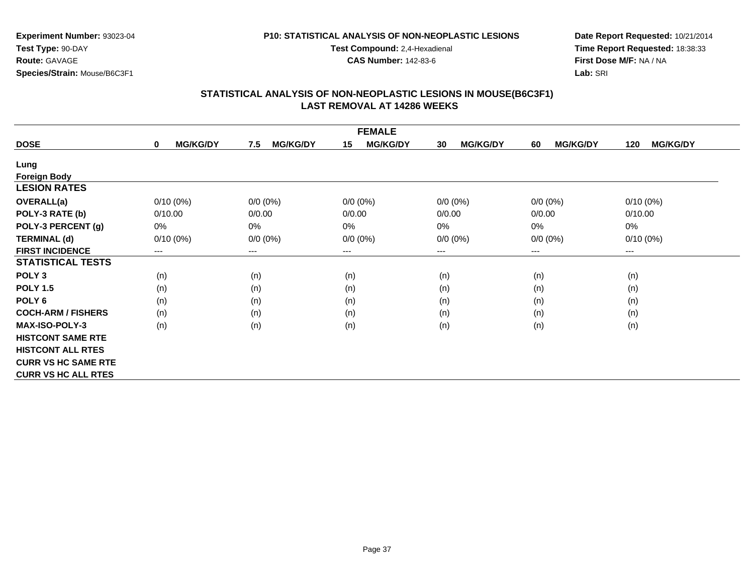**Experiment Number:** 93023-04
**Test Type:** 90-DAY
**Route:** GAVAGE
**Species/Strain:** Mouse/B6C3F1

**P10: STATISTICAL ANALYSIS OF NON-NEOPLASTIC LESIONS**
**Test Compound:** 2,4-Hexadienal
**CAS Number:** 142-83-6

**Date Report Requested:** 10/21/2014
**Time Report Requested:** 18:38:33
**First Dose M/F:** NA / NA
**Lab:** SRI

## STATISTICAL ANALYSIS OF NON-NEOPLASTIC LESIONS IN MOUSE(B6C3F1)
## LAST REMOVAL AT 14286 WEEKS

| FEMALE | | | | | | |
|---|---|---|---|---|---|---|
| **DOSE** | **0 MG/KG/DY** | **7.5 MG/KG/DY** | **15 MG/KG/DY** | **30 MG/KG/DY** | **60 MG/KG/DY** | **120 MG/KG/DY** |
| **Lung** | | | | | | |
| **Foreign Body** | | | | | | |
| **LESION RATES** | | | | | | |
| **OVERALL(a)** | 0/10 (0%) | 0/0 (0%) | 0/0 (0%) | 0/0 (0%) | 0/0 (0%) | 0/10 (0%) |
| **POLY-3 RATE (b)** | 0/10.00 | 0/0.00 | 0/0.00 | 0/0.00 | 0/0.00 | 0/10.00 |
| **POLY-3 PERCENT (g)** | 0% | 0% | 0% | 0% | 0% | 0% |
| **TERMINAL (d)** | 0/10 (0%) | 0/0 (0%) | 0/0 (0%) | 0/0 (0%) | 0/0 (0%) | 0/10 (0%) |
| **FIRST INCIDENCE** | --- | --- | --- | --- | --- | --- |
| **STATISTICAL TESTS** | | | | | | |
| **POLY 3** | (n) | (n) | (n) | (n) | (n) | (n) |
| **POLY 1.5** | (n) | (n) | (n) | (n) | (n) | (n) |
| **POLY 6** | (n) | (n) | (n) | (n) | (n) | (n) |
| **COCH-ARM / FISHERS** | (n) | (n) | (n) | (n) | (n) | (n) |
| **MAX-ISO-POLY-3** | (n) | (n) | (n) | (n) | (n) | (n) |
| **HISTCONT SAME RTE** | | | | | | |
| **HISTCONT ALL RTES** | | | | | | |
| **CURR VS HC SAME RTE** | | | | | | |
| **CURR VS HC ALL RTES** | | | | | | |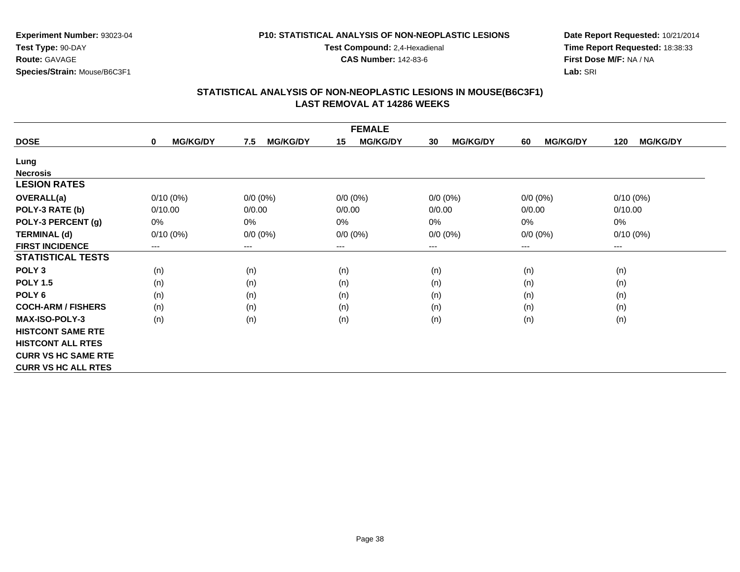**Experiment Number:** 93023-04
**Test Type:** 90-DAY
**Route:** GAVAGE
**Species/Strain:** Mouse/B6C3F1

**P10: STATISTICAL ANALYSIS OF NON-NEOPLASTIC LESIONS**
**Test Compound:** 2,4-Hexadienal
**CAS Number:** 142-83-6

**Date Report Requested:** 10/21/2014
**Time Report Requested:** 18:38:33
**First Dose M/F:** NA / NA
**Lab:** SRI

## STATISTICAL ANALYSIS OF NON-NEOPLASTIC LESIONS IN MOUSE(B6C3F1)
## LAST REMOVAL AT 14286 WEEKS

| FEMALE | | | | | | |
|---|---|---|---|---|---|---|
| **DOSE** | **0 MG/KG/DY** | **7.5 MG/KG/DY** | **15 MG/KG/DY** | **30 MG/KG/DY** | **60 MG/KG/DY** | **120 MG/KG/DY** |
| **Lung** | | | | | | |
| **Necrosis** | | | | | | |
| **LESION RATES** | | | | | | |
| **OVERALL(a)** | 0/10 (0%) | 0/0 (0%) | 0/0 (0%) | 0/0 (0%) | 0/0 (0%) | 0/10 (0%) |
| **POLY-3 RATE (b)** | 0/10.00 | 0/0.00 | 0/0.00 | 0/0.00 | 0/0.00 | 0/10.00 |
| **POLY-3 PERCENT (g)** | 0% | 0% | 0% | 0% | 0% | 0% |
| **TERMINAL (d)** | 0/10 (0%) | 0/0 (0%) | 0/0 (0%) | 0/0 (0%) | 0/0 (0%) | 0/10 (0%) |
| **FIRST INCIDENCE** | --- | --- | --- | --- | --- | --- |
| **STATISTICAL TESTS** | | | | | | |
| **POLY 3** | (n) | (n) | (n) | (n) | (n) | (n) |
| **POLY 1.5** | (n) | (n) | (n) | (n) | (n) | (n) |
| **POLY 6** | (n) | (n) | (n) | (n) | (n) | (n) |
| **COCH-ARM / FISHERS** | (n) | (n) | (n) | (n) | (n) | (n) |
| **MAX-ISO-POLY-3** | (n) | (n) | (n) | (n) | (n) | (n) |
| **HISTCONT SAME RTE** | | | | | | |
| **HISTCONT ALL RTES** | | | | | | |
| **CURR VS HC SAME RTE** | | | | | | |
| **CURR VS HC ALL RTES** | | | | | | |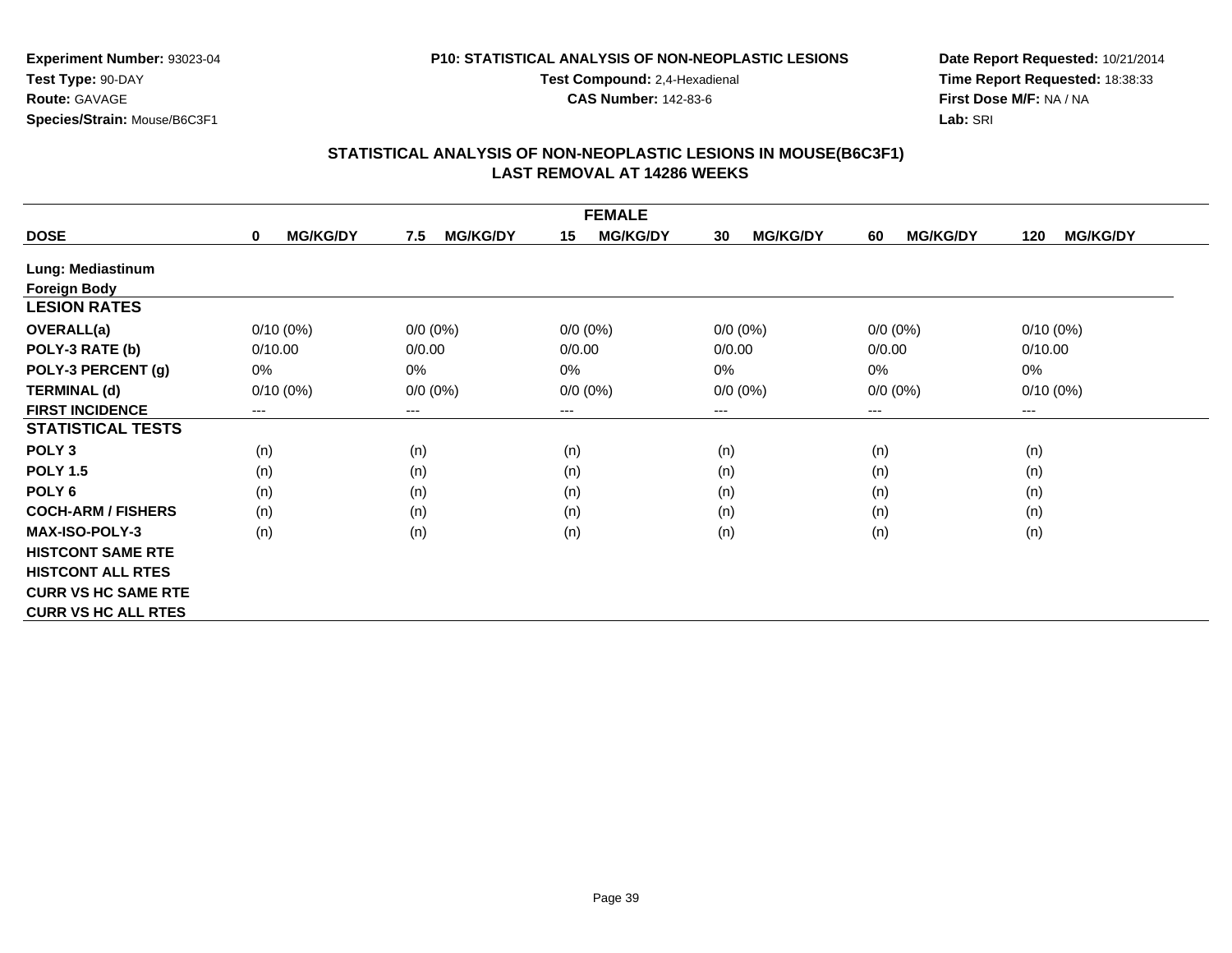**Experiment Number:** 93023-04
**Test Type:** 90-DAY
**Route:** GAVAGE
**Species/Strain:** Mouse/B6C3F1

**P10: STATISTICAL ANALYSIS OF NON-NEOPLASTIC LESIONS**
**Test Compound:** 2,4-Hexadienal
**CAS Number:** 142-83-6

**Date Report Requested:** 10/21/2014
**Time Report Requested:** 18:38:33
**First Dose M/F:** NA / NA
**Lab:** SRI

## STATISTICAL ANALYSIS OF NON-NEOPLASTIC LESIONS IN MOUSE(B6C3F1) LAST REMOVAL AT 14286 WEEKS

| FEMALE | | | | | | |
|---|---|---|---|---|---|---|
| **DOSE** | **0 MG/KG/DY** | **7.5 MG/KG/DY** | **15 MG/KG/DY** | **30 MG/KG/DY** | **60 MG/KG/DY** | **120 MG/KG/DY** |
| **Lung: Mediastinum** | | | | | | |
| **Foreign Body** | | | | | | |
| **LESION RATES** | | | | | | |
| **OVERALL(a)** | 0/10 (0%) | 0/0 (0%) | 0/0 (0%) | 0/0 (0%) | 0/0 (0%) | 0/10 (0%) |
| **POLY-3 RATE (b)** | 0/10.00 | 0/0.00 | 0/0.00 | 0/0.00 | 0/0.00 | 0/10.00 |
| **POLY-3 PERCENT (g)** | 0% | 0% | 0% | 0% | 0% | 0% |
| **TERMINAL (d)** | 0/10 (0%) | 0/0 (0%) | 0/0 (0%) | 0/0 (0%) | 0/0 (0%) | 0/10 (0%) |
| **FIRST INCIDENCE** | --- | --- | --- | --- | --- | --- |
| **STATISTICAL TESTS** | | | | | | |
| **POLY 3** | (n) | (n) | (n) | (n) | (n) | (n) |
| **POLY 1.5** | (n) | (n) | (n) | (n) | (n) | (n) |
| **POLY 6** | (n) | (n) | (n) | (n) | (n) | (n) |
| **COCH-ARM / FISHERS** | (n) | (n) | (n) | (n) | (n) | (n) |
| **MAX-ISO-POLY-3** | (n) | (n) | (n) | (n) | (n) | (n) |
| **HISTCONT SAME RTE** | | | | | | |
| **HISTCONT ALL RTES** | | | | | | |
| **CURR VS HC SAME RTE** | | | | | | |
| **CURR VS HC ALL RTES** | | | | | | |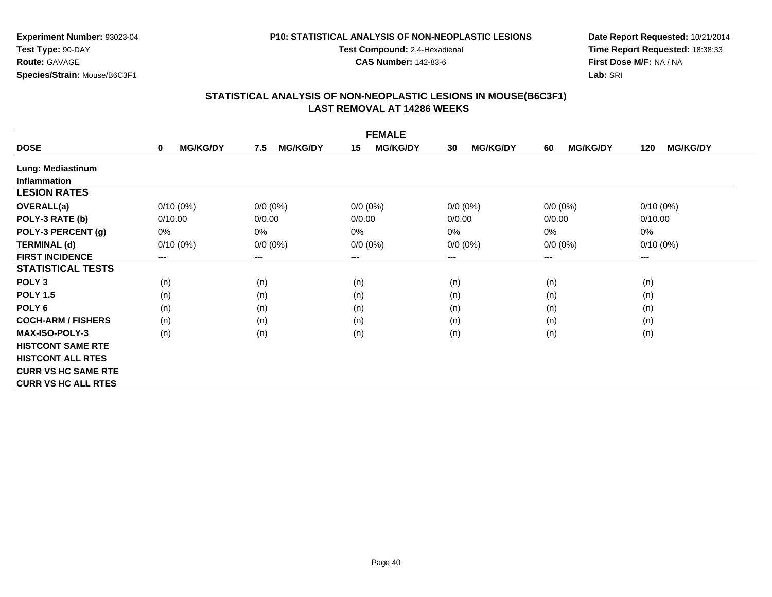**Experiment Number:** 93023-04
**Test Type:** 90-DAY
**Route:** GAVAGE
**Species/Strain:** Mouse/B6C3F1

**P10: STATISTICAL ANALYSIS OF NON-NEOPLASTIC LESIONS**
**Test Compound:** 2,4-Hexadienal
**CAS Number:** 142-83-6

**Date Report Requested:** 10/21/2014
**Time Report Requested:** 18:38:33
**First Dose M/F:** NA / NA
**Lab:** SRI

## STATISTICAL ANALYSIS OF NON-NEOPLASTIC LESIONS IN MOUSE(B6C3F1)
## LAST REMOVAL AT 14286 WEEKS

| FEMALE | | | | | | |
|---|---|---|---|---|---|---|
| **DOSE** | **0 MG/KG/DY** | **7.5 MG/KG/DY** | **15 MG/KG/DY** | **30 MG/KG/DY** | **60 MG/KG/DY** | **120 MG/KG/DY** |
| **Lung: Mediastinum** | | | | | | |
| **Inflammation** | | | | | | |
| **LESION RATES** | | | | | | |
| **OVERALL(a)** | 0/10 (0%) | 0/0 (0%) | 0/0 (0%) | 0/0 (0%) | 0/0 (0%) | 0/10 (0%) |
| **POLY-3 RATE (b)** | 0/10.00 | 0/0.00 | 0/0.00 | 0/0.00 | 0/0.00 | 0/10.00 |
| **POLY-3 PERCENT (g)** | 0% | 0% | 0% | 0% | 0% | 0% |
| **TERMINAL (d)** | 0/10 (0%) | 0/0 (0%) | 0/0 (0%) | 0/0 (0%) | 0/0 (0%) | 0/10 (0%) |
| **FIRST INCIDENCE** | --- | --- | --- | --- | --- | --- |
| **STATISTICAL TESTS** | | | | | | |
| **POLY 3** | (n) | (n) | (n) | (n) | (n) | (n) |
| **POLY 1.5** | (n) | (n) | (n) | (n) | (n) | (n) |
| **POLY 6** | (n) | (n) | (n) | (n) | (n) | (n) |
| **COCH-ARM / FISHERS** | (n) | (n) | (n) | (n) | (n) | (n) |
| **MAX-ISO-POLY-3** | (n) | (n) | (n) | (n) | (n) | (n) |
| **HISTCONT SAME RTE** | | | | | | |
| **HISTCONT ALL RTES** | | | | | | |
| **CURR VS HC SAME RTE** | | | | | | |
| **CURR VS HC ALL RTES** | | | | | | |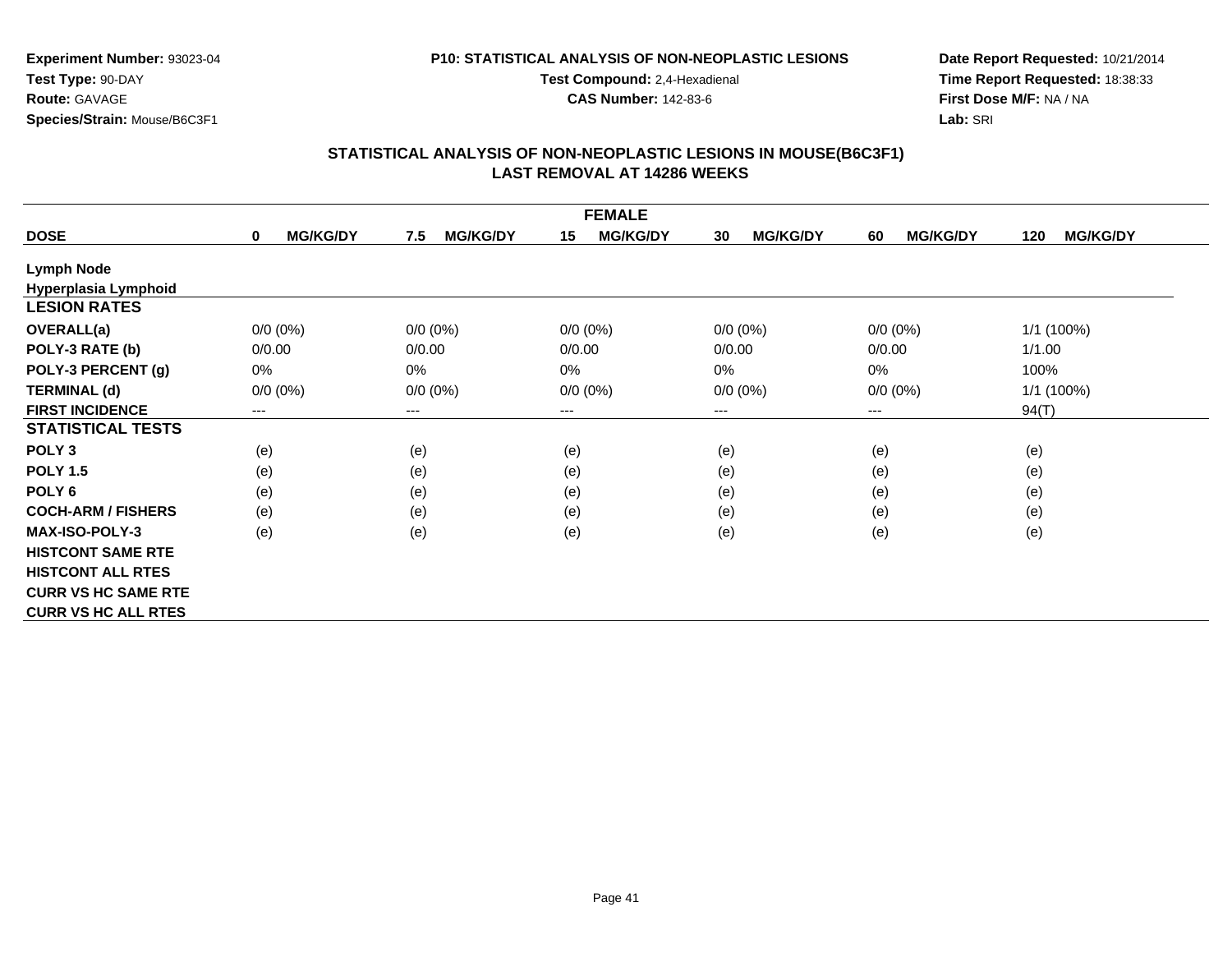**Experiment Number:** 93023-04
**Test Type:** 90-DAY
**Route:** GAVAGE
**Species/Strain:** Mouse/B6C3F1

**P10: STATISTICAL ANALYSIS OF NON-NEOPLASTIC LESIONS**
**Test Compound:** 2,4-Hexadienal
**CAS Number:** 142-83-6

**Date Report Requested:** 10/21/2014
**Time Report Requested:** 18:38:33
**First Dose M/F:** NA / NA
**Lab:** SRI

## STATISTICAL ANALYSIS OF NON-NEOPLASTIC LESIONS IN MOUSE(B6C3F1)
## LAST REMOVAL AT 14286 WEEKS

| FEMALE | | | | | | |
|---|---|---|---|---|---|---|
| **DOSE** | **0 MG/KG/DY** | **7.5 MG/KG/DY** | **15 MG/KG/DY** | **30 MG/KG/DY** | **60 MG/KG/DY** | **120 MG/KG/DY** |
| **Lymph Node** | | | | | | |
| **Hyperplasia Lymphoid** | | | | | | |
| **LESION RATES** | | | | | | |
| **OVERALL(a)** | 0/0 (0%) | 0/0 (0%) | 0/0 (0%) | 0/0 (0%) | 0/0 (0%) | 1/1 (100%) |
| **POLY-3 RATE (b)** | 0/0.00 | 0/0.00 | 0/0.00 | 0/0.00 | 0/0.00 | 1/1.00 |
| **POLY-3 PERCENT (g)** | 0% | 0% | 0% | 0% | 0% | 100% |
| **TERMINAL (d)** | 0/0 (0%) | 0/0 (0%) | 0/0 (0%) | 0/0 (0%) | 0/0 (0%) | 1/1 (100%) |
| **FIRST INCIDENCE** | --- | --- | --- | --- | --- | 94(T) |
| **STATISTICAL TESTS** | | | | | | |
| **POLY 3** | (e) | (e) | (e) | (e) | (e) | (e) |
| **POLY 1.5** | (e) | (e) | (e) | (e) | (e) | (e) |
| **POLY 6** | (e) | (e) | (e) | (e) | (e) | (e) |
| **COCH-ARM / FISHERS** | (e) | (e) | (e) | (e) | (e) | (e) |
| **MAX-ISO-POLY-3** | (e) | (e) | (e) | (e) | (e) | (e) |
| **HISTCONT SAME RTE** | | | | | | |
| **HISTCONT ALL RTES** | | | | | | |
| **CURR VS HC SAME RTE** | | | | | | |
| **CURR VS HC ALL RTES** | | | | | | |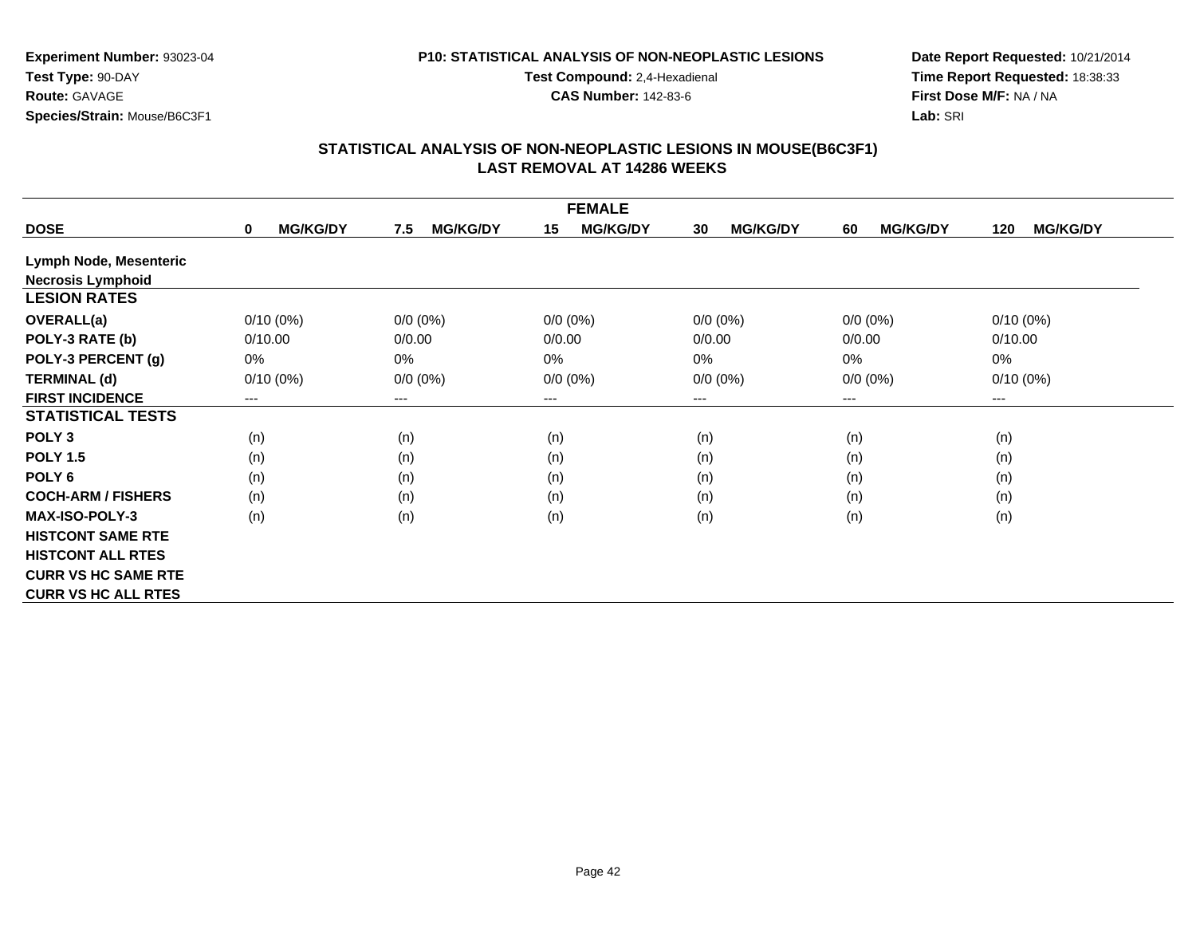**Experiment Number:** 93023-04
**Test Type:** 90-DAY
**Route:** GAVAGE
**Species/Strain:** Mouse/B6C3F1

**P10: STATISTICAL ANALYSIS OF NON-NEOPLASTIC LESIONS**
**Test Compound:** 2,4-Hexadienal
**CAS Number:** 142-83-6

**Date Report Requested:** 10/21/2014
**Time Report Requested:** 18:38:33
**First Dose M/F:** NA / NA
**Lab:** SRI

## STATISTICAL ANALYSIS OF NON-NEOPLASTIC LESIONS IN MOUSE(B6C3F1)
## LAST REMOVAL AT 14286 WEEKS

| FEMALE | | | | | | |
|---|---|---|---|---|---|---|
| **DOSE** | **0 MG/KG/DY** | **7.5 MG/KG/DY** | **15 MG/KG/DY** | **30 MG/KG/DY** | **60 MG/KG/DY** | **120 MG/KG/DY** |
| **Lymph Node, Mesenteric** | | | | | | |
| **Necrosis Lymphoid** | | | | | | |
| **LESION RATES** | | | | | | |
| **OVERALL(a)** | 0/10 (0%) | 0/0 (0%) | 0/0 (0%) | 0/0 (0%) | 0/0 (0%) | 0/10 (0%) |
| **POLY-3 RATE (b)** | 0/10.00 | 0/0.00 | 0/0.00 | 0/0.00 | 0/0.00 | 0/10.00 |
| **POLY-3 PERCENT (g)** | 0% | 0% | 0% | 0% | 0% | 0% |
| **TERMINAL (d)** | 0/10 (0%) | 0/0 (0%) | 0/0 (0%) | 0/0 (0%) | 0/0 (0%) | 0/10 (0%) |
| **FIRST INCIDENCE** | --- | --- | --- | --- | --- | --- |
| **STATISTICAL TESTS** | | | | | | |
| **POLY 3** | (n) | (n) | (n) | (n) | (n) | (n) |
| **POLY 1.5** | (n) | (n) | (n) | (n) | (n) | (n) |
| **POLY 6** | (n) | (n) | (n) | (n) | (n) | (n) |
| **COCH-ARM / FISHERS** | (n) | (n) | (n) | (n) | (n) | (n) |
| **MAX-ISO-POLY-3** | (n) | (n) | (n) | (n) | (n) | (n) |
| **HISTCONT SAME RTE** | | | | | | |
| **HISTCONT ALL RTES** | | | | | | |
| **CURR VS HC SAME RTE** | | | | | | |
| **CURR VS HC ALL RTES** | | | | | | |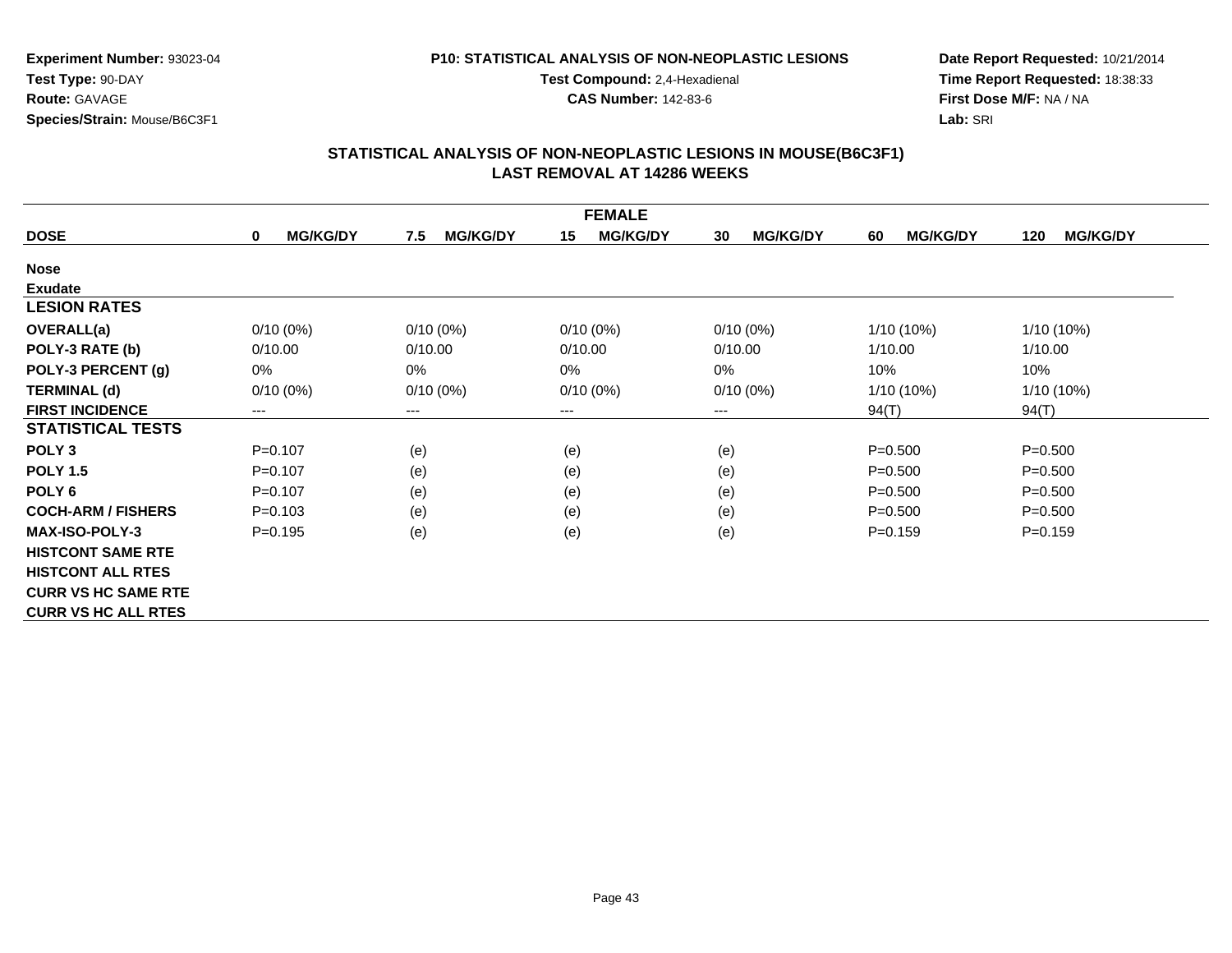**Experiment Number:** 93023-04
**Test Type:** 90-DAY
**Route:** GAVAGE
**Species/Strain:** Mouse/B6C3F1

**P10: STATISTICAL ANALYSIS OF NON-NEOPLASTIC LESIONS**
**Test Compound:** 2,4-Hexadienal
**CAS Number:** 142-83-6

**Date Report Requested:** 10/21/2014
**Time Report Requested:** 18:38:33
**First Dose M/F:** NA / NA
**Lab:** SRI

## STATISTICAL ANALYSIS OF NON-NEOPLASTIC LESIONS IN MOUSE(B6C3F1)
## LAST REMOVAL AT 14286 WEEKS

| FEMALE | | | | | | |
|---|---|---|---|---|---|---|
| **DOSE** | **0 MG/KG/DY** | **7.5 MG/KG/DY** | **15 MG/KG/DY** | **30 MG/KG/DY** | **60 MG/KG/DY** | **120 MG/KG/DY** |
| **Nose** | | | | | | |
| **Exudate** | | | | | | |
| **LESION RATES** | | | | | | |
| **OVERALL(a)** | 0/10 (0%) | 0/10 (0%) | 0/10 (0%) | 0/10 (0%) | 1/10 (10%) | 1/10 (10%) |
| **POLY-3 RATE (b)** | 0/10.00 | 0/10.00 | 0/10.00 | 0/10.00 | 1/10.00 | 1/10.00 |
| **POLY-3 PERCENT (g)** | 0% | 0% | 0% | 0% | 10% | 10% |
| **TERMINAL (d)** | 0/10 (0%) | 0/10 (0%) | 0/10 (0%) | 0/10 (0%) | 1/10 (10%) | 1/10 (10%) |
| **FIRST INCIDENCE** | --- | --- | --- | --- | 94(T) | 94(T) |
| **STATISTICAL TESTS** | | | | | | |
| **POLY 3** | P=0.107 | (e) | (e) | (e) | P=0.500 | P=0.500 |
| **POLY 1.5** | P=0.107 | (e) | (e) | (e) | P=0.500 | P=0.500 |
| **POLY 6** | P=0.107 | (e) | (e) | (e) | P=0.500 | P=0.500 |
| **COCH-ARM / FISHERS** | P=0.103 | (e) | (e) | (e) | P=0.500 | P=0.500 |
| **MAX-ISO-POLY-3** | P=0.195 | (e) | (e) | (e) | P=0.159 | P=0.159 |
| **HISTCONT SAME RTE** | | | | | | |
| **HISTCONT ALL RTES** | | | | | | |
| **CURR VS HC SAME RTE** | | | | | | |
| **CURR VS HC ALL RTES** | | | | | | |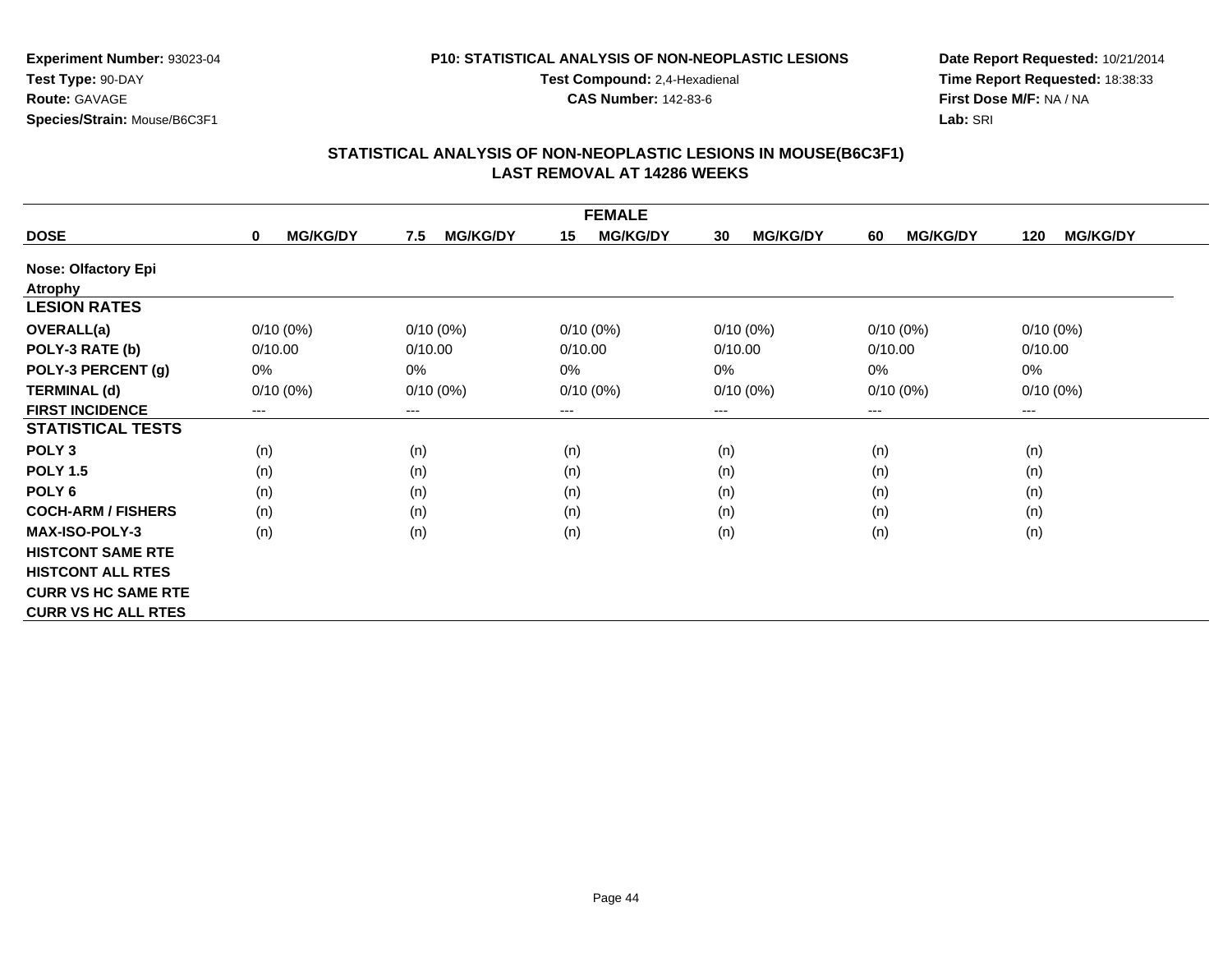**Experiment Number:** 93023-04
**Test Type:** 90-DAY
**Route:** GAVAGE
**Species/Strain:** Mouse/B6C3F1

**P10: STATISTICAL ANALYSIS OF NON-NEOPLASTIC LESIONS**
**Test Compound:** 2,4-Hexadienal
**CAS Number:** 142-83-6

**Date Report Requested:** 10/21/2014
**Time Report Requested:** 18:38:33
**First Dose M/F:** NA / NA
**Lab:** SRI

## STATISTICAL ANALYSIS OF NON-NEOPLASTIC LESIONS IN MOUSE(B6C3F1)
## LAST REMOVAL AT 14286 WEEKS

| FEMALE | | | | | | |
|---|---|---|---|---|---|---|
| **DOSE** | **0 MG/KG/DY** | **7.5 MG/KG/DY** | **15 MG/KG/DY** | **30 MG/KG/DY** | **60 MG/KG/DY** | **120 MG/KG/DY** |
| **Nose: Olfactory Epi Atrophy** | | | | | | |
| **LESION RATES** | | | | | | |
| **OVERALL(a)** | 0/10 (0%) | 0/10 (0%) | 0/10 (0%) | 0/10 (0%) | 0/10 (0%) | 0/10 (0%) |
| **POLY-3 RATE (b)** | 0/10.00 | 0/10.00 | 0/10.00 | 0/10.00 | 0/10.00 | 0/10.00 |
| **POLY-3 PERCENT (g)** | 0% | 0% | 0% | 0% | 0% | 0% |
| **TERMINAL (d)** | 0/10 (0%) | 0/10 (0%) | 0/10 (0%) | 0/10 (0%) | 0/10 (0%) | 0/10 (0%) |
| **FIRST INCIDENCE** | --- | --- | --- | --- | --- | --- |
| **STATISTICAL TESTS** | | | | | | |
| **POLY 3** | (n) | (n) | (n) | (n) | (n) | (n) |
| **POLY 1.5** | (n) | (n) | (n) | (n) | (n) | (n) |
| **POLY 6** | (n) | (n) | (n) | (n) | (n) | (n) |
| **COCH-ARM / FISHERS** | (n) | (n) | (n) | (n) | (n) | (n) |
| **MAX-ISO-POLY-3** | (n) | (n) | (n) | (n) | (n) | (n) |
| **HISTCONT SAME RTE** | | | | | | |
| **HISTCONT ALL RTES** | | | | | | |
| **CURR VS HC SAME RTE** | | | | | | |
| **CURR VS HC ALL RTES** | | | | | | |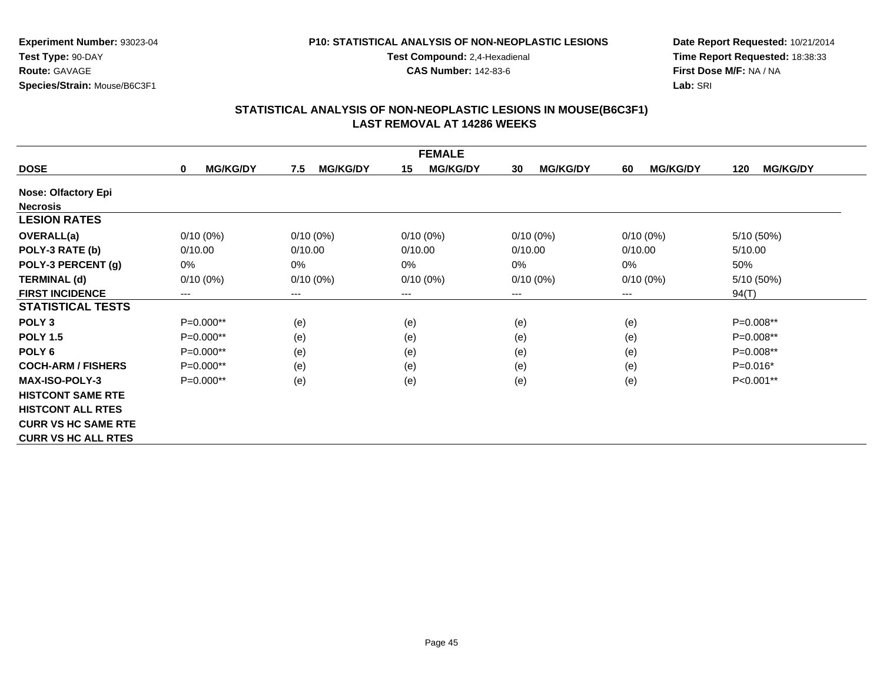**Experiment Number:** 93023-04
**Test Type:** 90-DAY
**Route:** GAVAGE
**Species/Strain:** Mouse/B6C3F1

**P10: STATISTICAL ANALYSIS OF NON-NEOPLASTIC LESIONS**
**Test Compound:** 2,4-Hexadienal
**CAS Number:** 142-83-6

**Date Report Requested:** 10/21/2014
**Time Report Requested:** 18:38:33
**First Dose M/F:** NA / NA
**Lab:** SRI

## STATISTICAL ANALYSIS OF NON-NEOPLASTIC LESIONS IN MOUSE(B6C3F1)
## LAST REMOVAL AT 14286 WEEKS

| FEMALE | | | | | | |
|---|---|---|---|---|---|---|
| **DOSE** | **0 MG/KG/DY** | **7.5 MG/KG/DY** | **15 MG/KG/DY** | **30 MG/KG/DY** | **60 MG/KG/DY** | **120 MG/KG/DY** |
| **Nose: Olfactory Epi** | | | | | | |
| **Necrosis** | | | | | | |
| **LESION RATES** | | | | | | |
| **OVERALL(a)** | 0/10 (0%) | 0/10 (0%) | 0/10 (0%) | 0/10 (0%) | 0/10 (0%) | 5/10 (50%) |
| **POLY-3 RATE (b)** | 0/10.00 | 0/10.00 | 0/10.00 | 0/10.00 | 0/10.00 | 5/10.00 |
| **POLY-3 PERCENT (g)** | 0% | 0% | 0% | 0% | 0% | 50% |
| **TERMINAL (d)** | 0/10 (0%) | 0/10 (0%) | 0/10 (0%) | 0/10 (0%) | 0/10 (0%) | 5/10 (50%) |
| **FIRST INCIDENCE** | --- | --- | --- | --- | --- | 94(T) |
| **STATISTICAL TESTS** | | | | | | |
| **POLY 3** | P=0.000** | (e) | (e) | (e) | (e) | P=0.008** |
| **POLY 1.5** | P=0.000** | (e) | (e) | (e) | (e) | P=0.008** |
| **POLY 6** | P=0.000** | (e) | (e) | (e) | (e) | P=0.008** |
| **COCH-ARM / FISHERS** | P=0.000** | (e) | (e) | (e) | (e) | P=0.016* |
| **MAX-ISO-POLY-3** | P=0.000** | (e) | (e) | (e) | (e) | P<0.001** |
| **HISTCONT SAME RTE** | | | | | | |
| **HISTCONT ALL RTES** | | | | | | |
| **CURR VS HC SAME RTE** | | | | | | |
| **CURR VS HC ALL RTES** | | | | | | |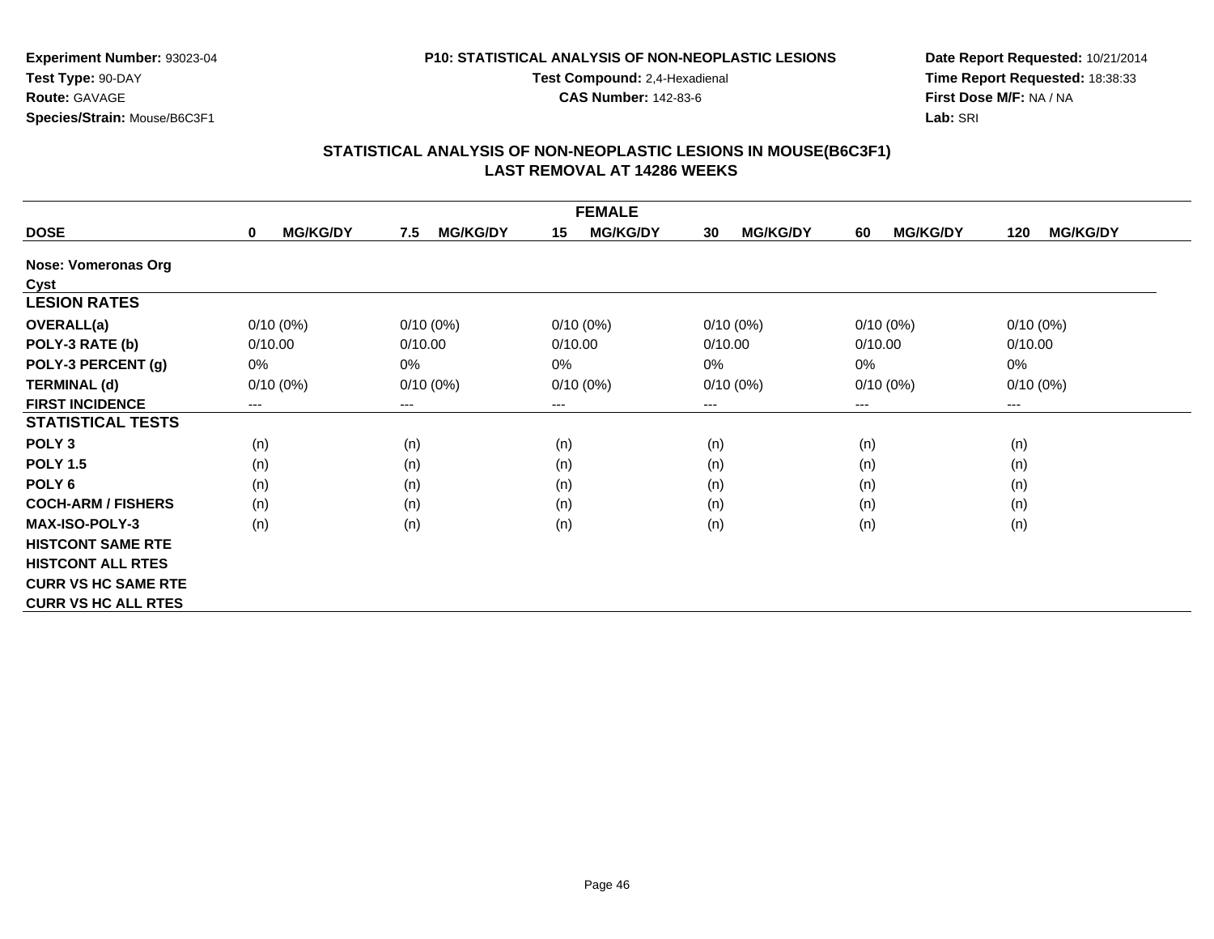**Experiment Number:** 93023-04
**Test Type:** 90-DAY
**Route:** GAVAGE
**Species/Strain:** Mouse/B6C3F1

**P10: STATISTICAL ANALYSIS OF NON-NEOPLASTIC LESIONS**
**Test Compound:** 2,4-Hexadienal
**CAS Number:** 142-83-6

**Date Report Requested:** 10/21/2014
**Time Report Requested:** 18:38:33
**First Dose M/F:** NA / NA
**Lab:** SRI

## STATISTICAL ANALYSIS OF NON-NEOPLASTIC LESIONS IN MOUSE(B6C3F1)
## LAST REMOVAL AT 14286 WEEKS

| FEMALE | | | | | | |
|---|---|---|---|---|---|---|
| **DOSE** | **0 MG/KG/DY** | **7.5 MG/KG/DY** | **15 MG/KG/DY** | **30 MG/KG/DY** | **60 MG/KG/DY** | **120 MG/KG/DY** |
| **Nose: Vomeronas Org** | | | | | | |
| **Cyst** | | | | | | |
| **LESION RATES** | | | | | | |
| **OVERALL(a)** | 0/10 (0%) | 0/10 (0%) | 0/10 (0%) | 0/10 (0%) | 0/10 (0%) | 0/10 (0%) |
| **POLY-3 RATE (b)** | 0/10.00 | 0/10.00 | 0/10.00 | 0/10.00 | 0/10.00 | 0/10.00 |
| **POLY-3 PERCENT (g)** | 0% | 0% | 0% | 0% | 0% | 0% |
| **TERMINAL (d)** | 0/10 (0%) | 0/10 (0%) | 0/10 (0%) | 0/10 (0%) | 0/10 (0%) | 0/10 (0%) |
| **FIRST INCIDENCE** | --- | --- | --- | --- | --- | --- |
| **STATISTICAL TESTS** | | | | | | |
| **POLY 3** | (n) | (n) | (n) | (n) | (n) | (n) |
| **POLY 1.5** | (n) | (n) | (n) | (n) | (n) | (n) |
| **POLY 6** | (n) | (n) | (n) | (n) | (n) | (n) |
| **COCH-ARM / FISHERS** | (n) | (n) | (n) | (n) | (n) | (n) |
| **MAX-ISO-POLY-3** | (n) | (n) | (n) | (n) | (n) | (n) |
| **HISTCONT SAME RTE** | | | | | | |
| **HISTCONT ALL RTES** | | | | | | |
| **CURR VS HC SAME RTE** | | | | | | |
| **CURR VS HC ALL RTES** | | | | | | |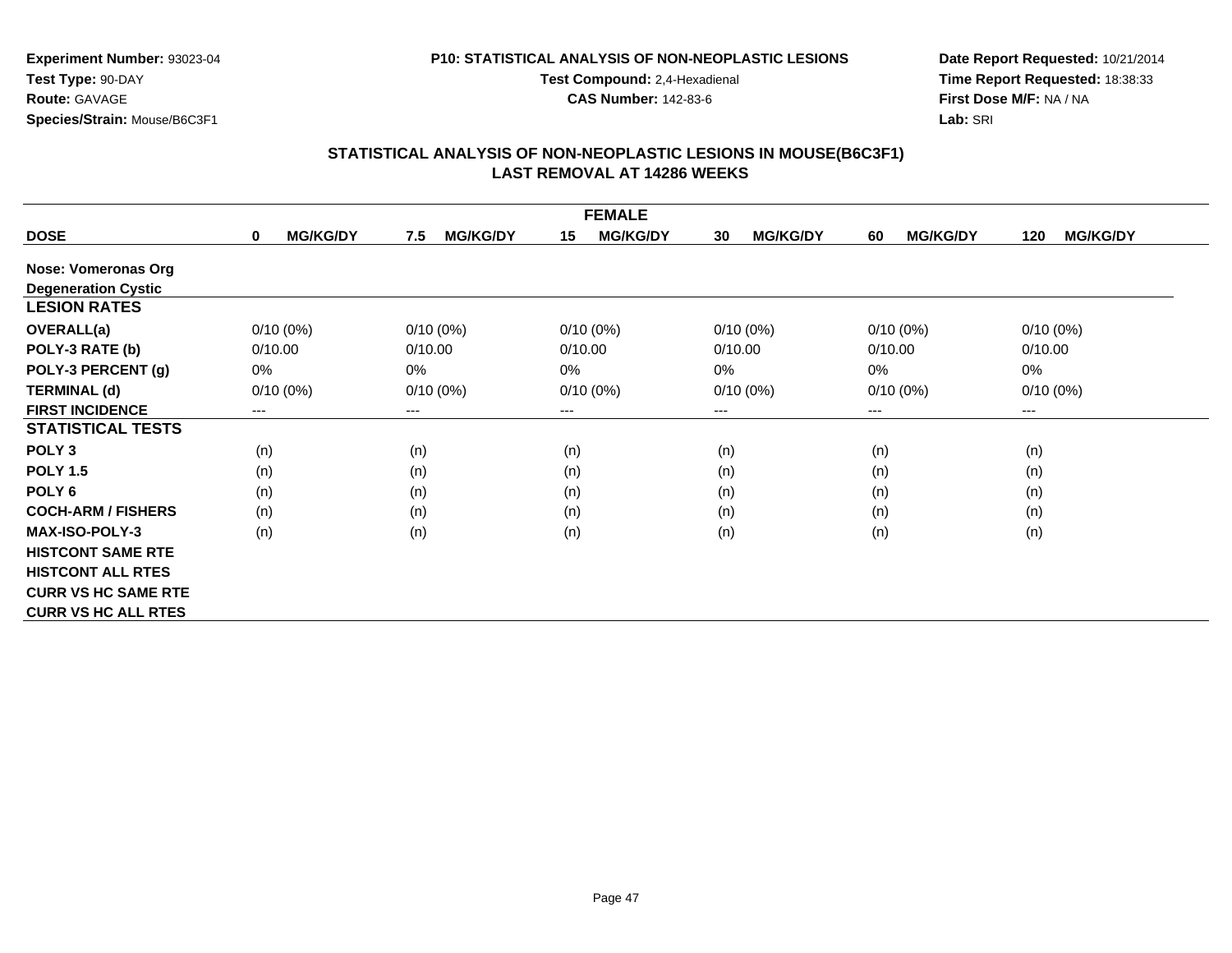**Experiment Number:** 93023-04
**Test Type:** 90-DAY
**Route:** GAVAGE
**Species/Strain:** Mouse/B6C3F1

**P10: STATISTICAL ANALYSIS OF NON-NEOPLASTIC LESIONS**
**Test Compound:** 2,4-Hexadienal
**CAS Number:** 142-83-6

**Date Report Requested:** 10/21/2014
**Time Report Requested:** 18:38:33
**First Dose M/F:** NA / NA
**Lab:** SRI

## STATISTICAL ANALYSIS OF NON-NEOPLASTIC LESIONS IN MOUSE(B6C3F1)
## LAST REMOVAL AT 14286 WEEKS

| FEMALE | | | | | | |
|---|---|---|---|---|---|---|
| **DOSE** | **0 MG/KG/DY** | **7.5 MG/KG/DY** | **15 MG/KG/DY** | **30 MG/KG/DY** | **60 MG/KG/DY** | **120 MG/KG/DY** |
| **Nose: Vomeronas Org** | | | | | | |
| **Degeneration Cystic** | | | | | | |
| **LESION RATES** | | | | | | |
| **OVERALL(a)** | 0/10 (0%) | 0/10 (0%) | 0/10 (0%) | 0/10 (0%) | 0/10 (0%) | 0/10 (0%) |
| **POLY-3 RATE (b)** | 0/10.00 | 0/10.00 | 0/10.00 | 0/10.00 | 0/10.00 | 0/10.00 |
| **POLY-3 PERCENT (g)** | 0% | 0% | 0% | 0% | 0% | 0% |
| **TERMINAL (d)** | 0/10 (0%) | 0/10 (0%) | 0/10 (0%) | 0/10 (0%) | 0/10 (0%) | 0/10 (0%) |
| **FIRST INCIDENCE** | --- | --- | --- | --- | --- | --- |
| **STATISTICAL TESTS** | | | | | | |
| **POLY 3** | (n) | (n) | (n) | (n) | (n) | (n) |
| **POLY 1.5** | (n) | (n) | (n) | (n) | (n) | (n) |
| **POLY 6** | (n) | (n) | (n) | (n) | (n) | (n) |
| **COCH-ARM / FISHERS** | (n) | (n) | (n) | (n) | (n) | (n) |
| **MAX-ISO-POLY-3** | (n) | (n) | (n) | (n) | (n) | (n) |
| **HISTCONT SAME RTE** | | | | | | |
| **HISTCONT ALL RTES** | | | | | | |
| **CURR VS HC SAME RTE** | | | | | | |
| **CURR VS HC ALL RTES** | | | | | | |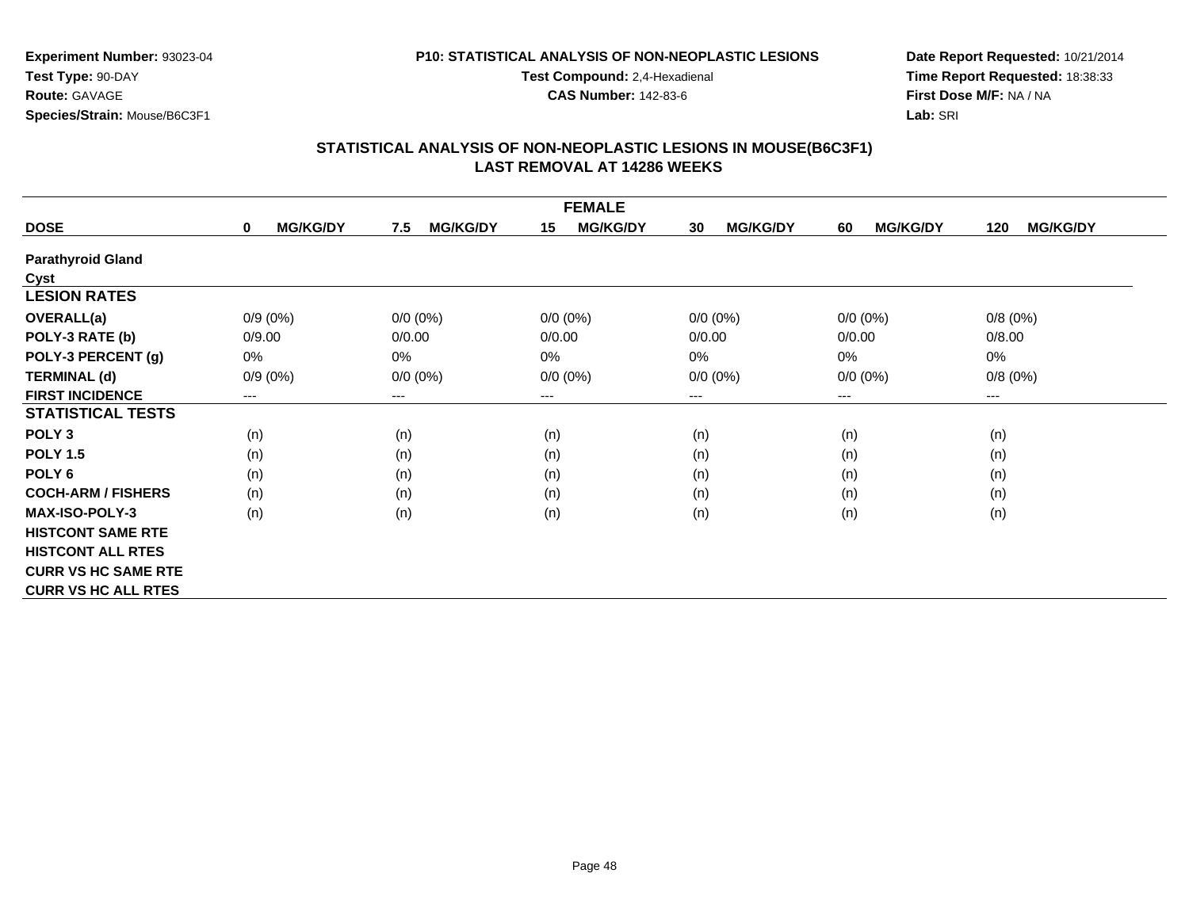**Experiment Number:** 93023-04
**Test Type:** 90-DAY
**Route:** GAVAGE
**Species/Strain:** Mouse/B6C3F1

**P10: STATISTICAL ANALYSIS OF NON-NEOPLASTIC LESIONS**
**Test Compound:** 2,4-Hexadienal
**CAS Number:** 142-83-6

**Date Report Requested:** 10/21/2014
**Time Report Requested:** 18:38:33
**First Dose M/F:** NA / NA
**Lab:** SRI

## STATISTICAL ANALYSIS OF NON-NEOPLASTIC LESIONS IN MOUSE(B6C3F1)
## LAST REMOVAL AT 14286 WEEKS

| FEMALE | | | | | | |
|---|---|---|---|---|---|---|
| **DOSE** | **0 MG/KG/DY** | **7.5 MG/KG/DY** | **15 MG/KG/DY** | **30 MG/KG/DY** | **60 MG/KG/DY** | **120 MG/KG/DY** |
| **Parathyroid Gland** | | | | | | |
| **Cyst** | | | | | | |
| **LESION RATES** | | | | | | |
| **OVERALL(a)** | 0/9 (0%) | 0/0 (0%) | 0/0 (0%) | 0/0 (0%) | 0/0 (0%) | 0/8 (0%) |
| **POLY-3 RATE (b)** | 0/9.00 | 0/0.00 | 0/0.00 | 0/0.00 | 0/0.00 | 0/8.00 |
| **POLY-3 PERCENT (g)** | 0% | 0% | 0% | 0% | 0% | 0% |
| **TERMINAL (d)** | 0/9 (0%) | 0/0 (0%) | 0/0 (0%) | 0/0 (0%) | 0/0 (0%) | 0/8 (0%) |
| **FIRST INCIDENCE** | --- | --- | --- | --- | --- | --- |
| **STATISTICAL TESTS** | | | | | | |
| **POLY 3** | (n) | (n) | (n) | (n) | (n) | (n) |
| **POLY 1.5** | (n) | (n) | (n) | (n) | (n) | (n) |
| **POLY 6** | (n) | (n) | (n) | (n) | (n) | (n) |
| **COCH-ARM / FISHERS** | (n) | (n) | (n) | (n) | (n) | (n) |
| **MAX-ISO-POLY-3** | (n) | (n) | (n) | (n) | (n) | (n) |
| **HISTCONT SAME RTE** | | | | | | |
| **HISTCONT ALL RTES** | | | | | | |
| **CURR VS HC SAME RTE** | | | | | | |
| **CURR VS HC ALL RTES** | | | | | | |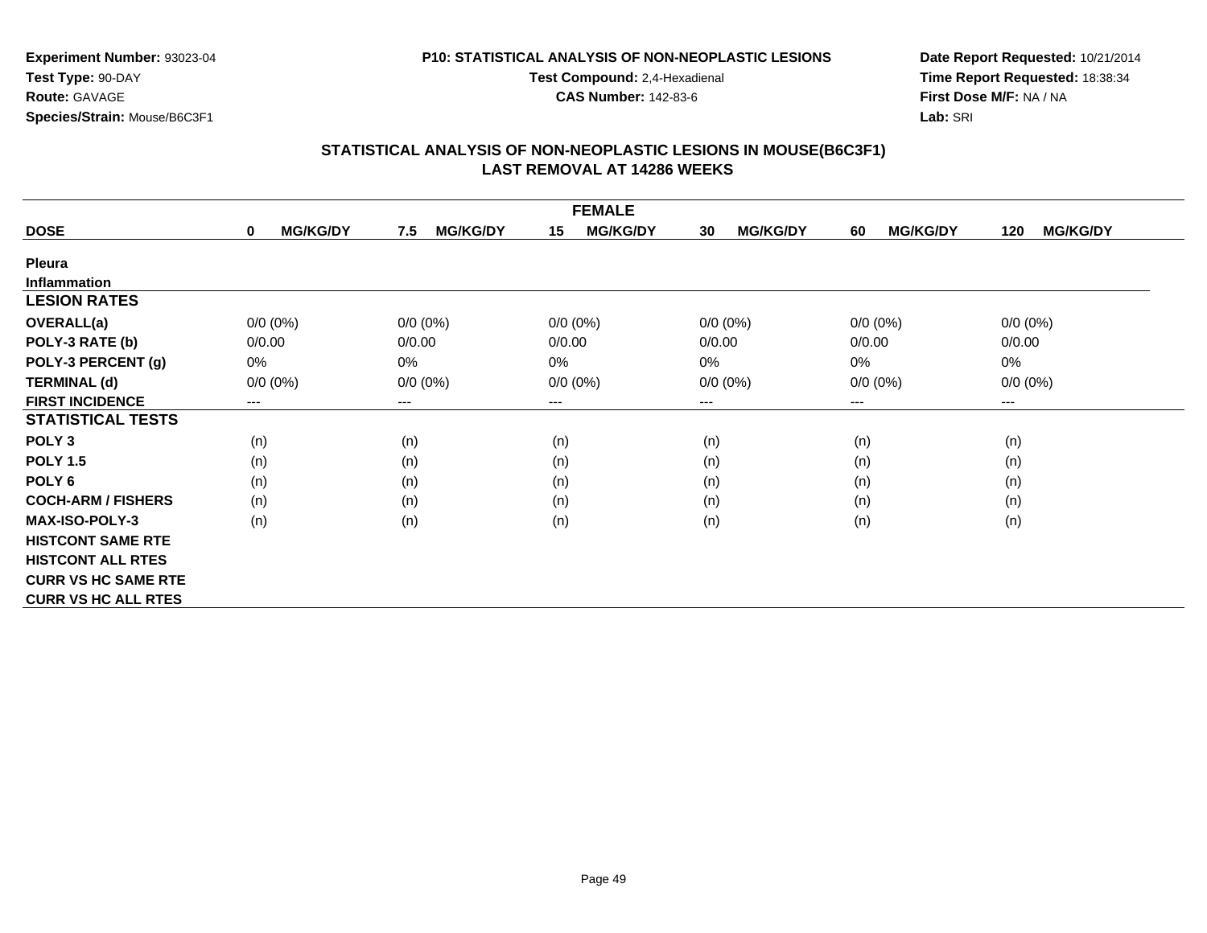**Experiment Number:** 93023-04
**Test Type:** 90-DAY
**Route:** GAVAGE
**Species/Strain:** Mouse/B6C3F1

**P10: STATISTICAL ANALYSIS OF NON-NEOPLASTIC LESIONS**
**Test Compound:** 2,4-Hexadienal
**CAS Number:** 142-83-6

**Date Report Requested:** 10/21/2014
**Time Report Requested:** 18:38:34
**First Dose M/F:** NA / NA
**Lab:** SRI

## STATISTICAL ANALYSIS OF NON-NEOPLASTIC LESIONS IN MOUSE(B6C3F1)
## LAST REMOVAL AT 14286 WEEKS

| FEMALE | | | | | | |
|---|---|---|---|---|---|---|
| **DOSE** | **0 MG/KG/DY** | **7.5 MG/KG/DY** | **15 MG/KG/DY** | **30 MG/KG/DY** | **60 MG/KG/DY** | **120 MG/KG/DY** |
| **Pleura** | | | | | | |
| **Inflammation** | | | | | | |
| **LESION RATES** | | | | | | |
| **OVERALL(a)** | 0/0 (0%) | 0/0 (0%) | 0/0 (0%) | 0/0 (0%) | 0/0 (0%) | 0/0 (0%) |
| **POLY-3 RATE (b)** | 0/0.00 | 0/0.00 | 0/0.00 | 0/0.00 | 0/0.00 | 0/0.00 |
| **POLY-3 PERCENT (g)** | 0% | 0% | 0% | 0% | 0% | 0% |
| **TERMINAL (d)** | 0/0 (0%) | 0/0 (0%) | 0/0 (0%) | 0/0 (0%) | 0/0 (0%) | 0/0 (0%) |
| **FIRST INCIDENCE** | --- | --- | --- | --- | --- | --- |
| **STATISTICAL TESTS** | | | | | | |
| **POLY 3** | (n) | (n) | (n) | (n) | (n) | (n) |
| **POLY 1.5** | (n) | (n) | (n) | (n) | (n) | (n) |
| **POLY 6** | (n) | (n) | (n) | (n) | (n) | (n) |
| **COCH-ARM / FISHERS** | (n) | (n) | (n) | (n) | (n) | (n) |
| **MAX-ISO-POLY-3** | (n) | (n) | (n) | (n) | (n) | (n) |
| **HISTCONT SAME RTE** | | | | | | |
| **HISTCONT ALL RTES** | | | | | | |
| **CURR VS HC SAME RTE** | | | | | | |
| **CURR VS HC ALL RTES** | | | | | | |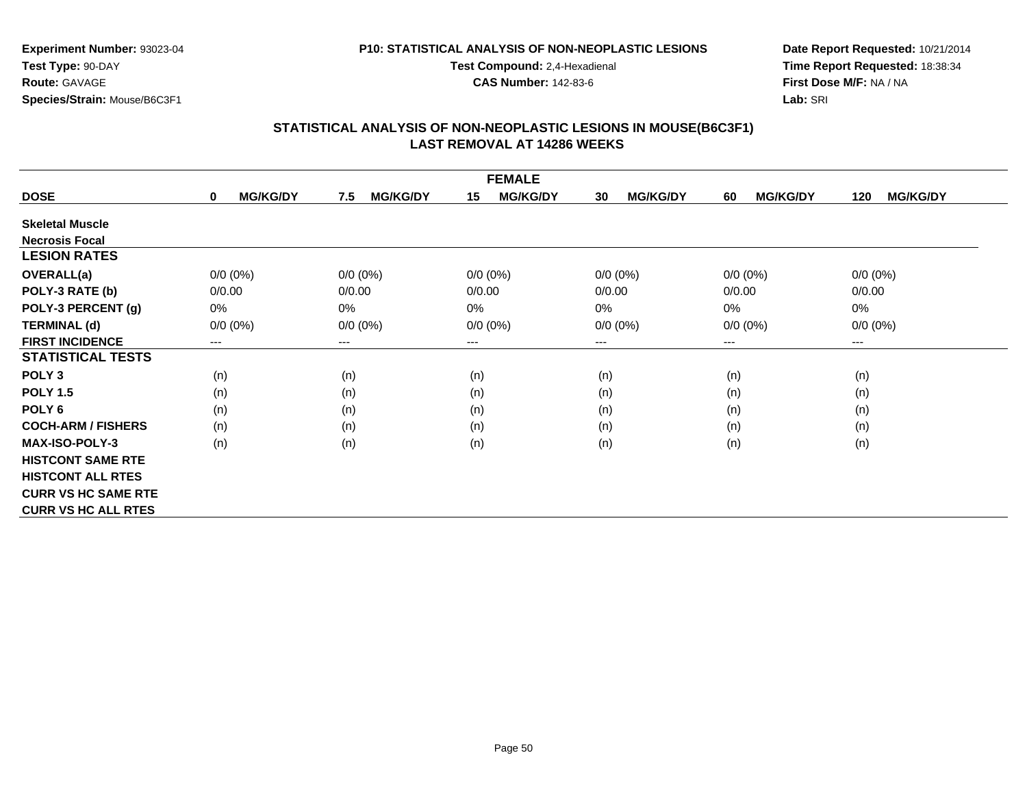**Experiment Number:** 93023-04
**Test Type:** 90-DAY
**Route:** GAVAGE
**Species/Strain:** Mouse/B6C3F1

**P10: STATISTICAL ANALYSIS OF NON-NEOPLASTIC LESIONS**
**Test Compound:** 2,4-Hexadienal
**CAS Number:** 142-83-6

**Date Report Requested:** 10/21/2014
**Time Report Requested:** 18:38:34
**First Dose M/F:** NA / NA
**Lab:** SRI

## STATISTICAL ANALYSIS OF NON-NEOPLASTIC LESIONS IN MOUSE(B6C3F1)
## LAST REMOVAL AT 14286 WEEKS

| FEMALE | | | | | | |
|---|---|---|---|---|---|---|
| **DOSE** | **0 MG/KG/DY** | **7.5 MG/KG/DY** | **15 MG/KG/DY** | **30 MG/KG/DY** | **60 MG/KG/DY** | **120 MG/KG/DY** |
| **Skeletal Muscle** | | | | | | |
| **Necrosis Focal** | | | | | | |
| **LESION RATES** | | | | | | |
| **OVERALL(a)** | 0/0 (0%) | 0/0 (0%) | 0/0 (0%) | 0/0 (0%) | 0/0 (0%) | 0/0 (0%) |
| **POLY-3 RATE (b)** | 0/0.00 | 0/0.00 | 0/0.00 | 0/0.00 | 0/0.00 | 0/0.00 |
| **POLY-3 PERCENT (g)** | 0% | 0% | 0% | 0% | 0% | 0% |
| **TERMINAL (d)** | 0/0 (0%) | 0/0 (0%) | 0/0 (0%) | 0/0 (0%) | 0/0 (0%) | 0/0 (0%) |
| **FIRST INCIDENCE** | --- | --- | --- | --- | --- | --- |
| **STATISTICAL TESTS** | | | | | | |
| **POLY 3** | (n) | (n) | (n) | (n) | (n) | (n) |
| **POLY 1.5** | (n) | (n) | (n) | (n) | (n) | (n) |
| **POLY 6** | (n) | (n) | (n) | (n) | (n) | (n) |
| **COCH-ARM / FISHERS** | (n) | (n) | (n) | (n) | (n) | (n) |
| **MAX-ISO-POLY-3** | (n) | (n) | (n) | (n) | (n) | (n) |
| **HISTCONT SAME RTE** | | | | | | |
| **HISTCONT ALL RTES** | | | | | | |
| **CURR VS HC SAME RTE** | | | | | | |
| **CURR VS HC ALL RTES** | | | | | | |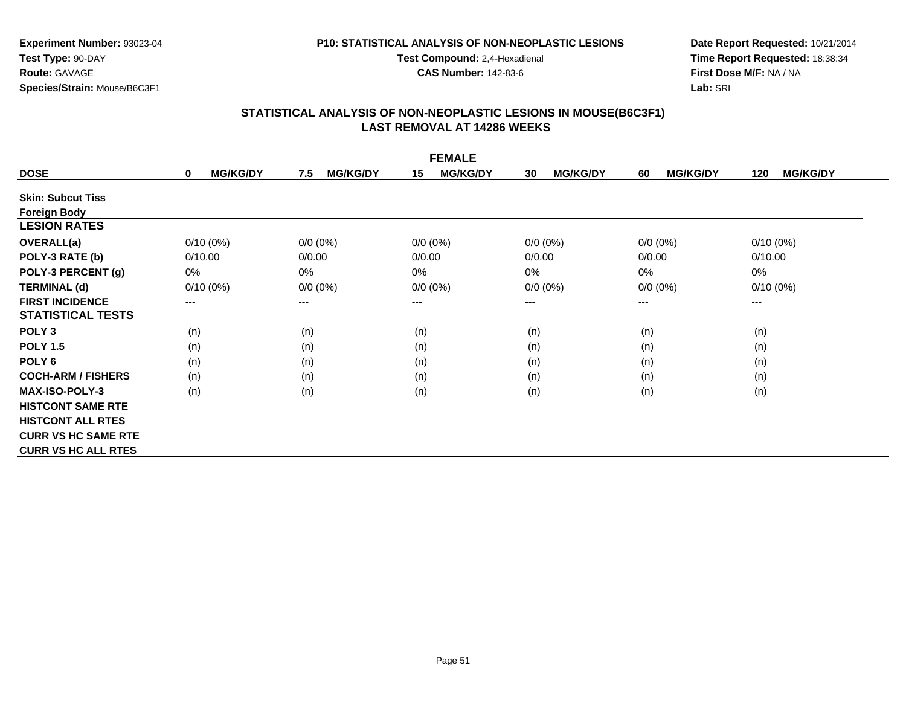**Experiment Number:** 93023-04
**Test Type:** 90-DAY
**Route:** GAVAGE
**Species/Strain:** Mouse/B6C3F1

**P10: STATISTICAL ANALYSIS OF NON-NEOPLASTIC LESIONS**
**Test Compound:** 2,4-Hexadienal
**CAS Number:** 142-83-6

**Date Report Requested:** 10/21/2014
**Time Report Requested:** 18:38:34
**First Dose M/F:** NA / NA
**Lab:** SRI

## STATISTICAL ANALYSIS OF NON-NEOPLASTIC LESIONS IN MOUSE(B6C3F1)
## LAST REMOVAL AT 14286 WEEKS

| FEMALE | | | | | | |
|---|---|---|---|---|---|---|
| **DOSE** | **0 MG/KG/DY** | **7.5 MG/KG/DY** | **15 MG/KG/DY** | **30 MG/KG/DY** | **60 MG/KG/DY** | **120 MG/KG/DY** |
| **Skin: Subcut Tiss** | | | | | | |
| **Foreign Body** | | | | | | |
| **LESION RATES** | | | | | | |
| **OVERALL(a)** | 0/10 (0%) | 0/0 (0%) | 0/0 (0%) | 0/0 (0%) | 0/0 (0%) | 0/10 (0%) |
| **POLY-3 RATE (b)** | 0/10.00 | 0/0.00 | 0/0.00 | 0/0.00 | 0/0.00 | 0/10.00 |
| **POLY-3 PERCENT (g)** | 0% | 0% | 0% | 0% | 0% | 0% |
| **TERMINAL (d)** | 0/10 (0%) | 0/0 (0%) | 0/0 (0%) | 0/0 (0%) | 0/0 (0%) | 0/10 (0%) |
| **FIRST INCIDENCE** | --- | --- | --- | --- | --- | --- |
| **STATISTICAL TESTS** | | | | | | |
| **POLY 3** | (n) | (n) | (n) | (n) | (n) | (n) |
| **POLY 1.5** | (n) | (n) | (n) | (n) | (n) | (n) |
| **POLY 6** | (n) | (n) | (n) | (n) | (n) | (n) |
| **COCH-ARM / FISHERS** | (n) | (n) | (n) | (n) | (n) | (n) |
| **MAX-ISO-POLY-3** | (n) | (n) | (n) | (n) | (n) | (n) |
| **HISTCONT SAME RTE** | | | | | | |
| **HISTCONT ALL RTES** | | | | | | |
| **CURR VS HC SAME RTE** | | | | | | |
| **CURR VS HC ALL RTES** | | | | | | |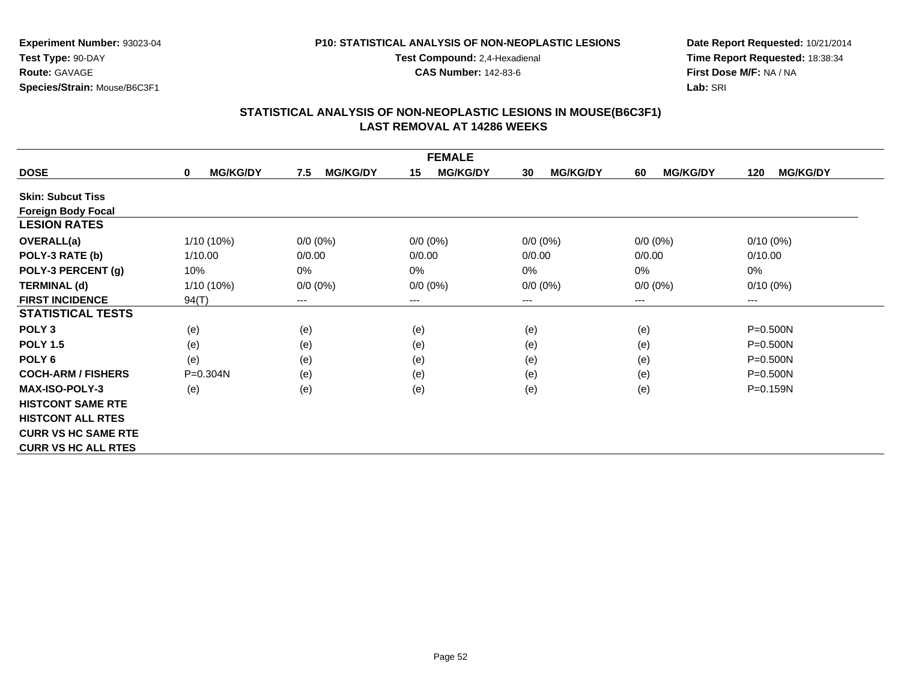**Experiment Number:** 93023-04
**Test Type:** 90-DAY
**Route:** GAVAGE
**Species/Strain:** Mouse/B6C3F1

**P10: STATISTICAL ANALYSIS OF NON-NEOPLASTIC LESIONS**
**Test Compound:** 2,4-Hexadienal
**CAS Number:** 142-83-6

**Date Report Requested:** 10/21/2014
**Time Report Requested:** 18:38:34
**First Dose M/F:** NA / NA
**Lab:** SRI

## STATISTICAL ANALYSIS OF NON-NEOPLASTIC LESIONS IN MOUSE(B6C3F1)
## LAST REMOVAL AT 14286 WEEKS

| | FEMALE | | | | | |
|---|---|---|---|---|---|---|
| **DOSE** | **0 MG/KG/DY** | **7.5 MG/KG/DY** | **15 MG/KG/DY** | **30 MG/KG/DY** | **60 MG/KG/DY** | **120 MG/KG/DY** |
| **Skin: Subcut Tiss** | | | | | | |
| **Foreign Body Focal** | | | | | | |
| **LESION RATES** | | | | | | |
| **OVERALL(a)** | 1/10 (10%) | 0/0 (0%) | 0/0 (0%) | 0/0 (0%) | 0/0 (0%) | 0/10 (0%) |
| **POLY-3 RATE (b)** | 1/10.00 | 0/0.00 | 0/0.00 | 0/0.00 | 0/0.00 | 0/10.00 |
| **POLY-3 PERCENT (g)** | 10% | 0% | 0% | 0% | 0% | 0% |
| **TERMINAL (d)** | 1/10 (10%) | 0/0 (0%) | 0/0 (0%) | 0/0 (0%) | 0/0 (0%) | 0/10 (0%) |
| **FIRST INCIDENCE** | 94(T) | --- | --- | --- | --- | --- |
| **STATISTICAL TESTS** | | | | | | |
| **POLY 3** | (e) | (e) | (e) | (e) | (e) | P=0.500N |
| **POLY 1.5** | (e) | (e) | (e) | (e) | (e) | P=0.500N |
| **POLY 6** | (e) | (e) | (e) | (e) | (e) | P=0.500N |
| **COCH-ARM / FISHERS** | P=0.304N | (e) | (e) | (e) | (e) | P=0.500N |
| **MAX-ISO-POLY-3** | (e) | (e) | (e) | (e) | (e) | P=0.159N |
| **HISTCONT SAME RTE** | | | | | | |
| **HISTCONT ALL RTES** | | | | | | |
| **CURR VS HC SAME RTE** | | | | | | |
| **CURR VS HC ALL RTES** | | | | | | |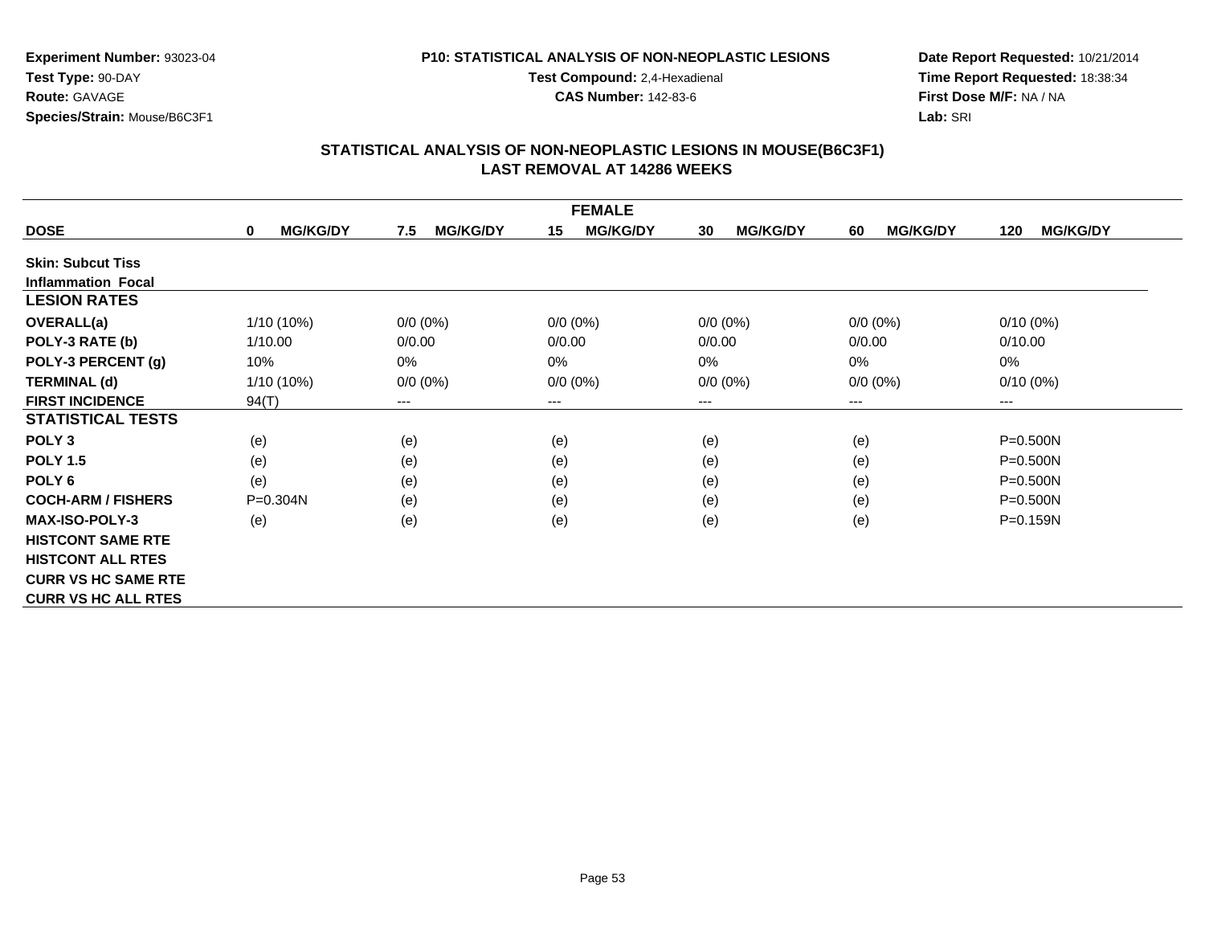**Experiment Number:** 93023-04
**Test Type:** 90-DAY
**Route:** GAVAGE
**Species/Strain:** Mouse/B6C3F1

**P10: STATISTICAL ANALYSIS OF NON-NEOPLASTIC LESIONS**
**Test Compound:** 2,4-Hexadienal
**CAS Number:** 142-83-6

**Date Report Requested:** 10/21/2014
**Time Report Requested:** 18:38:34
**First Dose M/F:** NA / NA
**Lab:** SRI

## STATISTICAL ANALYSIS OF NON-NEOPLASTIC LESIONS IN MOUSE(B6C3F1)
## LAST REMOVAL AT 14286 WEEKS

| | FEMALE | | | | | |
|---|---|---|---|---|---|---|
| **DOSE** | **0 MG/KG/DY** | **7.5 MG/KG/DY** | **15 MG/KG/DY** | **30 MG/KG/DY** | **60 MG/KG/DY** | **120 MG/KG/DY** |
| **Skin: Subcut Tiss** | | | | | | |
| **Inflammation Focal** | | | | | | |
| **LESION RATES** | | | | | | |
| **OVERALL(a)** | 1/10 (10%) | 0/0 (0%) | 0/0 (0%) | 0/0 (0%) | 0/0 (0%) | 0/10 (0%) |
| **POLY-3 RATE (b)** | 1/10.00 | 0/0.00 | 0/0.00 | 0/0.00 | 0/0.00 | 0/10.00 |
| **POLY-3 PERCENT (g)** | 10% | 0% | 0% | 0% | 0% | 0% |
| **TERMINAL (d)** | 1/10 (10%) | 0/0 (0%) | 0/0 (0%) | 0/0 (0%) | 0/0 (0%) | 0/10 (0%) |
| **FIRST INCIDENCE** | 94(T) | --- | --- | --- | --- | --- |
| **STATISTICAL TESTS** | | | | | | |
| **POLY 3** | (e) | (e) | (e) | (e) | (e) | P=0.500N |
| **POLY 1.5** | (e) | (e) | (e) | (e) | (e) | P=0.500N |
| **POLY 6** | (e) | (e) | (e) | (e) | (e) | P=0.500N |
| **COCH-ARM / FISHERS** | P=0.304N | (e) | (e) | (e) | (e) | P=0.500N |
| **MAX-ISO-POLY-3** | (e) | (e) | (e) | (e) | (e) | P=0.159N |
| **HISTCONT SAME RTE** | | | | | | |
| **HISTCONT ALL RTES** | | | | | | |
| **CURR VS HC SAME RTE** | | | | | | |
| **CURR VS HC ALL RTES** | | | | | | |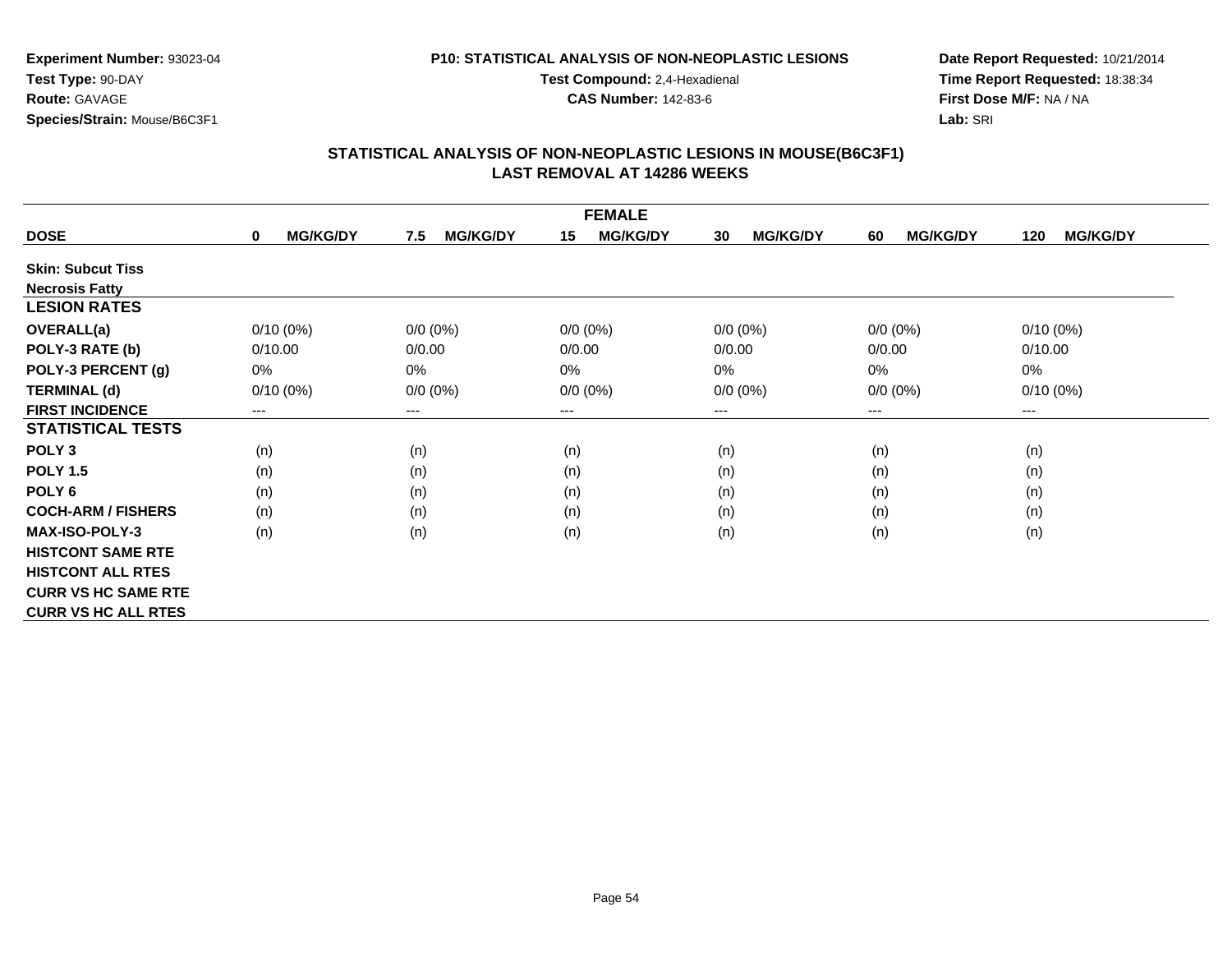**Experiment Number:** 93023-04
**Test Type:** 90-DAY
**Route:** GAVAGE
**Species/Strain:** Mouse/B6C3F1

**P10: STATISTICAL ANALYSIS OF NON-NEOPLASTIC LESIONS**
**Test Compound:** 2,4-Hexadienal
**CAS Number:** 142-83-6

**Date Report Requested:** 10/21/2014
**Time Report Requested:** 18:38:34
**First Dose M/F:** NA / NA
**Lab:** SRI

## STATISTICAL ANALYSIS OF NON-NEOPLASTIC LESIONS IN MOUSE(B6C3F1)
## LAST REMOVAL AT 14286 WEEKS

| FEMALE | | | | | | |
|---|---|---|---|---|---|---|
| **DOSE** | **0 MG/KG/DY** | **7.5 MG/KG/DY** | **15 MG/KG/DY** | **30 MG/KG/DY** | **60 MG/KG/DY** | **120 MG/KG/DY** |
| **Skin: Subcut Tiss** | | | | | | |
| **Necrosis Fatty** | | | | | | |
| **LESION RATES** | | | | | | |
| **OVERALL(a)** | 0/10 (0%) | 0/0 (0%) | 0/0 (0%) | 0/0 (0%) | 0/0 (0%) | 0/10 (0%) |
| **POLY-3 RATE (b)** | 0/10.00 | 0/0.00 | 0/0.00 | 0/0.00 | 0/0.00 | 0/10.00 |
| **POLY-3 PERCENT (g)** | 0% | 0% | 0% | 0% | 0% | 0% |
| **TERMINAL (d)** | 0/10 (0%) | 0/0 (0%) | 0/0 (0%) | 0/0 (0%) | 0/0 (0%) | 0/10 (0%) |
| **FIRST INCIDENCE** | --- | --- | --- | --- | --- | --- |
| **STATISTICAL TESTS** | | | | | | |
| **POLY 3** | (n) | (n) | (n) | (n) | (n) | (n) |
| **POLY 1.5** | (n) | (n) | (n) | (n) | (n) | (n) |
| **POLY 6** | (n) | (n) | (n) | (n) | (n) | (n) |
| **COCH-ARM / FISHERS** | (n) | (n) | (n) | (n) | (n) | (n) |
| **MAX-ISO-POLY-3** | (n) | (n) | (n) | (n) | (n) | (n) |
| **HISTCONT SAME RTE** | | | | | | |
| **HISTCONT ALL RTES** | | | | | | |
| **CURR VS HC SAME RTE** | | | | | | |
| **CURR VS HC ALL RTES** | | | | | | |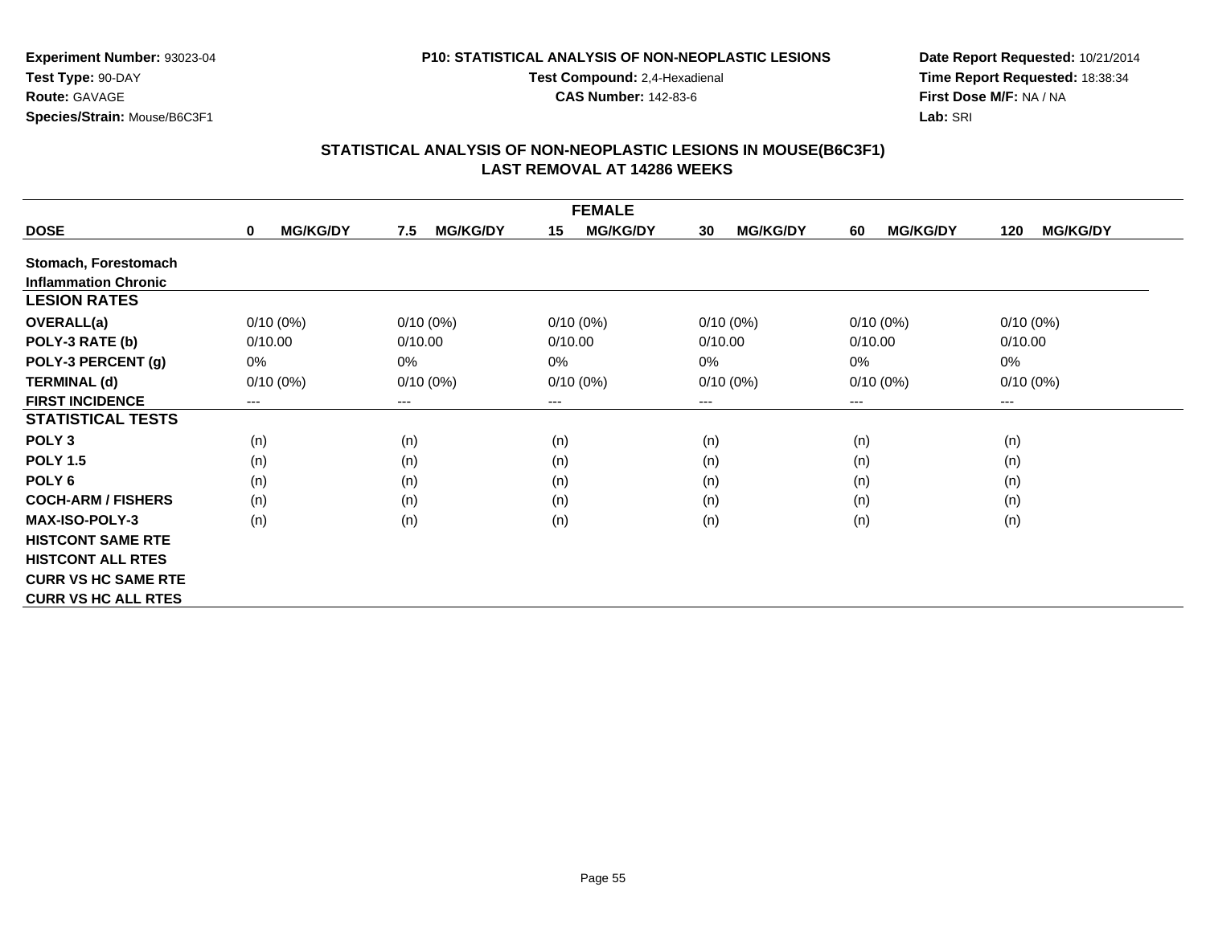**Experiment Number:** 93023-04
**Test Type:** 90-DAY
**Route:** GAVAGE
**Species/Strain:** Mouse/B6C3F1

**P10: STATISTICAL ANALYSIS OF NON-NEOPLASTIC LESIONS**
**Test Compound:** 2,4-Hexadienal
**CAS Number:** 142-83-6

**Date Report Requested:** 10/21/2014
**Time Report Requested:** 18:38:34
**First Dose M/F:** NA / NA
**Lab:** SRI

## STATISTICAL ANALYSIS OF NON-NEOPLASTIC LESIONS IN MOUSE(B6C3F1)
## LAST REMOVAL AT 14286 WEEKS

| FEMALE | | | | | | |
|---|---|---|---|---|---|---|
| **DOSE** | **0 MG/KG/DY** | **7.5 MG/KG/DY** | **15 MG/KG/DY** | **30 MG/KG/DY** | **60 MG/KG/DY** | **120 MG/KG/DY** |
| **Stomach, Forestomach** | | | | | | |
| **Inflammation Chronic** | | | | | | |
| **LESION RATES** | | | | | | |
| **OVERALL(a)** | 0/10 (0%) | 0/10 (0%) | 0/10 (0%) | 0/10 (0%) | 0/10 (0%) | 0/10 (0%) |
| **POLY-3 RATE (b)** | 0/10.00 | 0/10.00 | 0/10.00 | 0/10.00 | 0/10.00 | 0/10.00 |
| **POLY-3 PERCENT (g)** | 0% | 0% | 0% | 0% | 0% | 0% |
| **TERMINAL (d)** | 0/10 (0%) | 0/10 (0%) | 0/10 (0%) | 0/10 (0%) | 0/10 (0%) | 0/10 (0%) |
| **FIRST INCIDENCE** | --- | --- | --- | --- | --- | --- |
| **STATISTICAL TESTS** | | | | | | |
| **POLY 3** | (n) | (n) | (n) | (n) | (n) | (n) |
| **POLY 1.5** | (n) | (n) | (n) | (n) | (n) | (n) |
| **POLY 6** | (n) | (n) | (n) | (n) | (n) | (n) |
| **COCH-ARM / FISHERS** | (n) | (n) | (n) | (n) | (n) | (n) |
| **MAX-ISO-POLY-3** | (n) | (n) | (n) | (n) | (n) | (n) |
| **HISTCONT SAME RTE** | | | | | | |
| **HISTCONT ALL RTES** | | | | | | |
| **CURR VS HC SAME RTE** | | | | | | |
| **CURR VS HC ALL RTES** | | | | | | |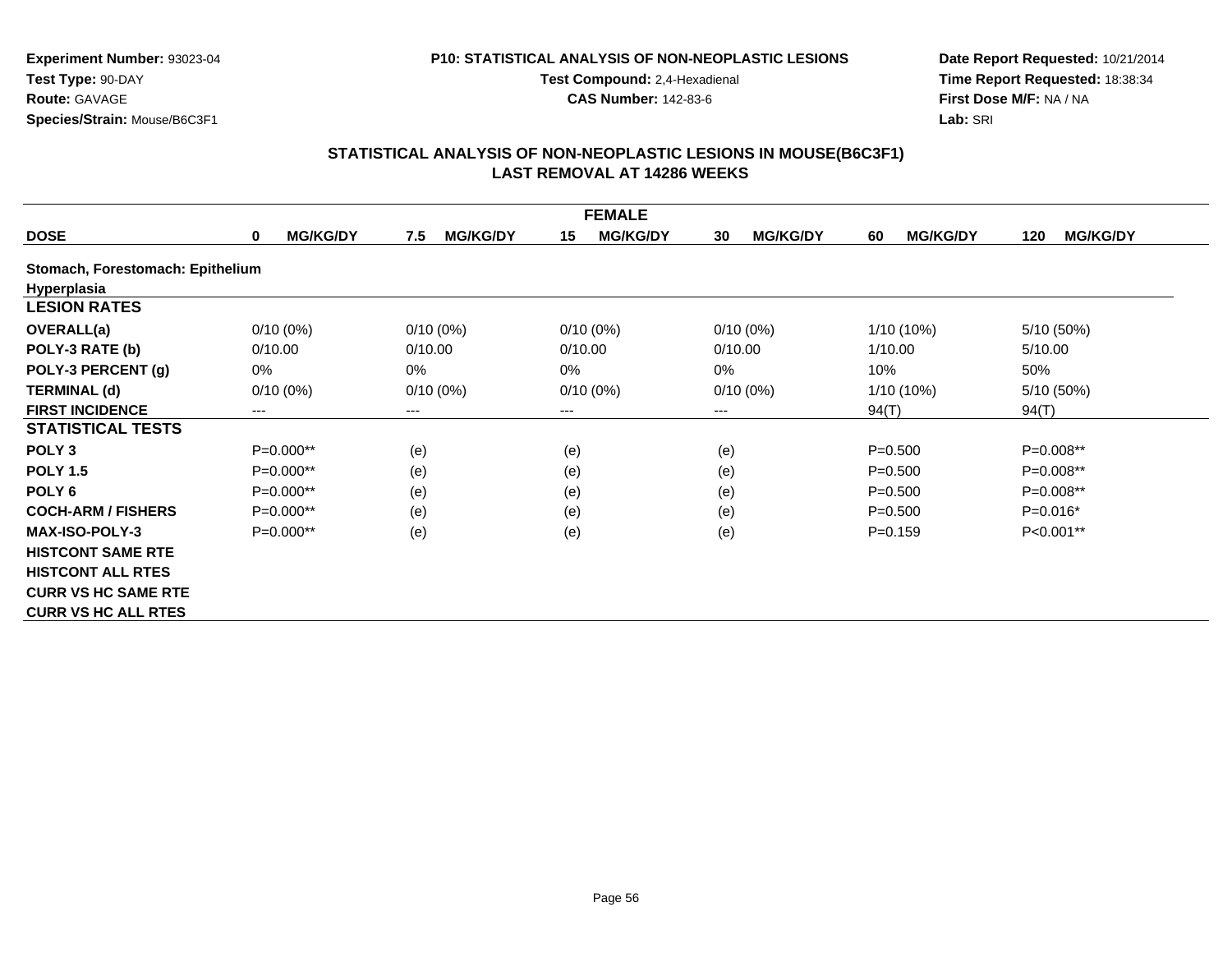**Experiment Number:** 93023-04
**Test Type:** 90-DAY
**Route:** GAVAGE
**Species/Strain:** Mouse/B6C3F1

**P10: STATISTICAL ANALYSIS OF NON-NEOPLASTIC LESIONS**
**Test Compound:** 2,4-Hexadienal
**CAS Number:** 142-83-6

**Date Report Requested:** 10/21/2014
**Time Report Requested:** 18:38:34
**First Dose M/F:** NA / NA
**Lab:** SRI

## STATISTICAL ANALYSIS OF NON-NEOPLASTIC LESIONS IN MOUSE(B6C3F1)
## LAST REMOVAL AT 14286 WEEKS

| FEMALE | | | | | | |
|---|---|---|---|---|---|---|
| **DOSE** | **0 MG/KG/DY** | **7.5 MG/KG/DY** | **15 MG/KG/DY** | **30 MG/KG/DY** | **60 MG/KG/DY** | **120 MG/KG/DY** |
| **Stomach, Forestomach: Epithelium Hyperplasia** | | | | | | |
| **LESION RATES** | | | | | | |
| **OVERALL(a)** | 0/10 (0%) | 0/10 (0%) | 0/10 (0%) | 0/10 (0%) | 1/10 (10%) | 5/10 (50%) |
| **POLY-3 RATE (b)** | 0/10.00 | 0/10.00 | 0/10.00 | 0/10.00 | 1/10.00 | 5/10.00 |
| **POLY-3 PERCENT (g)** | 0% | 0% | 0% | 0% | 10% | 50% |
| **TERMINAL (d)** | 0/10 (0%) | 0/10 (0%) | 0/10 (0%) | 0/10 (0%) | 1/10 (10%) | 5/10 (50%) |
| **FIRST INCIDENCE** | --- | --- | --- | --- | 94(T) | 94(T) |
| **STATISTICAL TESTS** | | | | | | |
| **POLY 3** | P=0.000** | (e) | (e) | (e) | P=0.500 | P=0.008** |
| **POLY 1.5** | P=0.000** | (e) | (e) | (e) | P=0.500 | P=0.008** |
| **POLY 6** | P=0.000** | (e) | (e) | (e) | P=0.500 | P=0.008** |
| **COCH-ARM / FISHERS** | P=0.000** | (e) | (e) | (e) | P=0.500 | P=0.016* |
| **MAX-ISO-POLY-3** | P=0.000** | (e) | (e) | (e) | P=0.159 | P<0.001** |
| **HISTCONT SAME RTE** | | | | | | |
| **HISTCONT ALL RTES** | | | | | | |
| **CURR VS HC SAME RTE** | | | | | | |
| **CURR VS HC ALL RTES** | | | | | | |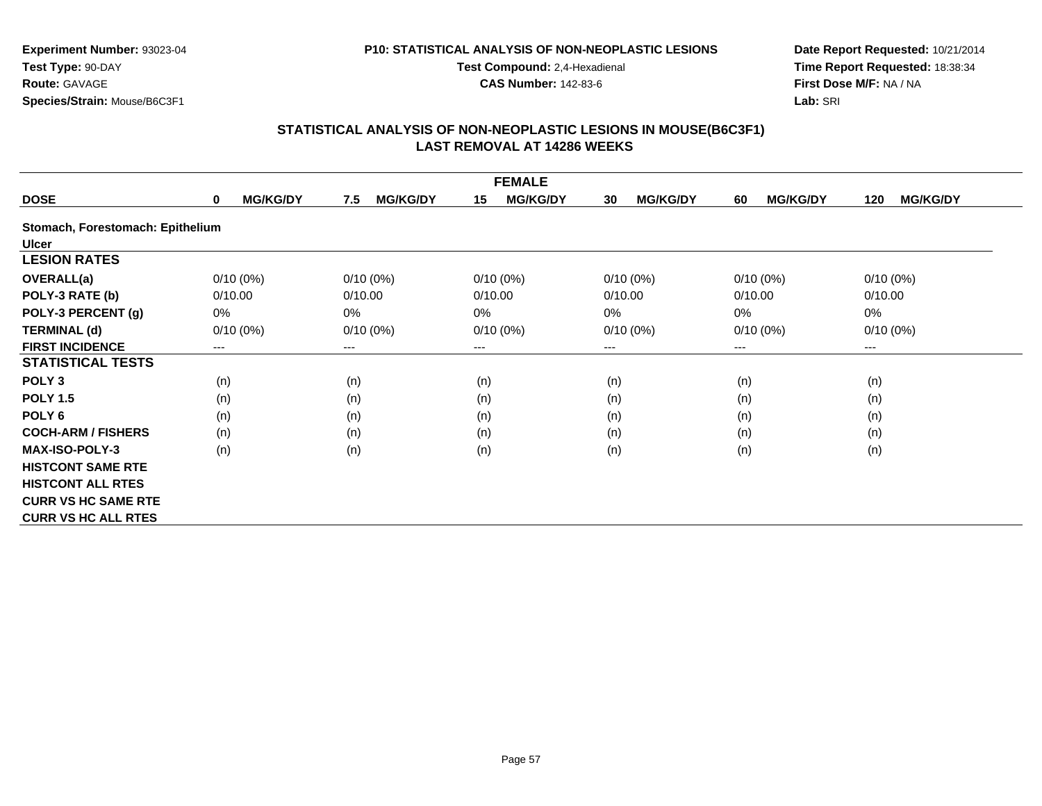**Experiment Number:** 93023-04
**Test Type:** 90-DAY
**Route:** GAVAGE
**Species/Strain:** Mouse/B6C3F1

**P10: STATISTICAL ANALYSIS OF NON-NEOPLASTIC LESIONS**
**Test Compound:** 2,4-Hexadienal
**CAS Number:** 142-83-6

**Date Report Requested:** 10/21/2014
**Time Report Requested:** 18:38:34
**First Dose M/F:** NA / NA
**Lab:** SRI

## STATISTICAL ANALYSIS OF NON-NEOPLASTIC LESIONS IN MOUSE(B6C3F1)
## LAST REMOVAL AT 14286 WEEKS

| FEMALE | | | | | | |
|---|---|---|---|---|---|---|
| **DOSE** | **0 MG/KG/DY** | **7.5 MG/KG/DY** | **15 MG/KG/DY** | **30 MG/KG/DY** | **60 MG/KG/DY** | **120 MG/KG/DY** |
| **Stomach, Forestomach: Epithelium** | | | | | | |
| **Ulcer** | | | | | | |
| **LESION RATES** | | | | | | |
| **OVERALL(a)** | 0/10 (0%) | 0/10 (0%) | 0/10 (0%) | 0/10 (0%) | 0/10 (0%) | 0/10 (0%) |
| **POLY-3 RATE (b)** | 0/10.00 | 0/10.00 | 0/10.00 | 0/10.00 | 0/10.00 | 0/10.00 |
| **POLY-3 PERCENT (g)** | 0% | 0% | 0% | 0% | 0% | 0% |
| **TERMINAL (d)** | 0/10 (0%) | 0/10 (0%) | 0/10 (0%) | 0/10 (0%) | 0/10 (0%) | 0/10 (0%) |
| **FIRST INCIDENCE** | --- | --- | --- | --- | --- | --- |
| **STATISTICAL TESTS** | | | | | | |
| **POLY 3** | (n) | (n) | (n) | (n) | (n) | (n) |
| **POLY 1.5** | (n) | (n) | (n) | (n) | (n) | (n) |
| **POLY 6** | (n) | (n) | (n) | (n) | (n) | (n) |
| **COCH-ARM / FISHERS** | (n) | (n) | (n) | (n) | (n) | (n) |
| **MAX-ISO-POLY-3** | (n) | (n) | (n) | (n) | (n) | (n) |
| **HISTCONT SAME RTE** | | | | | | |
| **HISTCONT ALL RTES** | | | | | | |
| **CURR VS HC SAME RTE** | | | | | | |
| **CURR VS HC ALL RTES** | | | | | | |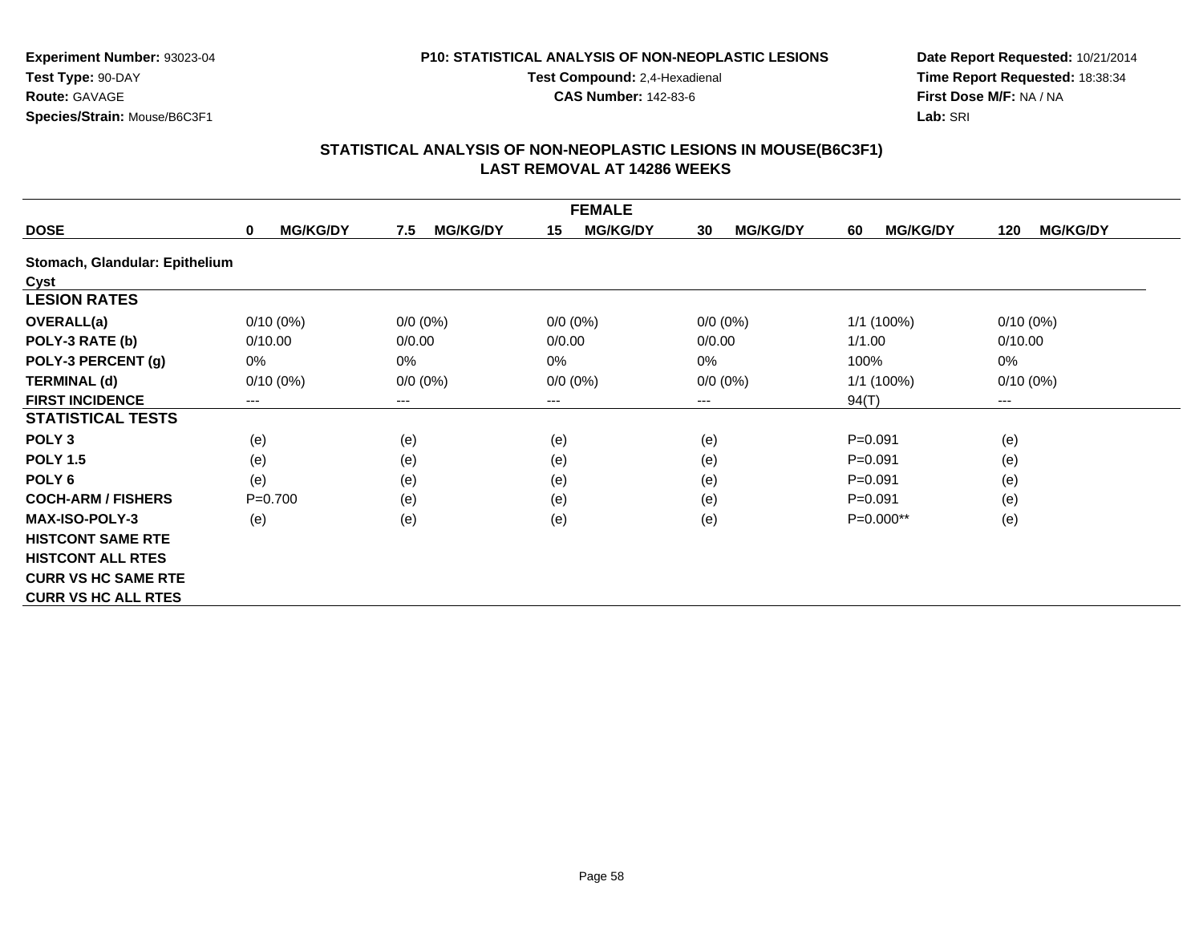**Experiment Number:** 93023-04
**Test Type:** 90-DAY
**Route:** GAVAGE
**Species/Strain:** Mouse/B6C3F1

**P10: STATISTICAL ANALYSIS OF NON-NEOPLASTIC LESIONS**
**Test Compound:** 2,4-Hexadienal
**CAS Number:** 142-83-6

**Date Report Requested:** 10/21/2014
**Time Report Requested:** 18:38:34
**First Dose M/F:** NA / NA
**Lab:** SRI

## STATISTICAL ANALYSIS OF NON-NEOPLASTIC LESIONS IN MOUSE(B6C3F1)
## LAST REMOVAL AT 14286 WEEKS

| FEMALE | | | | | | |
|---|---|---|---|---|---|---|
| **DOSE** | **0 MG/KG/DY** | **7.5 MG/KG/DY** | **15 MG/KG/DY** | **30 MG/KG/DY** | **60 MG/KG/DY** | **120 MG/KG/DY** |
| **Stomach, Glandular: Epithelium** | | | | | | |
| **Cyst** | | | | | | |
| **LESION RATES** | | | | | | |
| **OVERALL(a)** | 0/10 (0%) | 0/0 (0%) | 0/0 (0%) | 0/0 (0%) | 1/1 (100%) | 0/10 (0%) |
| **POLY-3 RATE (b)** | 0/10.00 | 0/0.00 | 0/0.00 | 0/0.00 | 1/1.00 | 0/10.00 |
| **POLY-3 PERCENT (g)** | 0% | 0% | 0% | 0% | 100% | 0% |
| **TERMINAL (d)** | 0/10 (0%) | 0/0 (0%) | 0/0 (0%) | 0/0 (0%) | 1/1 (100%) | 0/10 (0%) |
| **FIRST INCIDENCE** | --- | --- | --- | --- | 94(T) | --- |
| **STATISTICAL TESTS** | | | | | | |
| **POLY 3** | (e) | (e) | (e) | (e) | P=0.091 | (e) |
| **POLY 1.5** | (e) | (e) | (e) | (e) | P=0.091 | (e) |
| **POLY 6** | (e) | (e) | (e) | (e) | P=0.091 | (e) |
| **COCH-ARM / FISHERS** | P=0.700 | (e) | (e) | (e) | P=0.091 | (e) |
| **MAX-ISO-POLY-3** | (e) | (e) | (e) | (e) | P=0.000** | (e) |
| **HISTCONT SAME RTE** | | | | | | |
| **HISTCONT ALL RTES** | | | | | | |
| **CURR VS HC SAME RTE** | | | | | | |
| **CURR VS HC ALL RTES** | | | | | | |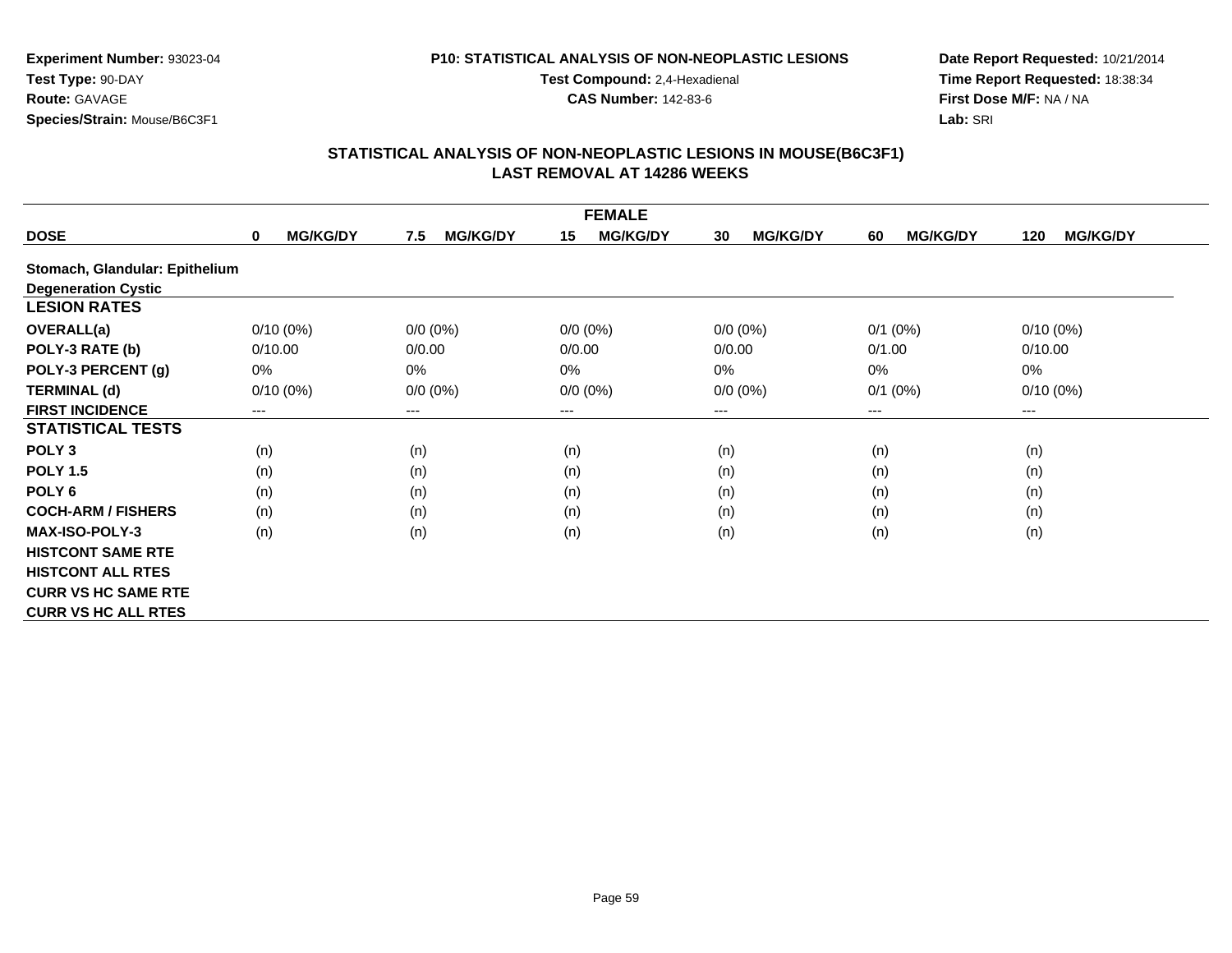**Experiment Number:** 93023-04
**Test Type:** 90-DAY
**Route:** GAVAGE
**Species/Strain:** Mouse/B6C3F1

**P10: STATISTICAL ANALYSIS OF NON-NEOPLASTIC LESIONS**
**Test Compound:** 2,4-Hexadienal
**CAS Number:** 142-83-6

**Date Report Requested:** 10/21/2014
**Time Report Requested:** 18:38:34
**First Dose M/F:** NA / NA
**Lab:** SRI

## STATISTICAL ANALYSIS OF NON-NEOPLASTIC LESIONS IN MOUSE(B6C3F1)
## LAST REMOVAL AT 14286 WEEKS

| FEMALE | | | | | | |
|---|---|---|---|---|---|---|
| **DOSE** | **0 MG/KG/DY** | **7.5 MG/KG/DY** | **15 MG/KG/DY** | **30 MG/KG/DY** | **60 MG/KG/DY** | **120 MG/KG/DY** |
| **Stomach, Glandular: Epithelium** | | | | | | |
| **Degeneration Cystic** | | | | | | |
| **LESION RATES** | | | | | | |
| **OVERALL(a)** | 0/10 (0%) | 0/0 (0%) | 0/0 (0%) | 0/0 (0%) | 0/1 (0%) | 0/10 (0%) |
| **POLY-3 RATE (b)** | 0/10.00 | 0/0.00 | 0/0.00 | 0/0.00 | 0/1.00 | 0/10.00 |
| **POLY-3 PERCENT (g)** | 0% | 0% | 0% | 0% | 0% | 0% |
| **TERMINAL (d)** | 0/10 (0%) | 0/0 (0%) | 0/0 (0%) | 0/0 (0%) | 0/1 (0%) | 0/10 (0%) |
| **FIRST INCIDENCE** | --- | --- | --- | --- | --- | --- |
| **STATISTICAL TESTS** | | | | | | |
| **POLY 3** | (n) | (n) | (n) | (n) | (n) | (n) |
| **POLY 1.5** | (n) | (n) | (n) | (n) | (n) | (n) |
| **POLY 6** | (n) | (n) | (n) | (n) | (n) | (n) |
| **COCH-ARM / FISHERS** | (n) | (n) | (n) | (n) | (n) | (n) |
| **MAX-ISO-POLY-3** | (n) | (n) | (n) | (n) | (n) | (n) |
| **HISTCONT SAME RTE** | | | | | | |
| **HISTCONT ALL RTES** | | | | | | |
| **CURR VS HC SAME RTE** | | | | | | |
| **CURR VS HC ALL RTES** | | | | | | |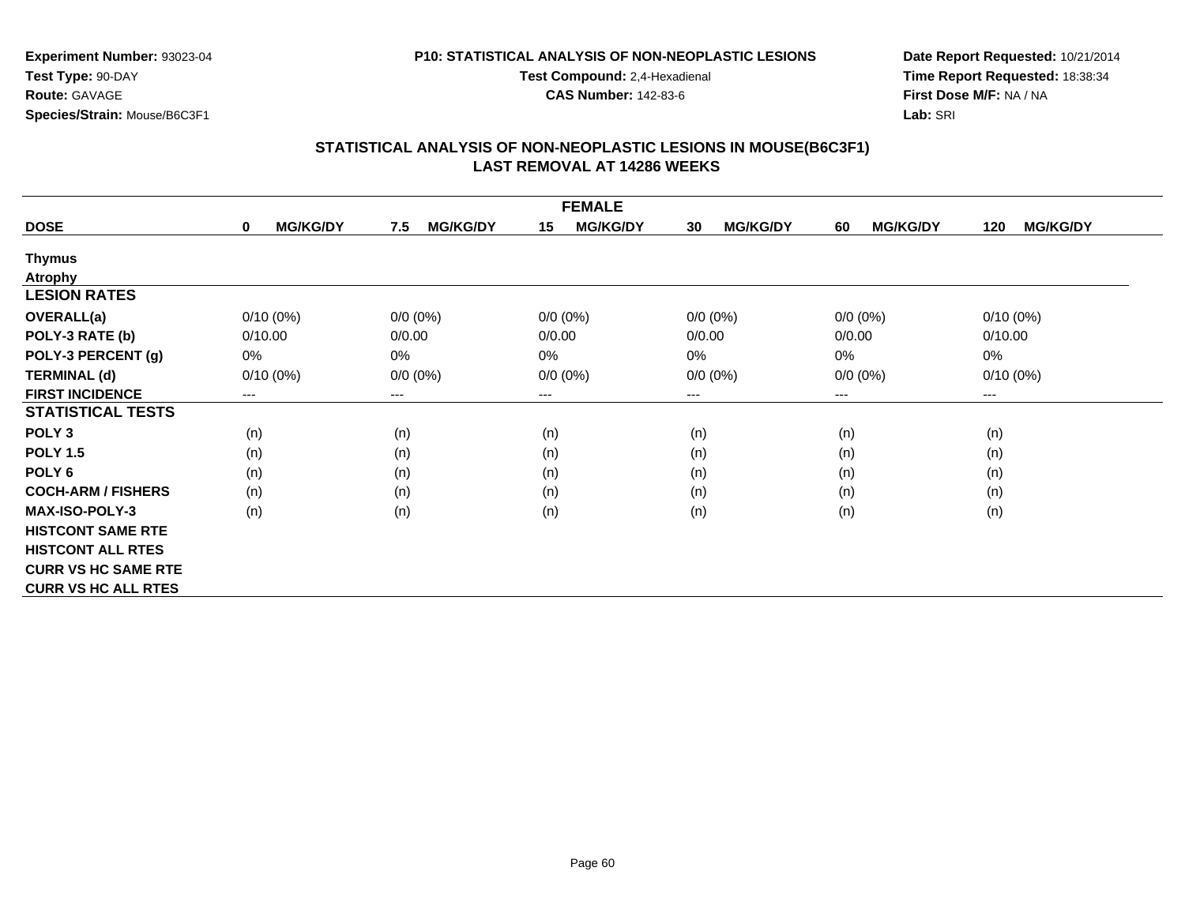**Experiment Number:** 93023-04
**Test Type:** 90-DAY
**Route:** GAVAGE
**Species/Strain:** Mouse/B6C3F1

**P10: STATISTICAL ANALYSIS OF NON-NEOPLASTIC LESIONS**
**Test Compound:** 2,4-Hexadienal
**CAS Number:** 142-83-6

**Date Report Requested:** 10/21/2014
**Time Report Requested:** 18:38:34
**First Dose M/F:** NA / NA
**Lab:** SRI

## STATISTICAL ANALYSIS OF NON-NEOPLASTIC LESIONS IN MOUSE(B6C3F1)
## LAST REMOVAL AT 14286 WEEKS

| FEMALE | | | | | | |
|---|---|---|---|---|---|---|
| **DOSE** | **0 MG/KG/DY** | **7.5 MG/KG/DY** | **15 MG/KG/DY** | **30 MG/KG/DY** | **60 MG/KG/DY** | **120 MG/KG/DY** |
| **Thymus** | | | | | | |
| **Atrophy** | | | | | | |
| **LESION RATES** | | | | | | |
| **OVERALL(a)** | 0/10 (0%) | 0/0 (0%) | 0/0 (0%) | 0/0 (0%) | 0/0 (0%) | 0/10 (0%) |
| **POLY-3 RATE (b)** | 0/10.00 | 0/0.00 | 0/0.00 | 0/0.00 | 0/0.00 | 0/10.00 |
| **POLY-3 PERCENT (g)** | 0% | 0% | 0% | 0% | 0% | 0% |
| **TERMINAL (d)** | 0/10 (0%) | 0/0 (0%) | 0/0 (0%) | 0/0 (0%) | 0/0 (0%) | 0/10 (0%) |
| **FIRST INCIDENCE** | --- | --- | --- | --- | --- | --- |
| **STATISTICAL TESTS** | | | | | | |
| **POLY 3** | (n) | (n) | (n) | (n) | (n) | (n) |
| **POLY 1.5** | (n) | (n) | (n) | (n) | (n) | (n) |
| **POLY 6** | (n) | (n) | (n) | (n) | (n) | (n) |
| **COCH-ARM / FISHERS** | (n) | (n) | (n) | (n) | (n) | (n) |
| **MAX-ISO-POLY-3** | (n) | (n) | (n) | (n) | (n) | (n) |
| **HISTCONT SAME RTE** | | | | | | |
| **HISTCONT ALL RTES** | | | | | | |
| **CURR VS HC SAME RTE** | | | | | | |
| **CURR VS HC ALL RTES** | | | | | | |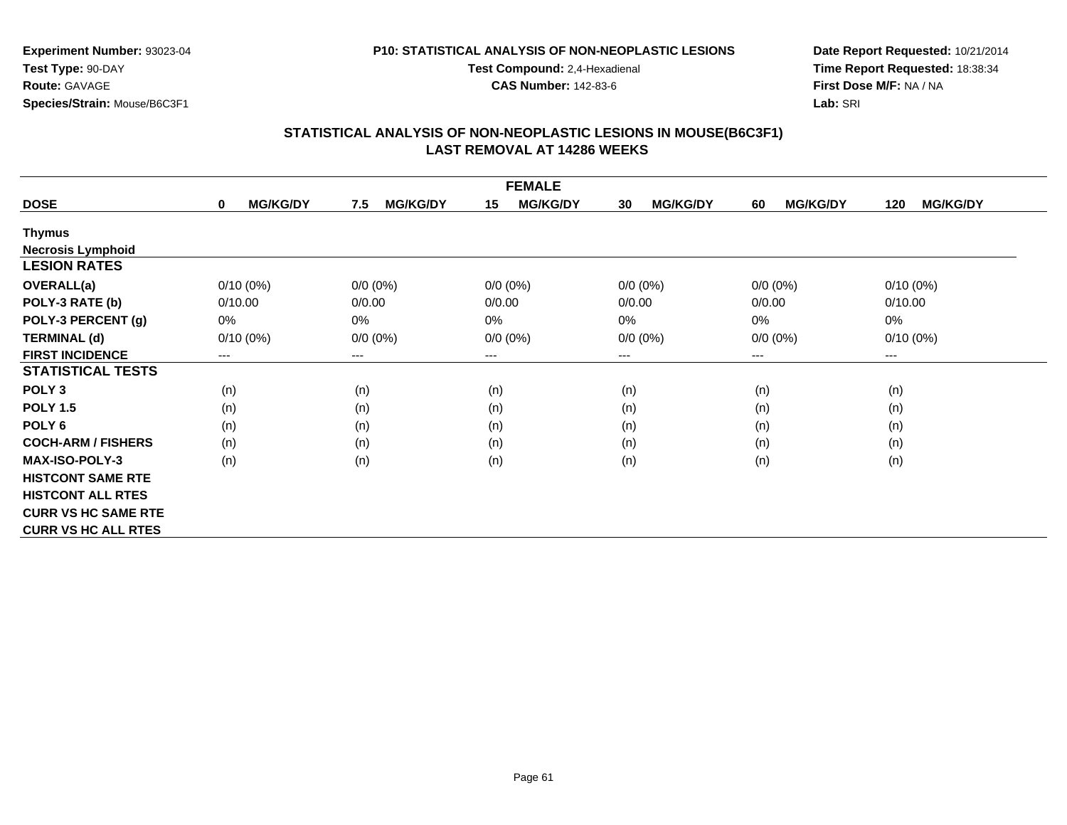**Experiment Number:** 93023-04
**Test Type:** 90-DAY
**Route:** GAVAGE
**Species/Strain:** Mouse/B6C3F1

**P10: STATISTICAL ANALYSIS OF NON-NEOPLASTIC LESIONS**
**Test Compound:** 2,4-Hexadienal
**CAS Number:** 142-83-6

**Date Report Requested:** 10/21/2014
**Time Report Requested:** 18:38:34
**First Dose M/F:** NA / NA
**Lab:** SRI

## STATISTICAL ANALYSIS OF NON-NEOPLASTIC LESIONS IN MOUSE(B6C3F1) LAST REMOVAL AT 14286 WEEKS

| | FEMALE | | | | | |
|---|---|---|---|---|---|---|
| **DOSE** | **0 MG/KG/DY** | **7.5 MG/KG/DY** | **15 MG/KG/DY** | **30 MG/KG/DY** | **60 MG/KG/DY** | **120 MG/KG/DY** |
| **Thymus** | | | | | | |
| **Necrosis Lymphoid** | | | | | | |
| **LESION RATES** | | | | | | |
| **OVERALL(a)** | 0/10 (0%) | 0/0 (0%) | 0/0 (0%) | 0/0 (0%) | 0/0 (0%) | 0/10 (0%) |
| **POLY-3 RATE (b)** | 0/10.00 | 0/0.00 | 0/0.00 | 0/0.00 | 0/0.00 | 0/10.00 |
| **POLY-3 PERCENT (g)** | 0% | 0% | 0% | 0% | 0% | 0% |
| **TERMINAL (d)** | 0/10 (0%) | 0/0 (0%) | 0/0 (0%) | 0/0 (0%) | 0/0 (0%) | 0/10 (0%) |
| **FIRST INCIDENCE** | --- | --- | --- | --- | --- | --- |
| **STATISTICAL TESTS** | | | | | | |
| **POLY 3** | (n) | (n) | (n) | (n) | (n) | (n) |
| **POLY 1.5** | (n) | (n) | (n) | (n) | (n) | (n) |
| **POLY 6** | (n) | (n) | (n) | (n) | (n) | (n) |
| **COCH-ARM / FISHERS** | (n) | (n) | (n) | (n) | (n) | (n) |
| **MAX-ISO-POLY-3** | (n) | (n) | (n) | (n) | (n) | (n) |
| **HISTCONT SAME RTE** | | | | | | |
| **HISTCONT ALL RTES** | | | | | | |
| **CURR VS HC SAME RTE** | | | | | | |
| **CURR VS HC ALL RTES** | | | | | | |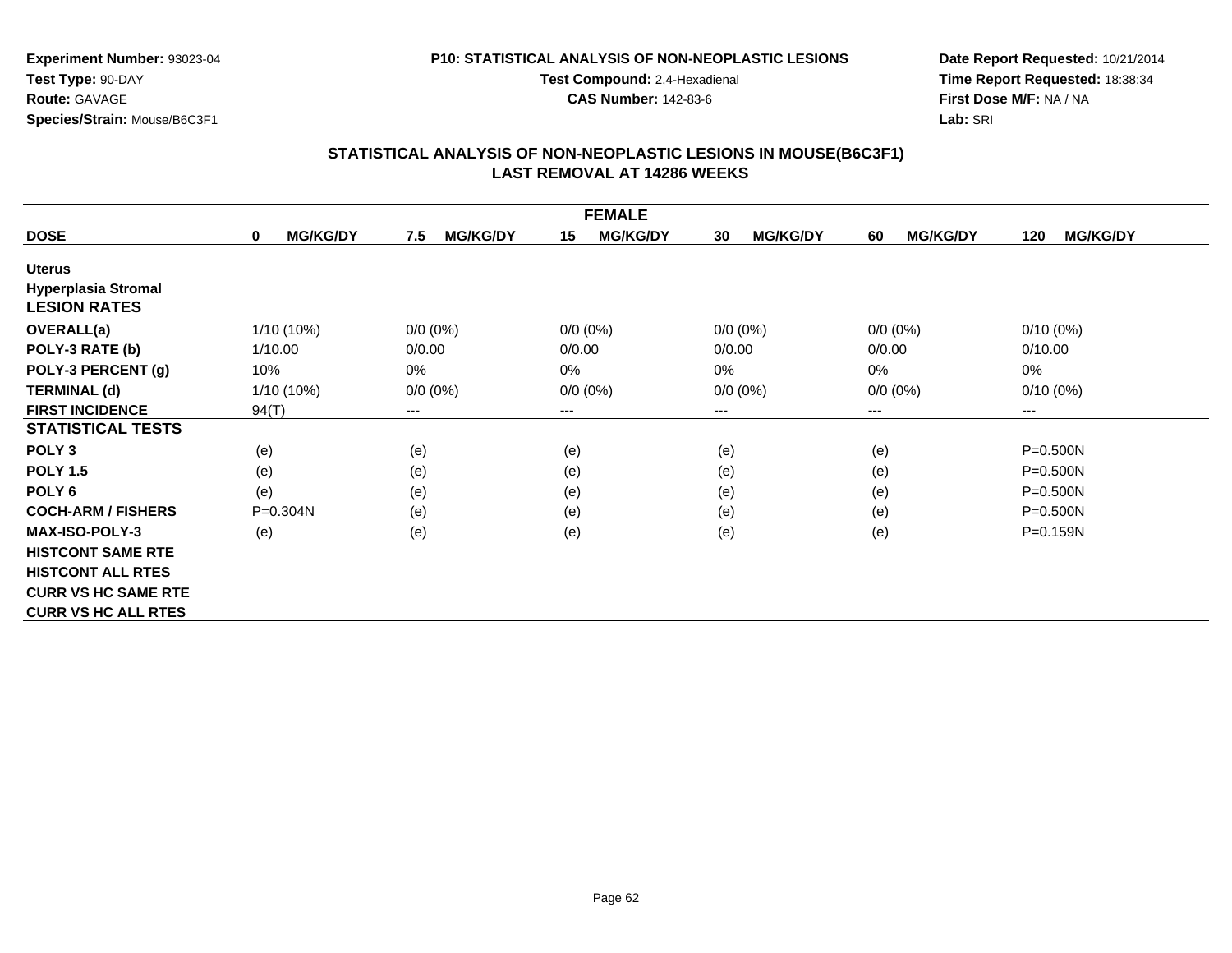Experiment Number: 93023-04
Test Type: 90-DAY
Route: GAVAGE
Species/Strain: Mouse/B6C3F1

**P10: STATISTICAL ANALYSIS OF NON-NEOPLASTIC LESIONS**
**Test Compound:** 2,4-Hexadienal
**CAS Number:** 142-83-6

Date Report Requested: 10/21/2014
Time Report Requested: 18:38:34
First Dose M/F: NA / NA
Lab: SRI

## STATISTICAL ANALYSIS OF NON-NEOPLASTIC LESIONS IN MOUSE(B6C3F1)
## LAST REMOVAL AT 14286 WEEKS

| FEMALE | | | | | | |
|---|---|---|---|---|---|---|
| **DOSE** | **0 MG/KG/DY** | **7.5 MG/KG/DY** | **15 MG/KG/DY** | **30 MG/KG/DY** | **60 MG/KG/DY** | **120 MG/KG/DY** |
| **Uterus** | | | | | | |
| **Hyperplasia Stromal** | | | | | | |
| **LESION RATES** | | | | | | |
| **OVERALL(a)** | 1/10 (10%) | 0/0 (0%) | 0/0 (0%) | 0/0 (0%) | 0/0 (0%) | 0/10 (0%) |
| **POLY-3 RATE (b)** | 1/10.00 | 0/0.00 | 0/0.00 | 0/0.00 | 0/0.00 | 0/10.00 |
| **POLY-3 PERCENT (g)** | 10% | 0% | 0% | 0% | 0% | 0% |
| **TERMINAL (d)** | 1/10 (10%) | 0/0 (0%) | 0/0 (0%) | 0/0 (0%) | 0/0 (0%) | 0/10 (0%) |
| **FIRST INCIDENCE** | 94(T) | --- | --- | --- | --- | --- |
| **STATISTICAL TESTS** | | | | | | |
| **POLY 3** | (e) | (e) | (e) | (e) | (e) | P=0.500N |
| **POLY 1.5** | (e) | (e) | (e) | (e) | (e) | P=0.500N |
| **POLY 6** | (e) | (e) | (e) | (e) | (e) | P=0.500N |
| **COCH-ARM / FISHERS** | P=0.304N | (e) | (e) | (e) | (e) | P=0.500N |
| **MAX-ISO-POLY-3** | (e) | (e) | (e) | (e) | (e) | P=0.159N |
| **HISTCONT SAME RTE** | | | | | | |
| **HISTCONT ALL RTES** | | | | | | |
| **CURR VS HC SAME RTE** | | | | | | |
| **CURR VS HC ALL RTES** | | | | | | |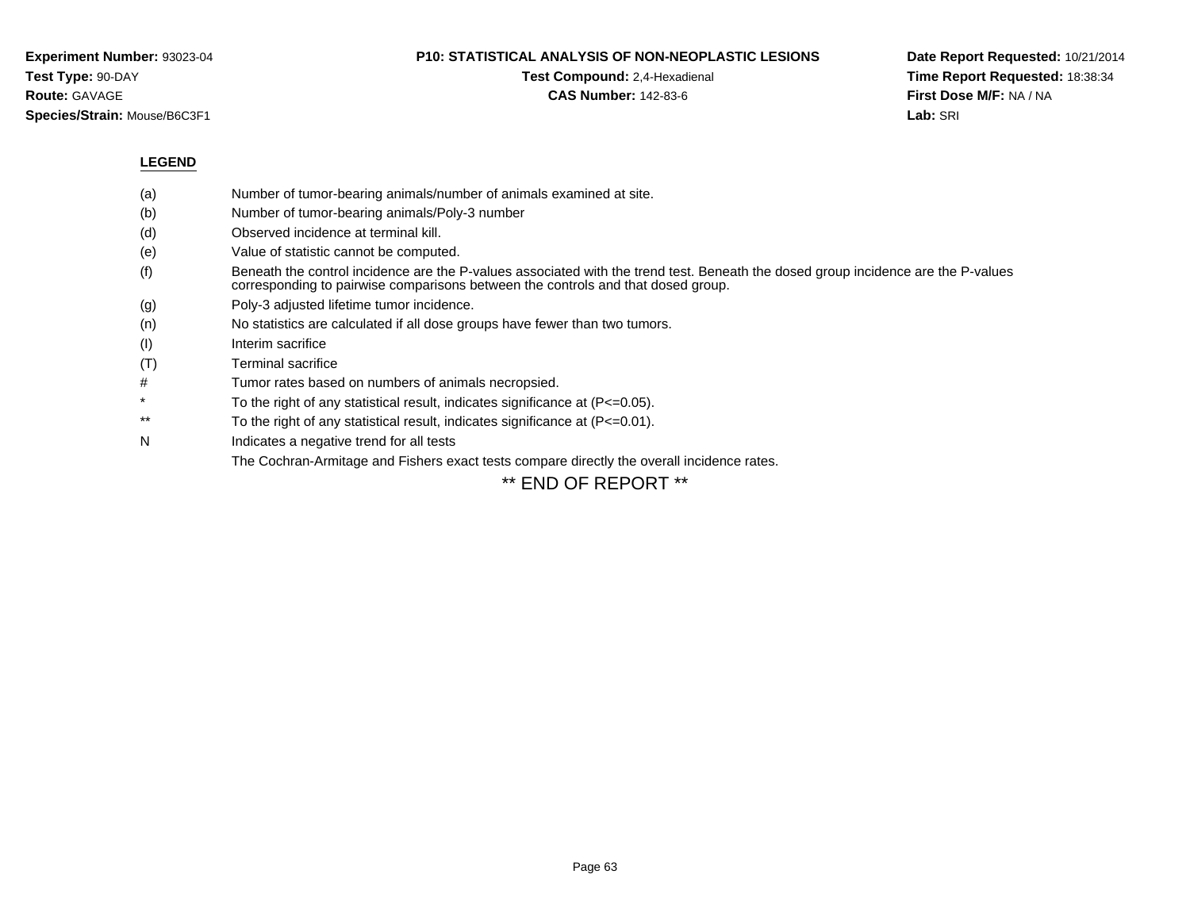**Experiment Number:** 93023-04
**Test Type:** 90-DAY
**Route:** GAVAGE
**Species/Strain:** Mouse/B6C3F1

**P10: STATISTICAL ANALYSIS OF NON-NEOPLASTIC LESIONS**
**Test Compound:** 2,4-Hexadienal
**CAS Number:** 142-83-6

**Date Report Requested:** 10/21/2014
**Time Report Requested:** 18:38:34
**First Dose M/F:** NA / NA
**Lab:** SRI

## LEGEND

| | |
|---|---|
| (a) | Number of tumor-bearing animals/number of animals examined at site. |
| (b) | Number of tumor-bearing animals/Poly-3 number |
| (d) | Observed incidence at terminal kill. |
| (e) | Value of statistic cannot be computed. |
| (f) | Beneath the control incidence are the P-values associated with the trend test. Beneath the dosed group incidence are the P-values corresponding to pairwise comparisons between the controls and that dosed group. |
| (g) | Poly-3 adjusted lifetime tumor incidence. |
| (n) | No statistics are calculated if all dose groups have fewer than two tumors. |
| (I) | Interim sacrifice |
| (T) | Terminal sacrifice |
| # | Tumor rates based on numbers of animals necropsied. |
| * | To the right of any statistical result, indicates significance at (P<=0.05). |
| ** | To the right of any statistical result, indicates significance at (P<=0.01). |
| N | Indicates a negative trend for all tests |
| | The Cochran-Armitage and Fishers exact tests compare directly the overall incidence rates. |

** END OF REPORT **